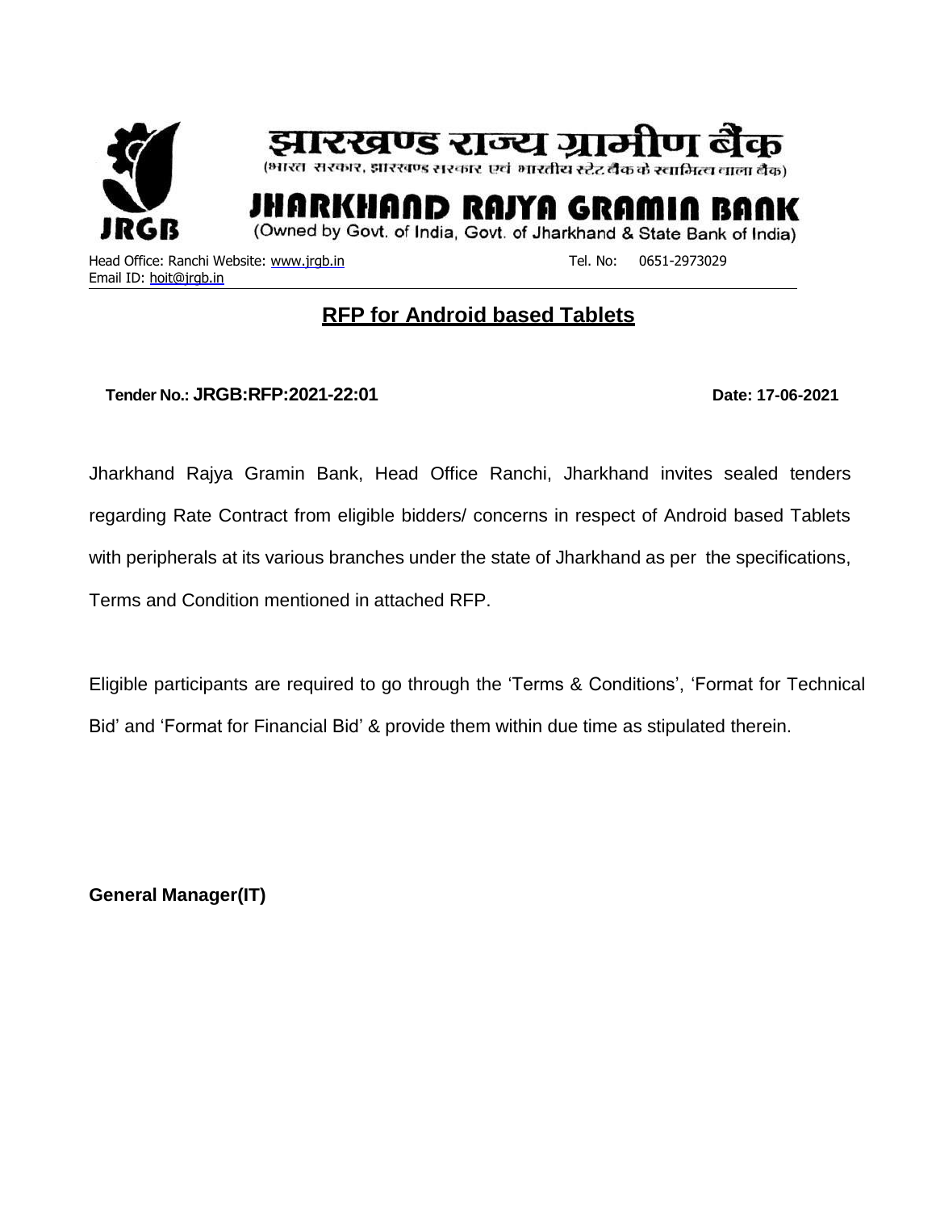# झारखण्ड राज्य ग्रामीण बैंक

(भारत सरकार, झारखण्ड सरकार एवं भारतीय स्टेट बैंक के स्वामित्व वाला बैंक)

# JHARKHAND RAJYA GRAMIN BANK

(Owned by Govt. of India, Govt. of Jharkhand & State Bank of India)

Head Office: Ranchi Website: www.jrgb.in Tel. No: 0651-2973029
Email ID: hoit@jrgb.in

## RFP for Android based Tablets

**Tender No.: JRGB:RFP:2021-22:01** **Date: 17-06-2021**

Jharkhand Rajya Gramin Bank, Head Office Ranchi, Jharkhand invites sealed tenders regarding Rate Contract from eligible bidders/ concerns in respect of Android based Tablets with peripherals at its various branches under the state of Jharkhand as per the specifications, Terms and Condition mentioned in attached RFP.

Eligible participants are required to go through the 'Terms & Conditions', 'Format for Technical Bid' and 'Format for Financial Bid' & provide them within due time as stipulated therein.

**General Manager(IT)**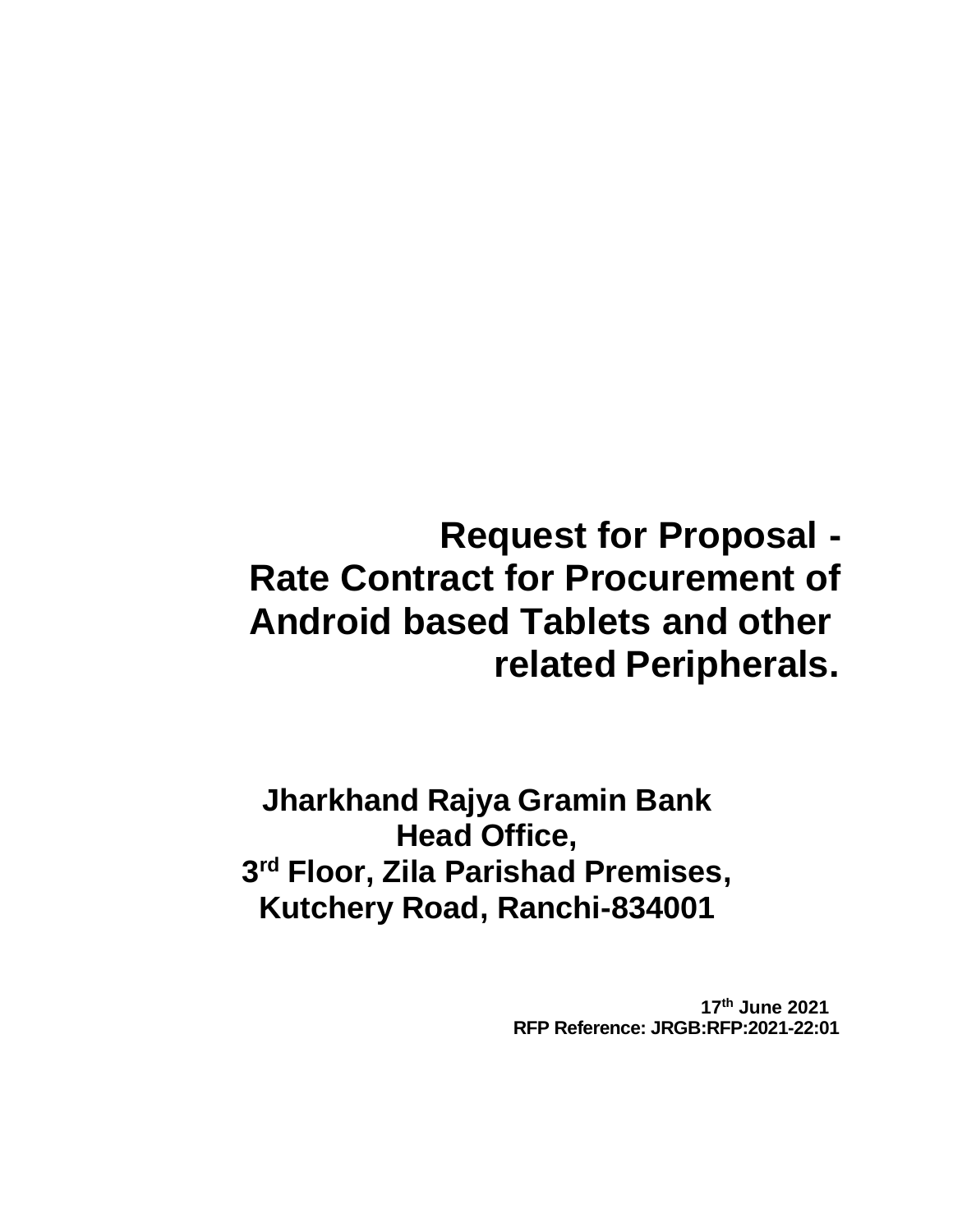# Request for Proposal - Rate Contract for Procurement of Android based Tablets and other related Peripherals.

**Jharkhand Rajya Gramin Bank**
**Head Office,**
**3rd Floor, Zila Parishad Premises,**
**Kutchery Road, Ranchi-834001**

**17th June 2021**
**RFP Reference: JRGB:RFP:2021-22:01**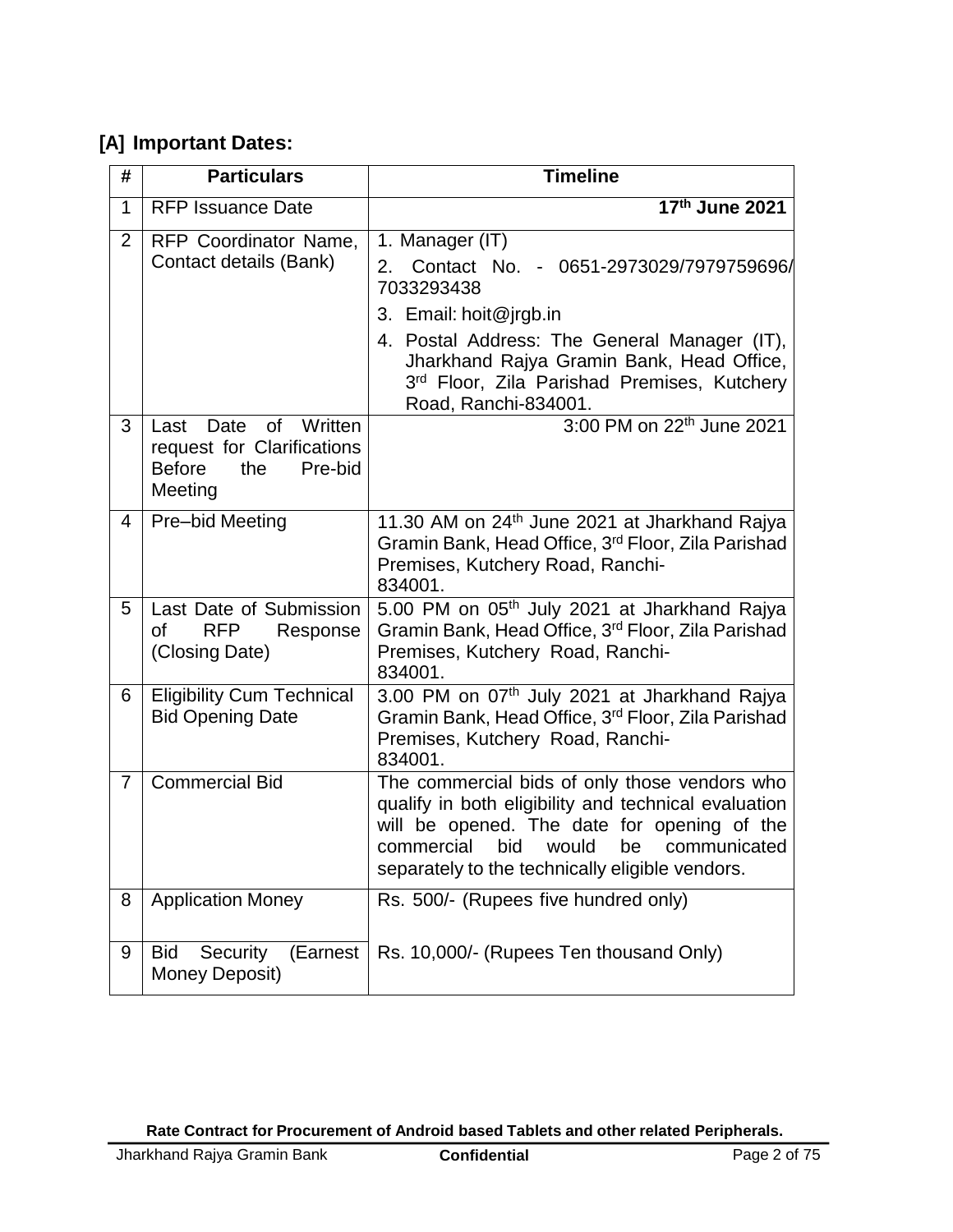## [A] Important Dates:

| # | Particulars | Timeline |
|---|---|---|
| 1 | RFP Issuance Date | **17th June 2021** |
| 2 | RFP Coordinator Name, Contact details (Bank) | 1. Manager (IT)<br>2. Contact No. - 0651-2973029/7979759696/ 7033293438<br>3. Email: hoit@jrgb.in<br>4. Postal Address: The General Manager (IT), Jharkhand Rajya Gramin Bank, Head Office, 3rd Floor, Zila Parishad Premises, Kutchery Road, Ranchi-834001. |
| 3 | Last Date of Written request for Clarifications Before the Pre-bid Meeting | 3:00 PM on 22th June 2021 |
| 4 | Pre–bid Meeting | 11.30 AM on 24th June 2021 at Jharkhand Rajya Gramin Bank, Head Office, 3rd Floor, Zila Parishad Premises, Kutchery Road, Ranchi-834001. |
| 5 | Last Date of Submission of RFP Response (Closing Date) | 5.00 PM on 05th July 2021 at Jharkhand Rajya Gramin Bank, Head Office, 3rd Floor, Zila Parishad Premises, Kutchery Road, Ranchi-834001. |
| 6 | Eligibility Cum Technical Bid Opening Date | 3.00 PM on 07th July 2021 at Jharkhand Rajya Gramin Bank, Head Office, 3rd Floor, Zila Parishad Premises, Kutchery Road, Ranchi-834001. |
| 7 | Commercial Bid | The commercial bids of only those vendors who qualify in both eligibility and technical evaluation will be opened. The date for opening of the commercial bid would be communicated separately to the technically eligible vendors. |
| 8 | Application Money | Rs. 500/- (Rupees five hundred only) |
| 9 | Bid Security (Earnest Money Deposit) | Rs. 10,000/- (Rupees Ten thousand Only) |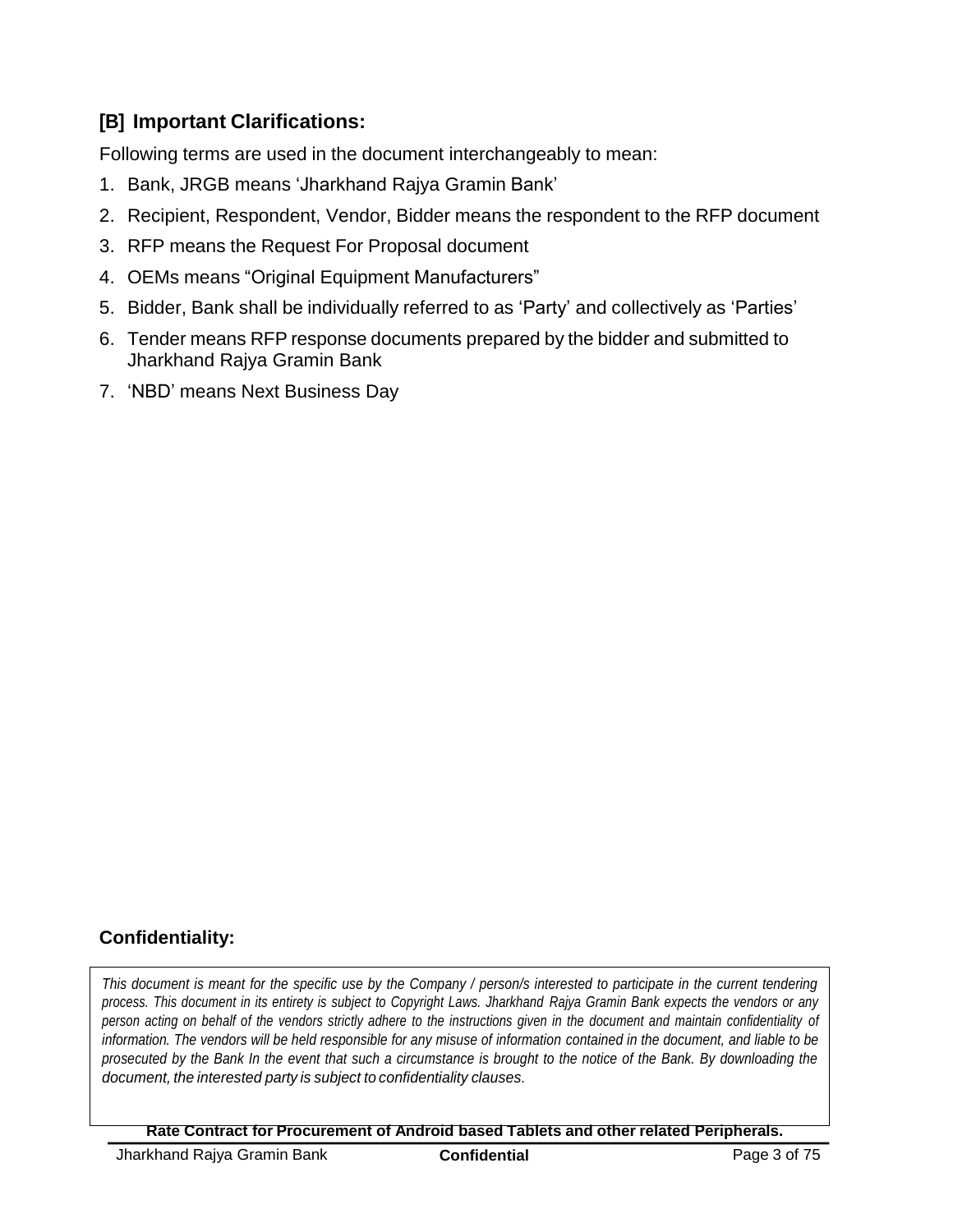## [B] Important Clarifications:

Following terms are used in the document interchangeably to mean:

1. Bank, JRGB means 'Jharkhand Rajya Gramin Bank'
2. Recipient, Respondent, Vendor, Bidder means the respondent to the RFP document
3. RFP means the Request For Proposal document
4. OEMs means "Original Equipment Manufacturers"
5. Bidder, Bank shall be individually referred to as 'Party' and collectively as 'Parties'
6. Tender means RFP response documents prepared by the bidder and submitted to Jharkhand Rajya Gramin Bank
7. 'NBD' means Next Business Day

**Confidentiality:**

*This document is meant for the specific use by the Company / person/s interested to participate in the current tendering process. This document in its entirety is subject to Copyright Laws. Jharkhand Rajya Gramin Bank expects the vendors or any person acting on behalf of the vendors strictly adhere to the instructions given in the document and maintain confidentiality of information. The vendors will be held responsible for any misuse of information contained in the document, and liable to be prosecuted by the Bank In the event that such a circumstance is brought to the notice of the Bank. By downloading the document, the interested party is subject to confidentiality clauses.*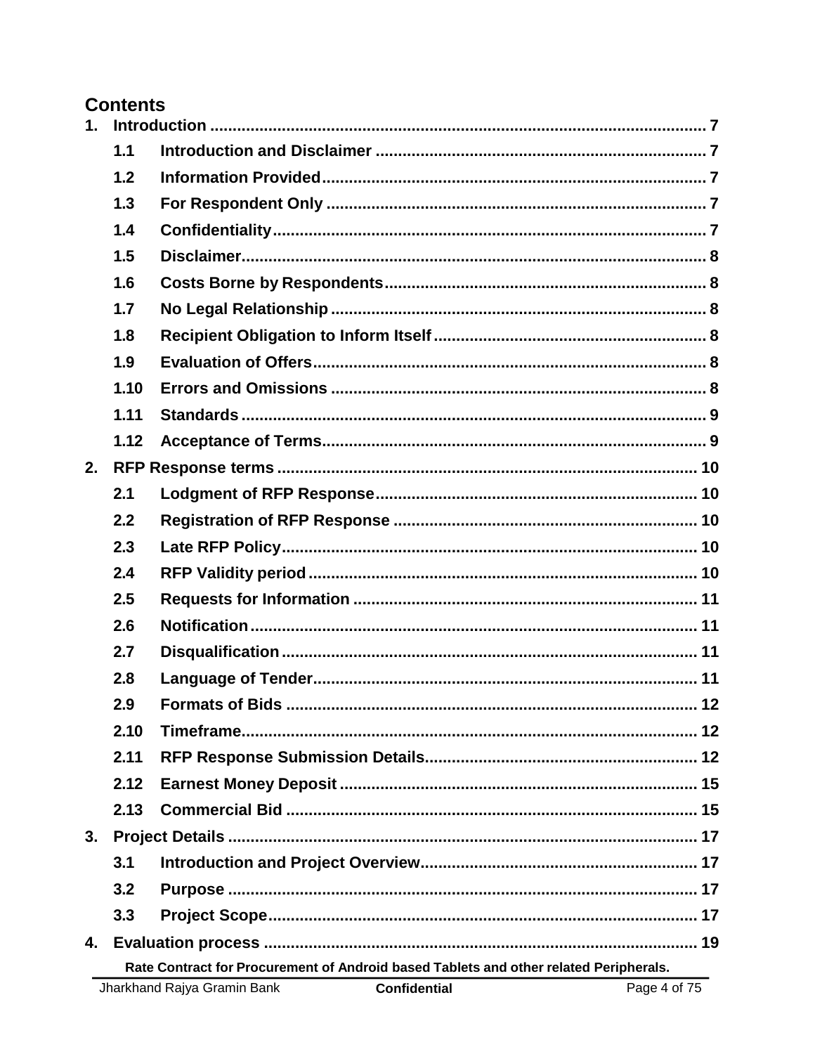# Contents

| | | |
|---|---|---|
| **1.** | **Introduction** | **7** |
| **1.1** | **Introduction and Disclaimer** | **7** |
| **1.2** | **Information Provided** | **7** |
| **1.3** | **For Respondent Only** | **7** |
| **1.4** | **Confidentiality** | **7** |
| **1.5** | **Disclaimer** | **8** |
| **1.6** | **Costs Borne by Respondents** | **8** |
| **1.7** | **No Legal Relationship** | **8** |
| **1.8** | **Recipient Obligation to Inform Itself** | **8** |
| **1.9** | **Evaluation of Offers** | **8** |
| **1.10** | **Errors and Omissions** | **8** |
| **1.11** | **Standards** | **9** |
| **1.12** | **Acceptance of Terms** | **9** |
| **2.** | **RFP Response terms** | **10** |
| **2.1** | **Lodgment of RFP Response** | **10** |
| **2.2** | **Registration of RFP Response** | **10** |
| **2.3** | **Late RFP Policy** | **10** |
| **2.4** | **RFP Validity period** | **10** |
| **2.5** | **Requests for Information** | **11** |
| **2.6** | **Notification** | **11** |
| **2.7** | **Disqualification** | **11** |
| **2.8** | **Language of Tender** | **11** |
| **2.9** | **Formats of Bids** | **12** |
| **2.10** | **Timeframe** | **12** |
| **2.11** | **RFP Response Submission Details** | **12** |
| **2.12** | **Earnest Money Deposit** | **15** |
| **2.13** | **Commercial Bid** | **15** |
| **3.** | **Project Details** | **17** |
| **3.1** | **Introduction and Project Overview** | **17** |
| **3.2** | **Purpose** | **17** |
| **3.3** | **Project Scope** | **17** |
| **4.** | **Evaluation process** | **19** |

**Rate Contract for Procurement of Android based Tablets and other related Peripherals.**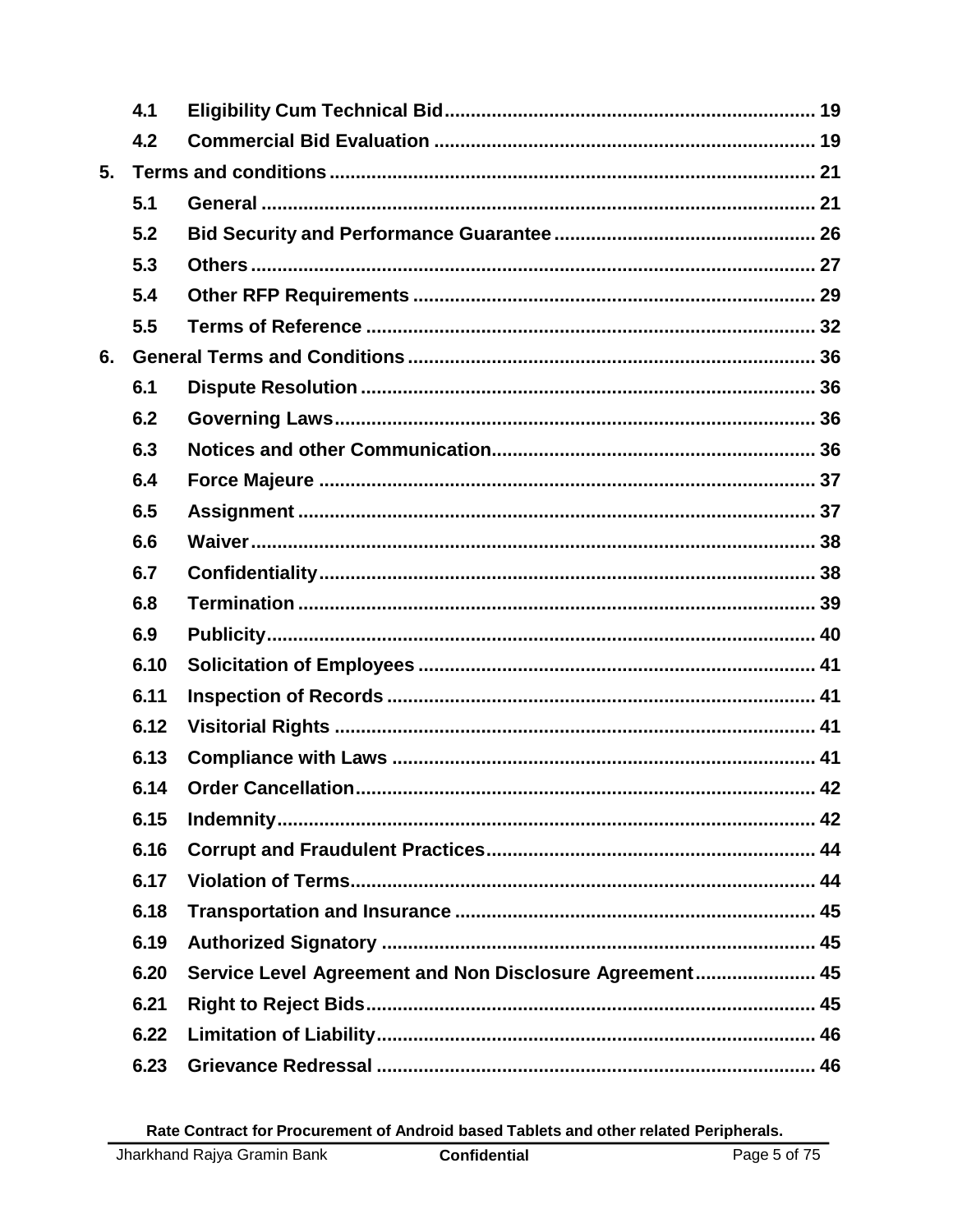| | | |
|---|---|---|
| 4.1 | **Eligibility Cum Technical Bid** | 19 |
| 4.2 | **Commercial Bid Evaluation** | 19 |
| **5.** | **Terms and conditions** | 21 |
| 5.1 | **General** | 21 |
| 5.2 | **Bid Security and Performance Guarantee** | 26 |
| 5.3 | **Others** | 27 |
| 5.4 | **Other RFP Requirements** | 29 |
| 5.5 | **Terms of Reference** | 32 |
| **6.** | **General Terms and Conditions** | 36 |
| 6.1 | **Dispute Resolution** | 36 |
| 6.2 | **Governing Laws** | 36 |
| 6.3 | **Notices and other Communication** | 36 |
| 6.4 | **Force Majeure** | 37 |
| 6.5 | **Assignment** | 37 |
| 6.6 | **Waiver** | 38 |
| 6.7 | **Confidentiality** | 38 |
| 6.8 | **Termination** | 39 |
| 6.9 | **Publicity** | 40 |
| 6.10 | **Solicitation of Employees** | 41 |
| 6.11 | **Inspection of Records** | 41 |
| 6.12 | **Visitorial Rights** | 41 |
| 6.13 | **Compliance with Laws** | 41 |
| 6.14 | **Order Cancellation** | 42 |
| 6.15 | **Indemnity** | 42 |
| 6.16 | **Corrupt and Fraudulent Practices** | 44 |
| 6.17 | **Violation of Terms** | 44 |
| 6.18 | **Transportation and Insurance** | 45 |
| 6.19 | **Authorized Signatory** | 45 |
| 6.20 | **Service Level Agreement and Non Disclosure Agreement** | 45 |
| 6.21 | **Right to Reject Bids** | 45 |
| 6.22 | **Limitation of Liability** | 46 |
| 6.23 | **Grievance Redressal** | 46 |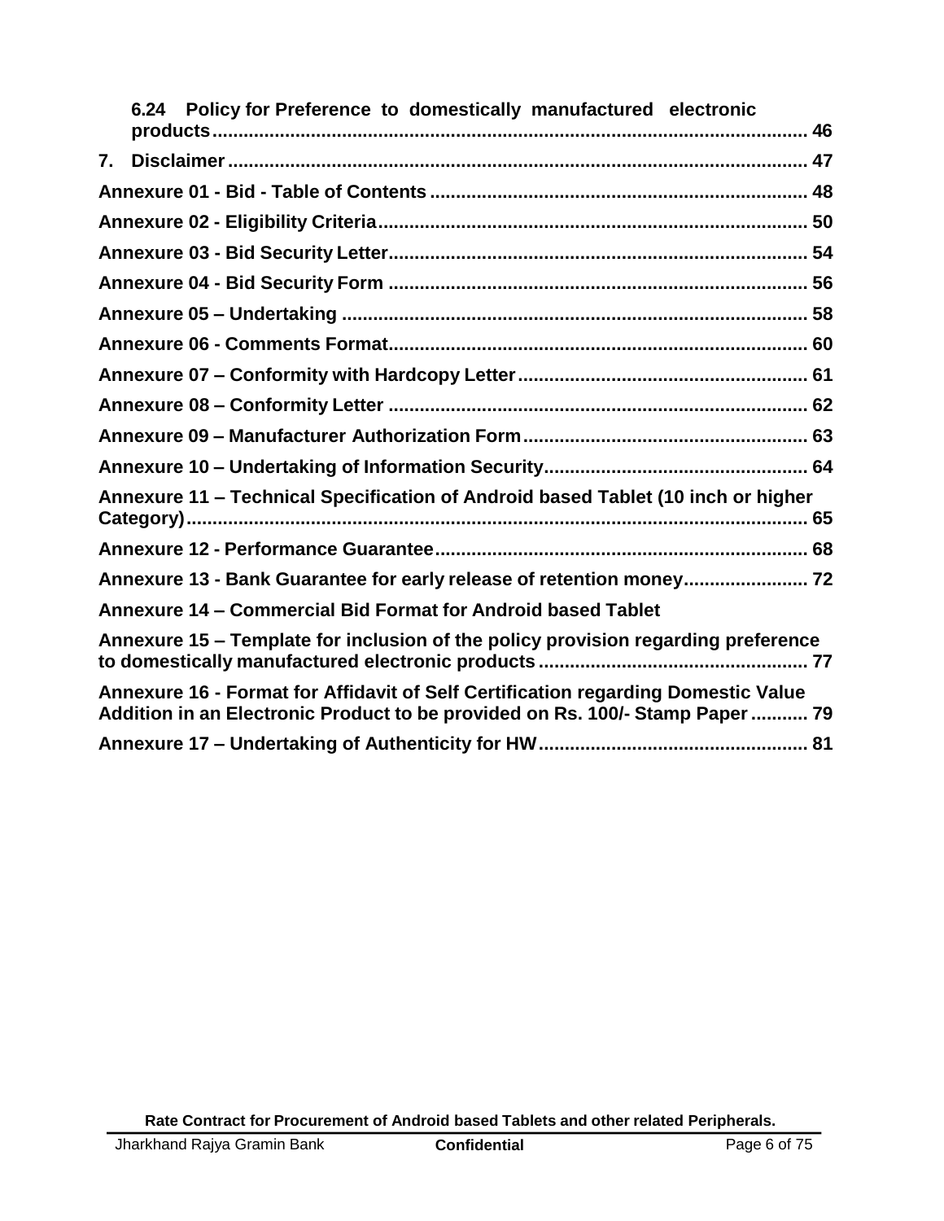**6.24 Policy for Preference to domestically manufactured electronic products ........................................................................................................ 46**

**7. Disclaimer ........................................................................................................ 47**

**Annexure 01 - Bid - Table of Contents ........................................................ 48**

**Annexure 02 - Eligibility Criteria.................................................................. 50**

**Annexure 03 - Bid Security Letter................................................................ 54**

**Annexure 04 - Bid Security Form ................................................................ 56**

**Annexure 05 – Undertaking ......................................................................... 58**

**Annexure 06 - Comments Format................................................................ 60**

**Annexure 07 – Conformity with Hardcopy Letter....................................... 61**

**Annexure 08 – Conformity Letter ................................................................ 62**

**Annexure 09 – Manufacturer Authorization Form....................................... 63**

**Annexure 10 – Undertaking of Information Security.................................. 64**

**Annexure 11 – Technical Specification of Android based Tablet (10 inch or higher Category)........................................................................................................ 65**

**Annexure 12 - Performance Guarantee....................................................... 68**

**Annexure 13 - Bank Guarantee for early release of retention money........................ 72**

**Annexure 14 – Commercial Bid Format for Android based Tablet**

**Annexure 15 – Template for inclusion of the policy provision regarding preference to domestically manufactured electronic products .................................................. 77**

**Annexure 16 - Format for Affidavit of Self Certification regarding Domestic Value Addition in an Electronic Product to be provided on Rs. 100/- Stamp Paper ........... 79**

**Annexure 17 – Undertaking of Authenticity for HW.................................................. 81**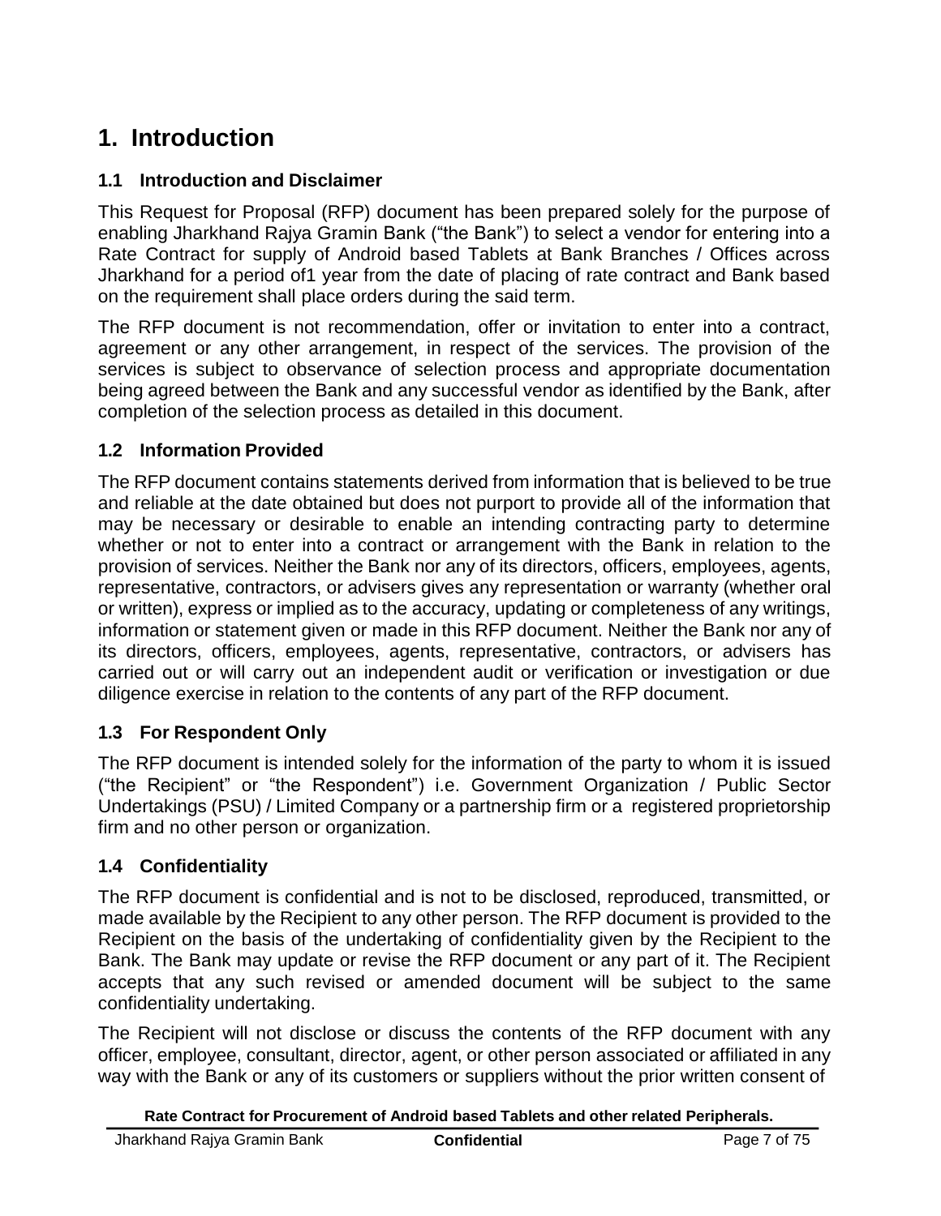# 1. Introduction

## 1.1 Introduction and Disclaimer

This Request for Proposal (RFP) document has been prepared solely for the purpose of enabling Jharkhand Rajya Gramin Bank ("the Bank") to select a vendor for entering into a Rate Contract for supply of Android based Tablets at Bank Branches / Offices across Jharkhand for a period of1 year from the date of placing of rate contract and Bank based on the requirement shall place orders during the said term.

The RFP document is not recommendation, offer or invitation to enter into a contract, agreement or any other arrangement, in respect of the services. The provision of the services is subject to observance of selection process and appropriate documentation being agreed between the Bank and any successful vendor as identified by the Bank, after completion of the selection process as detailed in this document.

## 1.2 Information Provided

The RFP document contains statements derived from information that is believed to be true and reliable at the date obtained but does not purport to provide all of the information that may be necessary or desirable to enable an intending contracting party to determine whether or not to enter into a contract or arrangement with the Bank in relation to the provision of services. Neither the Bank nor any of its directors, officers, employees, agents, representative, contractors, or advisers gives any representation or warranty (whether oral or written), express or implied as to the accuracy, updating or completeness of any writings, information or statement given or made in this RFP document. Neither the Bank nor any of its directors, officers, employees, agents, representative, contractors, or advisers has carried out or will carry out an independent audit or verification or investigation or due diligence exercise in relation to the contents of any part of the RFP document.

## 1.3 For Respondent Only

The RFP document is intended solely for the information of the party to whom it is issued ("the Recipient" or "the Respondent") i.e. Government Organization / Public Sector Undertakings (PSU) / Limited Company or a partnership firm or a registered proprietorship firm and no other person or organization.

## 1.4 Confidentiality

The RFP document is confidential and is not to be disclosed, reproduced, transmitted, or made available by the Recipient to any other person. The RFP document is provided to the Recipient on the basis of the undertaking of confidentiality given by the Recipient to the Bank. The Bank may update or revise the RFP document or any part of it. The Recipient accepts that any such revised or amended document will be subject to the same confidentiality undertaking.

The Recipient will not disclose or discuss the contents of the RFP document with any officer, employee, consultant, director, agent, or other person associated or affiliated in any way with the Bank or any of its customers or suppliers without the prior written consent of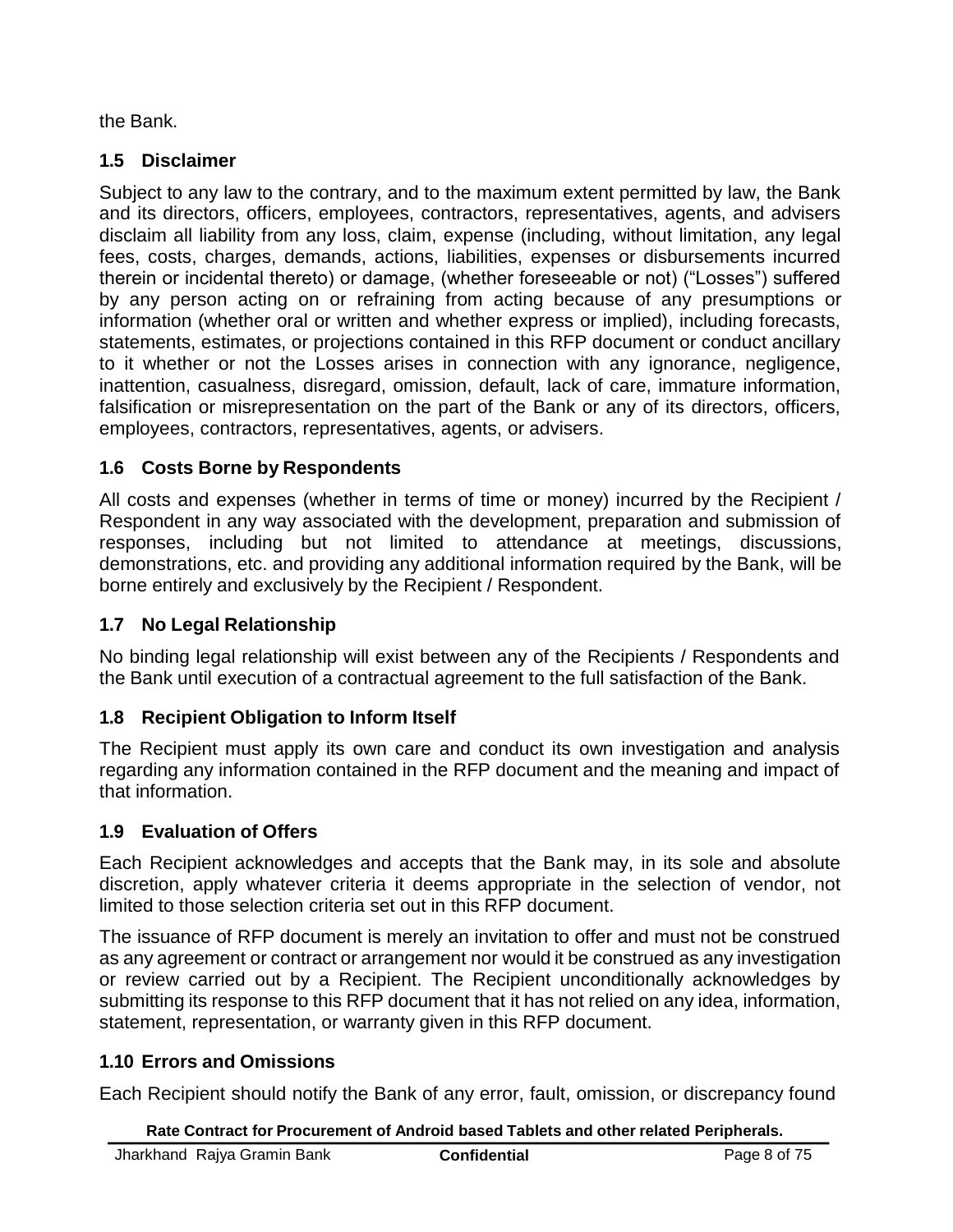the Bank.

### 1.5 Disclaimer

Subject to any law to the contrary, and to the maximum extent permitted by law, the Bank and its directors, officers, employees, contractors, representatives, agents, and advisers disclaim all liability from any loss, claim, expense (including, without limitation, any legal fees, costs, charges, demands, actions, liabilities, expenses or disbursements incurred therein or incidental thereto) or damage, (whether foreseeable or not) ("Losses") suffered by any person acting on or refraining from acting because of any presumptions or information (whether oral or written and whether express or implied), including forecasts, statements, estimates, or projections contained in this RFP document or conduct ancillary to it whether or not the Losses arises in connection with any ignorance, negligence, inattention, casualness, disregard, omission, default, lack of care, immature information, falsification or misrepresentation on the part of the Bank or any of its directors, officers, employees, contractors, representatives, agents, or advisers.

### 1.6 Costs Borne by Respondents

All costs and expenses (whether in terms of time or money) incurred by the Recipient / Respondent in any way associated with the development, preparation and submission of responses, including but not limited to attendance at meetings, discussions, demonstrations, etc. and providing any additional information required by the Bank, will be borne entirely and exclusively by the Recipient / Respondent.

### 1.7 No Legal Relationship

No binding legal relationship will exist between any of the Recipients / Respondents and the Bank until execution of a contractual agreement to the full satisfaction of the Bank.

### 1.8 Recipient Obligation to Inform Itself

The Recipient must apply its own care and conduct its own investigation and analysis regarding any information contained in the RFP document and the meaning and impact of that information.

### 1.9 Evaluation of Offers

Each Recipient acknowledges and accepts that the Bank may, in its sole and absolute discretion, apply whatever criteria it deems appropriate in the selection of vendor, not limited to those selection criteria set out in this RFP document.

The issuance of RFP document is merely an invitation to offer and must not be construed as any agreement or contract or arrangement nor would it be construed as any investigation or review carried out by a Recipient. The Recipient unconditionally acknowledges by submitting its response to this RFP document that it has not relied on any idea, information, statement, representation, or warranty given in this RFP document.

### 1.10 Errors and Omissions

Each Recipient should notify the Bank of any error, fault, omission, or discrepancy found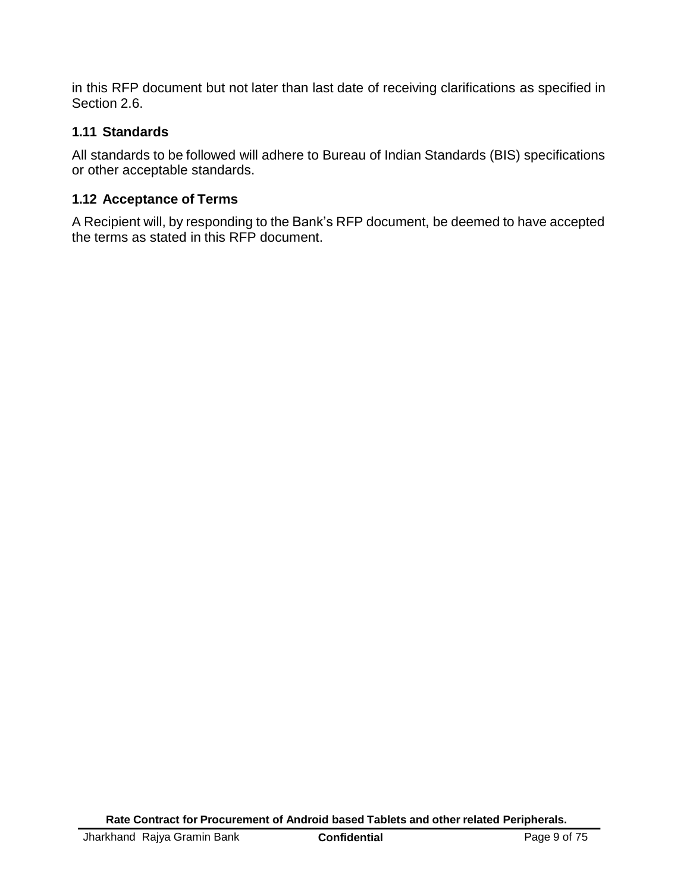in this RFP document but not later than last date of receiving clarifications as specified in Section 2.6.

### 1.11 Standards

All standards to be followed will adhere to Bureau of Indian Standards (BIS) specifications or other acceptable standards.

### 1.12 Acceptance of Terms

A Recipient will, by responding to the Bank's RFP document, be deemed to have accepted the terms as stated in this RFP document.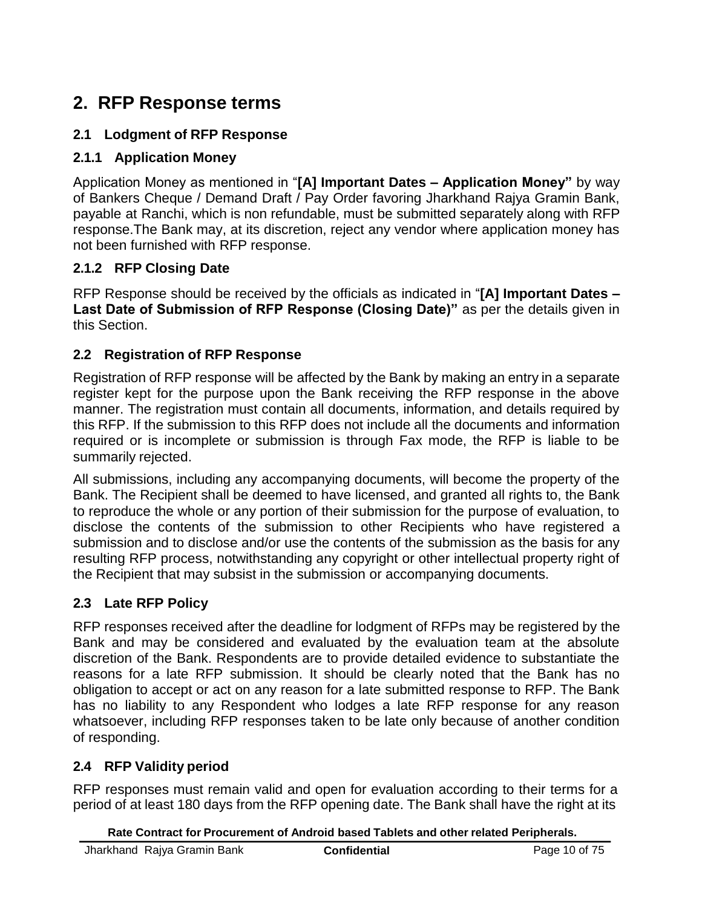# 2. RFP Response terms

## 2.1 Lodgment of RFP Response

### 2.1.1 Application Money

Application Money as mentioned in "**[A] Important Dates – Application Money"** by way of Bankers Cheque / Demand Draft / Pay Order favoring Jharkhand Rajya Gramin Bank, payable at Ranchi, which is non refundable, must be submitted separately along with RFP response.The Bank may, at its discretion, reject any vendor where application money has not been furnished with RFP response.

### 2.1.2 RFP Closing Date

RFP Response should be received by the officials as indicated in "**[A] Important Dates – Last Date of Submission of RFP Response (Closing Date)"** as per the details given in this Section.

## 2.2 Registration of RFP Response

Registration of RFP response will be affected by the Bank by making an entry in a separate register kept for the purpose upon the Bank receiving the RFP response in the above manner. The registration must contain all documents, information, and details required by this RFP. If the submission to this RFP does not include all the documents and information required or is incomplete or submission is through Fax mode, the RFP is liable to be summarily rejected.

All submissions, including any accompanying documents, will become the property of the Bank. The Recipient shall be deemed to have licensed, and granted all rights to, the Bank to reproduce the whole or any portion of their submission for the purpose of evaluation, to disclose the contents of the submission to other Recipients who have registered a submission and to disclose and/or use the contents of the submission as the basis for any resulting RFP process, notwithstanding any copyright or other intellectual property right of the Recipient that may subsist in the submission or accompanying documents.

## 2.3 Late RFP Policy

RFP responses received after the deadline for lodgment of RFPs may be registered by the Bank and may be considered and evaluated by the evaluation team at the absolute discretion of the Bank. Respondents are to provide detailed evidence to substantiate the reasons for a late RFP submission. It should be clearly noted that the Bank has no obligation to accept or act on any reason for a late submitted response to RFP. The Bank has no liability to any Respondent who lodges a late RFP response for any reason whatsoever, including RFP responses taken to be late only because of another condition of responding.

## 2.4 RFP Validity period

RFP responses must remain valid and open for evaluation according to their terms for a period of at least 180 days from the RFP opening date. The Bank shall have the right at its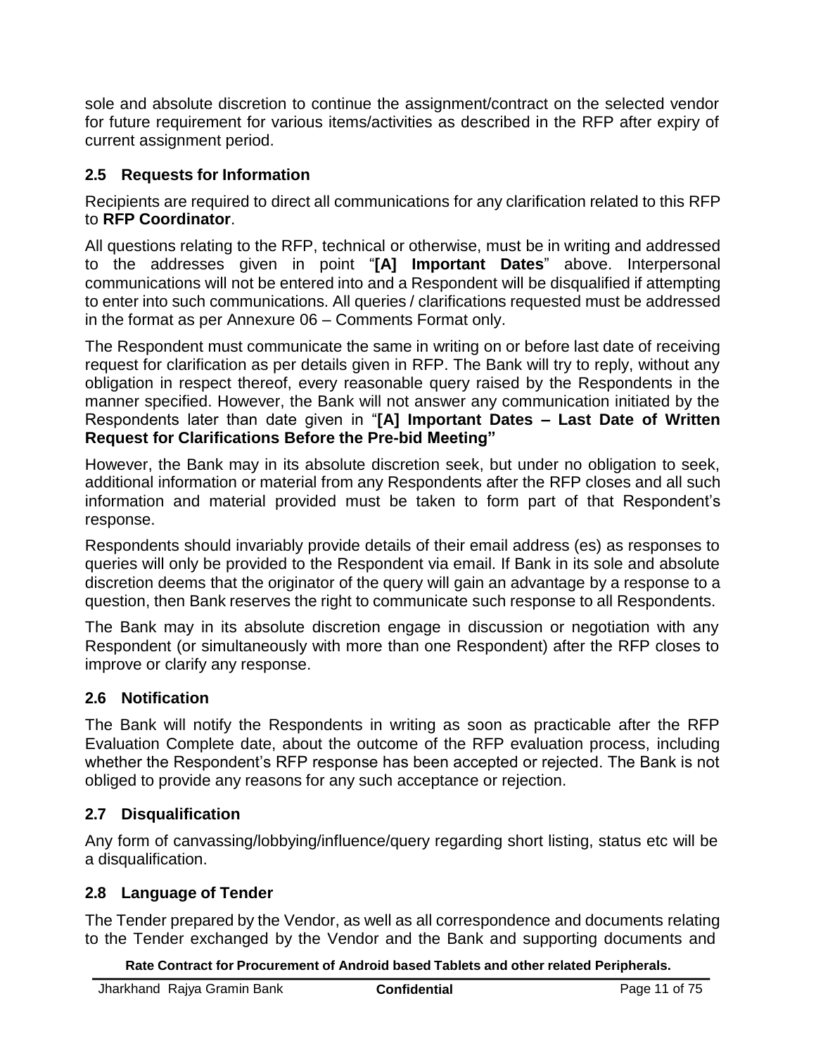sole and absolute discretion to continue the assignment/contract on the selected vendor for future requirement for various items/activities as described in the RFP after expiry of current assignment period.

## 2.5 Requests for Information

Recipients are required to direct all communications for any clarification related to this RFP to **RFP Coordinator**.

All questions relating to the RFP, technical or otherwise, must be in writing and addressed to the addresses given in point "**[A] Important Dates**" above. Interpersonal communications will not be entered into and a Respondent will be disqualified if attempting to enter into such communications. All queries / clarifications requested must be addressed in the format as per Annexure 06 – Comments Format only.

The Respondent must communicate the same in writing on or before last date of receiving request for clarification as per details given in RFP. The Bank will try to reply, without any obligation in respect thereof, every reasonable query raised by the Respondents in the manner specified. However, the Bank will not answer any communication initiated by the Respondents later than date given in "**[A] Important Dates – Last Date of Written Request for Clarifications Before the Pre-bid Meeting"**

However, the Bank may in its absolute discretion seek, but under no obligation to seek, additional information or material from any Respondents after the RFP closes and all such information and material provided must be taken to form part of that Respondent's response.

Respondents should invariably provide details of their email address (es) as responses to queries will only be provided to the Respondent via email. If Bank in its sole and absolute discretion deems that the originator of the query will gain an advantage by a response to a question, then Bank reserves the right to communicate such response to all Respondents.

The Bank may in its absolute discretion engage in discussion or negotiation with any Respondent (or simultaneously with more than one Respondent) after the RFP closes to improve or clarify any response.

## 2.6 Notification

The Bank will notify the Respondents in writing as soon as practicable after the RFP Evaluation Complete date, about the outcome of the RFP evaluation process, including whether the Respondent's RFP response has been accepted or rejected. The Bank is not obliged to provide any reasons for any such acceptance or rejection.

## 2.7 Disqualification

Any form of canvassing/lobbying/influence/query regarding short listing, status etc will be a disqualification.

## 2.8 Language of Tender

The Tender prepared by the Vendor, as well as all correspondence and documents relating to the Tender exchanged by the Vendor and the Bank and supporting documents and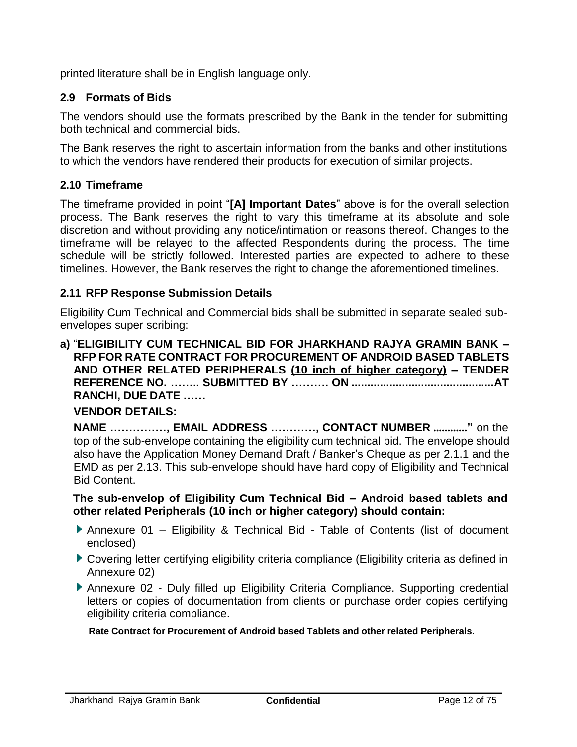printed literature shall be in English language only.

### 2.9 Formats of Bids

The vendors should use the formats prescribed by the Bank in the tender for submitting both technical and commercial bids.

The Bank reserves the right to ascertain information from the banks and other institutions to which the vendors have rendered their products for execution of similar projects.

### 2.10 Timeframe

The timeframe provided in point "**[A] Important Dates**" above is for the overall selection process. The Bank reserves the right to vary this timeframe at its absolute and sole discretion and without providing any notice/intimation or reasons thereof. Changes to the timeframe will be relayed to the affected Respondents during the process. The time schedule will be strictly followed. Interested parties are expected to adhere to these timelines. However, the Bank reserves the right to change the aforementioned timelines.

### 2.11 RFP Response Submission Details

Eligibility Cum Technical and Commercial bids shall be submitted in separate sealed sub-envelopes super scribing:

**a)** "**ELIGIBILITY CUM TECHNICAL BID FOR JHARKHAND RAJYA GRAMIN BANK – RFP FOR RATE CONTRACT FOR PROCUREMENT OF ANDROID BASED TABLETS AND OTHER RELATED PERIPHERALS <u>(10 inch of higher category)</u> – TENDER REFERENCE NO. …….. SUBMITTED BY ………. ON ............................................AT RANCHI, DUE DATE ……**

**VENDOR DETAILS:**

**NAME ……………, EMAIL ADDRESS …………, CONTACT NUMBER ............"** on the top of the sub-envelope containing the eligibility cum technical bid. The envelope should also have the Application Money Demand Draft / Banker's Cheque as per 2.1.1 and the EMD as per 2.13. This sub-envelope should have hard copy of Eligibility and Technical Bid Content.

**The sub-envelop of Eligibility Cum Technical Bid – Android based tablets and other related Peripherals (10 inch or higher category) should contain:**

- Annexure 01 – Eligibility & Technical Bid - Table of Contents (list of document enclosed)
- Covering letter certifying eligibility criteria compliance (Eligibility criteria as defined in Annexure 02)
- Annexure 02 - Duly filled up Eligibility Criteria Compliance. Supporting credential letters or copies of documentation from clients or purchase order copies certifying eligibility criteria compliance.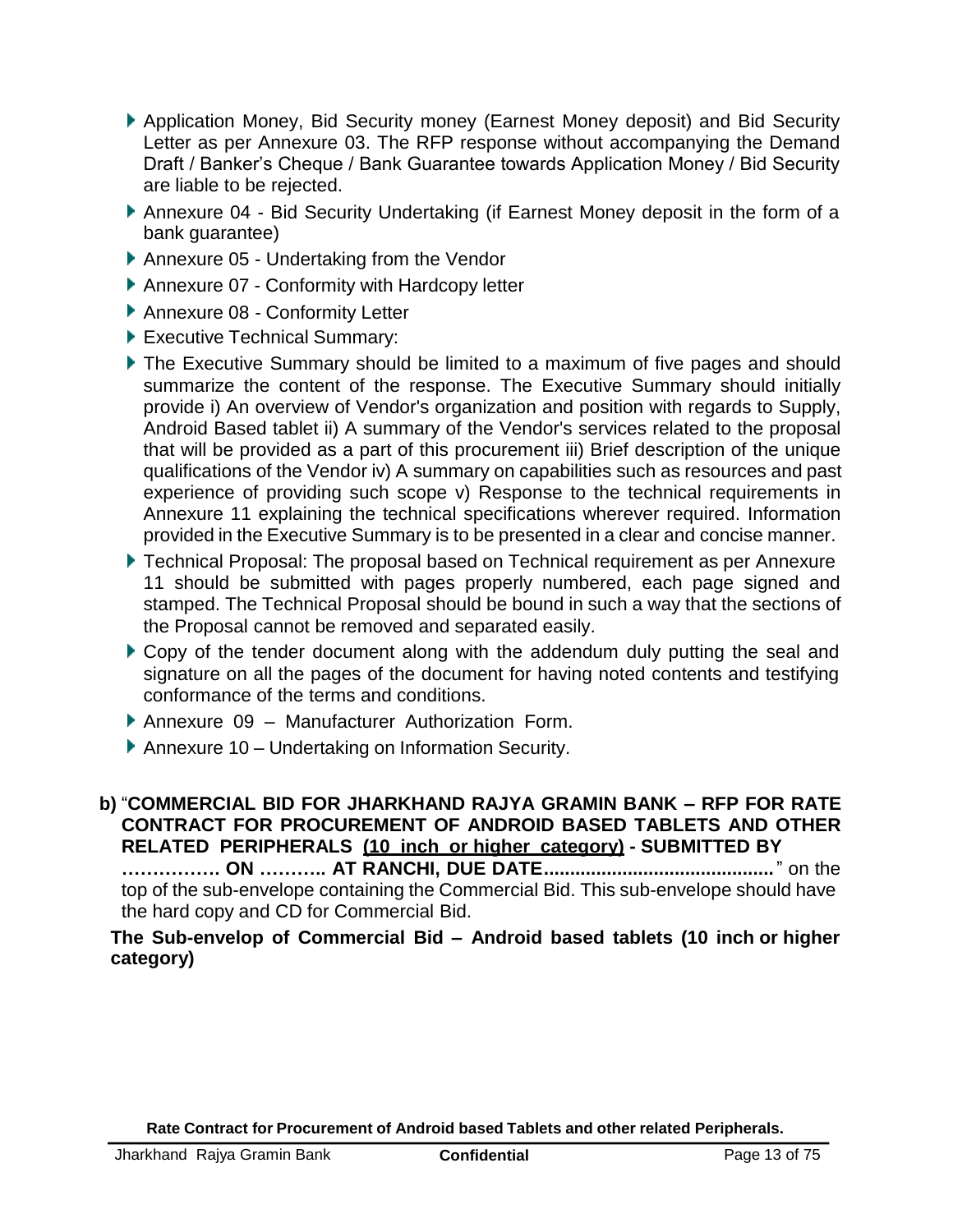- Application Money, Bid Security money (Earnest Money deposit) and Bid Security Letter as per Annexure 03. The RFP response without accompanying the Demand Draft / Banker's Cheque / Bank Guarantee towards Application Money / Bid Security are liable to be rejected.
- Annexure 04 - Bid Security Undertaking (if Earnest Money deposit in the form of a bank guarantee)
- Annexure 05 - Undertaking from the Vendor
- Annexure 07 - Conformity with Hardcopy letter
- Annexure 08 - Conformity Letter
- Executive Technical Summary:
- The Executive Summary should be limited to a maximum of five pages and should summarize the content of the response. The Executive Summary should initially provide i) An overview of Vendor's organization and position with regards to Supply, Android Based tablet ii) A summary of the Vendor's services related to the proposal that will be provided as a part of this procurement iii) Brief description of the unique qualifications of the Vendor iv) A summary on capabilities such as resources and past experience of providing such scope v) Response to the technical requirements in Annexure 11 explaining the technical specifications wherever required. Information provided in the Executive Summary is to be presented in a clear and concise manner.
- Technical Proposal: The proposal based on Technical requirement as per Annexure 11 should be submitted with pages properly numbered, each page signed and stamped. The Technical Proposal should be bound in such a way that the sections of the Proposal cannot be removed and separated easily.
- Copy of the tender document along with the addendum duly putting the seal and signature on all the pages of the document for having noted contents and testifying conformance of the terms and conditions.
- Annexure 09 – Manufacturer Authorization Form.
- Annexure 10 – Undertaking on Information Security.

**b)** "**COMMERCIAL BID FOR JHARKHAND RAJYA GRAMIN BANK – RFP FOR RATE CONTRACT FOR PROCUREMENT OF ANDROID BASED TABLETS AND OTHER RELATED PERIPHERALS <u>(10 inch or higher category)</u> - SUBMITTED BY ……………. ON ……….. AT RANCHI, DUE DATE..........................................**" on the top of the sub-envelope containing the Commercial Bid. This sub-envelope should have the hard copy and CD for Commercial Bid.

**The Sub-envelop of Commercial Bid – Android based tablets (10 inch or higher category)**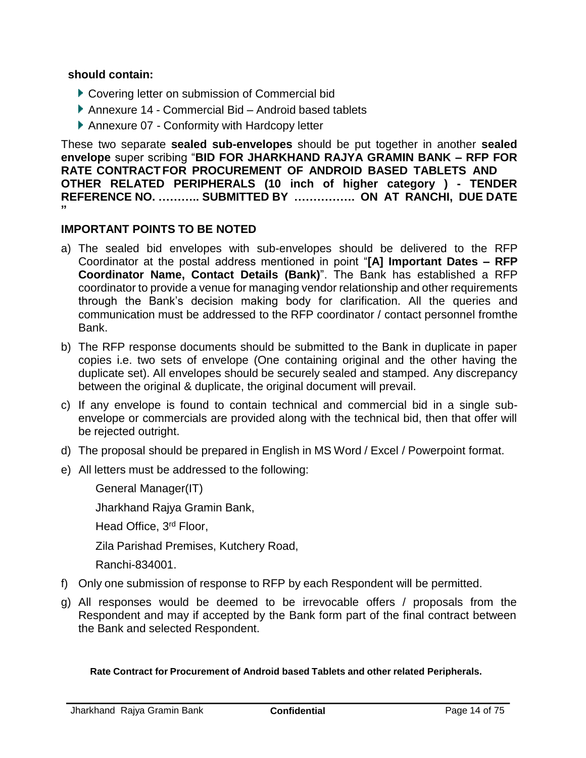**should contain:**

- Covering letter on submission of Commercial bid
- Annexure 14 - Commercial Bid – Android based tablets
- Annexure 07 - Conformity with Hardcopy letter

These two separate **sealed sub-envelopes** should be put together in another **sealed envelope** super scribing "**BID FOR JHARKHAND RAJYA GRAMIN BANK – RFP FOR RATE CONTRACT FOR PROCUREMENT OF ANDROID BASED TABLETS AND OTHER RELATED PERIPHERALS (10 inch of higher category ) - TENDER REFERENCE NO. ……….. SUBMITTED BY ……………. ON AT RANCHI, DUE DATE "**

**IMPORTANT POINTS TO BE NOTED**

a) The sealed bid envelopes with sub-envelopes should be delivered to the RFP Coordinator at the postal address mentioned in point "**[A] Important Dates – RFP Coordinator Name, Contact Details (Bank)**". The Bank has established a RFP coordinator to provide a venue for managing vendor relationship and other requirements through the Bank's decision making body for clarification. All the queries and communication must be addressed to the RFP coordinator / contact personnel fromthe Bank.

b) The RFP response documents should be submitted to the Bank in duplicate in paper copies i.e. two sets of envelope (One containing original and the other having the duplicate set). All envelopes should be securely sealed and stamped. Any discrepancy between the original & duplicate, the original document will prevail.

c) If any envelope is found to contain technical and commercial bid in a single sub-envelope or commercials are provided along with the technical bid, then that offer will be rejected outright.

d) The proposal should be prepared in English in MS Word / Excel / Powerpoint format.

e) All letters must be addressed to the following:

   General Manager(IT)

   Jharkhand Rajya Gramin Bank,

   Head Office, 3rd Floor,

   Zila Parishad Premises, Kutchery Road,

   Ranchi-834001.

f) Only one submission of response to RFP by each Respondent will be permitted.

g) All responses would be deemed to be irrevocable offers / proposals from the Respondent and may if accepted by the Bank form part of the final contract between the Bank and selected Respondent.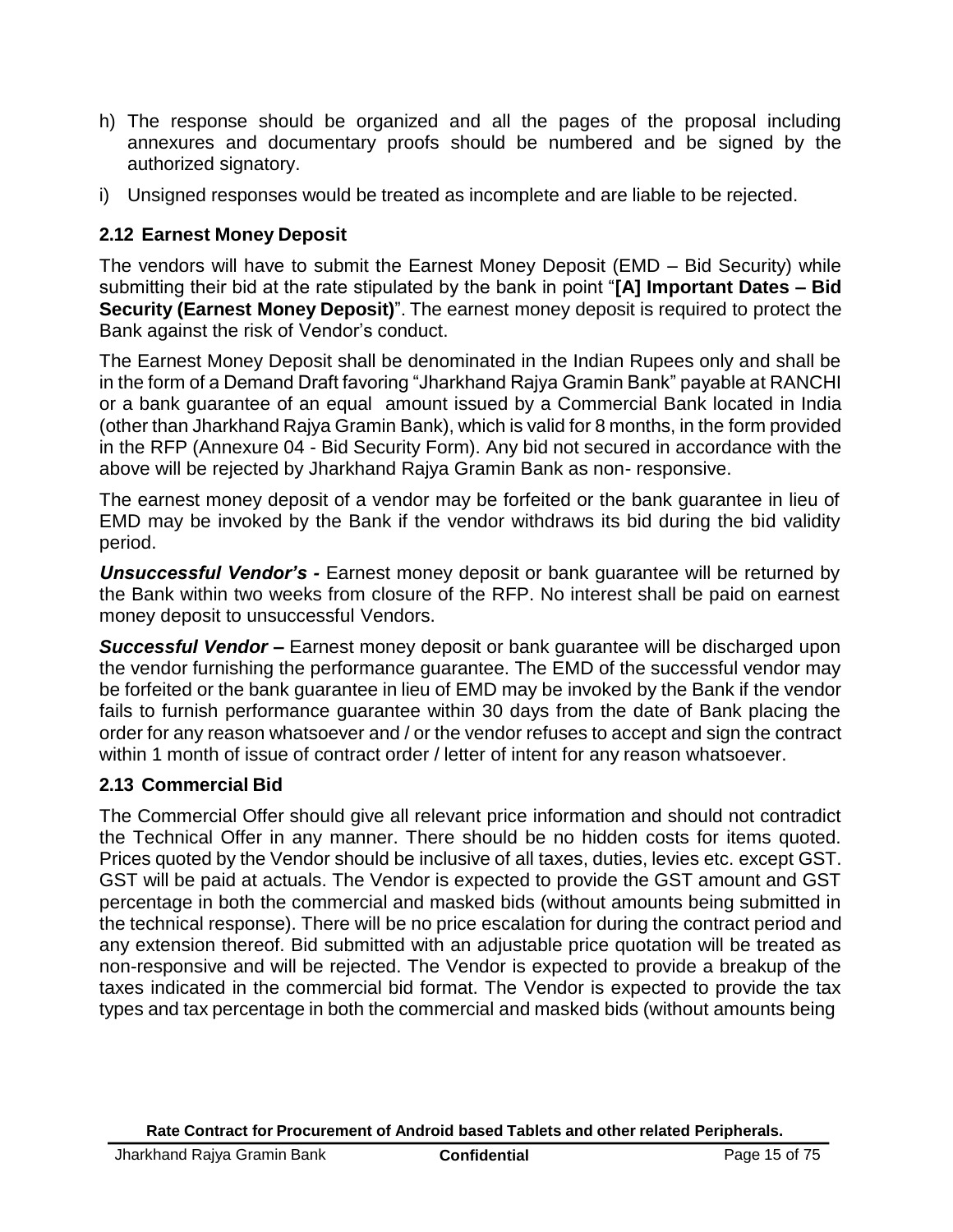h) The response should be organized and all the pages of the proposal including annexures and documentary proofs should be numbered and be signed by the authorized signatory.

i) Unsigned responses would be treated as incomplete and are liable to be rejected.

### 2.12 Earnest Money Deposit

The vendors will have to submit the Earnest Money Deposit (EMD – Bid Security) while submitting their bid at the rate stipulated by the bank in point "**[A] Important Dates – Bid Security (Earnest Money Deposit)**". The earnest money deposit is required to protect the Bank against the risk of Vendor's conduct.

The Earnest Money Deposit shall be denominated in the Indian Rupees only and shall be in the form of a Demand Draft favoring "Jharkhand Rajya Gramin Bank" payable at RANCHI or a bank guarantee of an equal amount issued by a Commercial Bank located in India (other than Jharkhand Rajya Gramin Bank), which is valid for 8 months, in the form provided in the RFP (Annexure 04 - Bid Security Form). Any bid not secured in accordance with the above will be rejected by Jharkhand Rajya Gramin Bank as non- responsive.

The earnest money deposit of a vendor may be forfeited or the bank guarantee in lieu of EMD may be invoked by the Bank if the vendor withdraws its bid during the bid validity period.

***Unsuccessful Vendor's -*** Earnest money deposit or bank guarantee will be returned by the Bank within two weeks from closure of the RFP. No interest shall be paid on earnest money deposit to unsuccessful Vendors.

***Successful Vendor –*** Earnest money deposit or bank guarantee will be discharged upon the vendor furnishing the performance guarantee. The EMD of the successful vendor may be forfeited or the bank guarantee in lieu of EMD may be invoked by the Bank if the vendor fails to furnish performance guarantee within 30 days from the date of Bank placing the order for any reason whatsoever and / or the vendor refuses to accept and sign the contract within 1 month of issue of contract order / letter of intent for any reason whatsoever.

### 2.13 Commercial Bid

The Commercial Offer should give all relevant price information and should not contradict the Technical Offer in any manner. There should be no hidden costs for items quoted. Prices quoted by the Vendor should be inclusive of all taxes, duties, levies etc. except GST. GST will be paid at actuals. The Vendor is expected to provide the GST amount and GST percentage in both the commercial and masked bids (without amounts being submitted in the technical response). There will be no price escalation for during the contract period and any extension thereof. Bid submitted with an adjustable price quotation will be treated as non-responsive and will be rejected. The Vendor is expected to provide a breakup of the taxes indicated in the commercial bid format. The Vendor is expected to provide the tax types and tax percentage in both the commercial and masked bids (without amounts being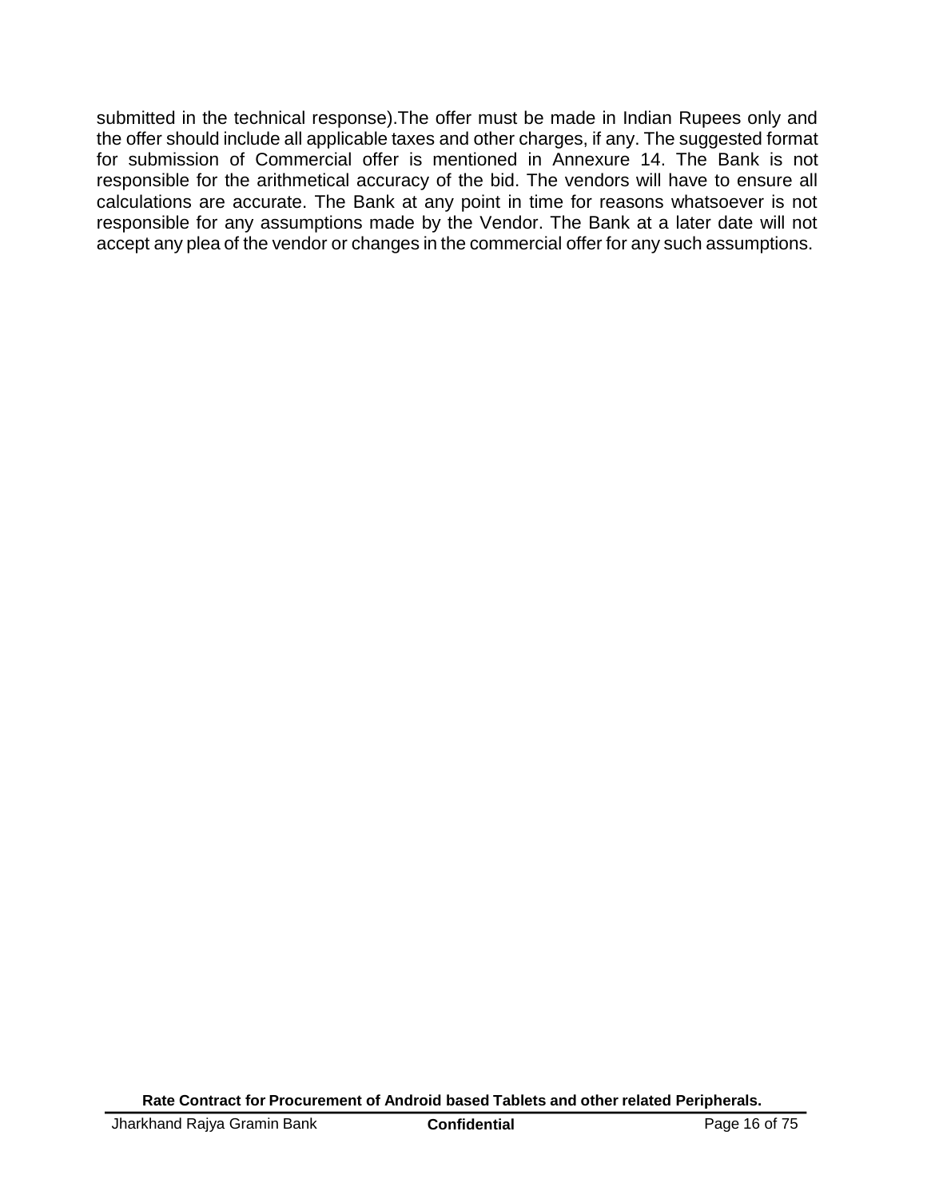submitted in the technical response).The offer must be made in Indian Rupees only and the offer should include all applicable taxes and other charges, if any. The suggested format for submission of Commercial offer is mentioned in Annexure 14. The Bank is not responsible for the arithmetical accuracy of the bid. The vendors will have to ensure all calculations are accurate. The Bank at any point in time for reasons whatsoever is not responsible for any assumptions made by the Vendor. The Bank at a later date will not accept any plea of the vendor or changes in the commercial offer for any such assumptions.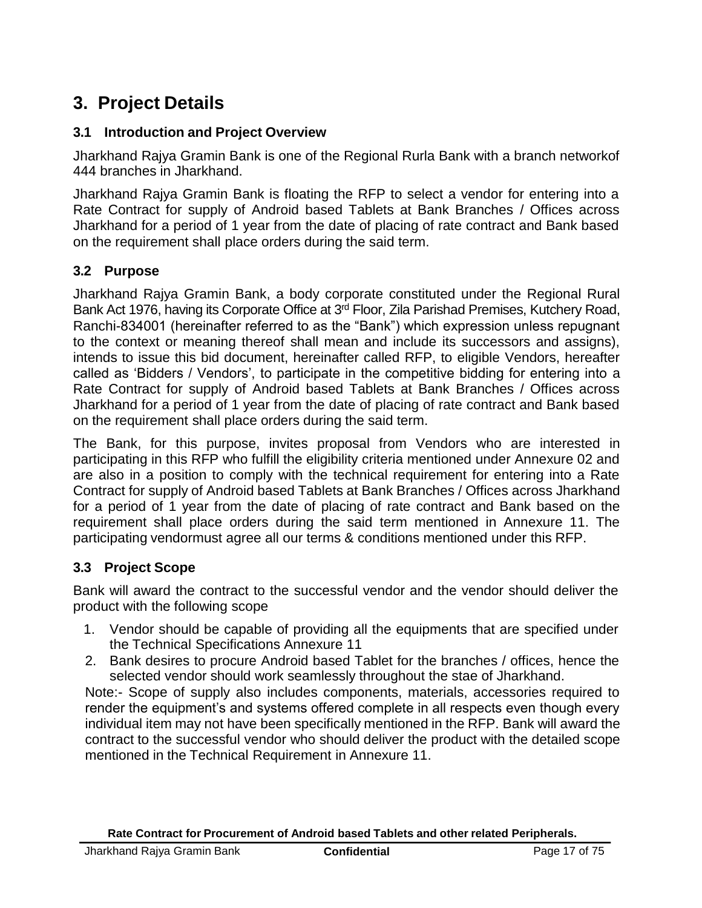# 3. Project Details

## 3.1 Introduction and Project Overview

Jharkhand Rajya Gramin Bank is one of the Regional Rurla Bank with a branch networkof 444 branches in Jharkhand.

Jharkhand Rajya Gramin Bank is floating the RFP to select a vendor for entering into a Rate Contract for supply of Android based Tablets at Bank Branches / Offices across Jharkhand for a period of 1 year from the date of placing of rate contract and Bank based on the requirement shall place orders during the said term.

## 3.2 Purpose

Jharkhand Rajya Gramin Bank, a body corporate constituted under the Regional Rural Bank Act 1976, having its Corporate Office at 3rd Floor, Zila Parishad Premises, Kutchery Road, Ranchi-834001 (hereinafter referred to as the "Bank") which expression unless repugnant to the context or meaning thereof shall mean and include its successors and assigns), intends to issue this bid document, hereinafter called RFP, to eligible Vendors, hereafter called as 'Bidders / Vendors', to participate in the competitive bidding for entering into a Rate Contract for supply of Android based Tablets at Bank Branches / Offices across Jharkhand for a period of 1 year from the date of placing of rate contract and Bank based on the requirement shall place orders during the said term.

The Bank, for this purpose, invites proposal from Vendors who are interested in participating in this RFP who fulfill the eligibility criteria mentioned under Annexure 02 and are also in a position to comply with the technical requirement for entering into a Rate Contract for supply of Android based Tablets at Bank Branches / Offices across Jharkhand for a period of 1 year from the date of placing of rate contract and Bank based on the requirement shall place orders during the said term mentioned in Annexure 11. The participating vendormust agree all our terms & conditions mentioned under this RFP.

## 3.3 Project Scope

Bank will award the contract to the successful vendor and the vendor should deliver the product with the following scope

1. Vendor should be capable of providing all the equipments that are specified under the Technical Specifications Annexure 11
2. Bank desires to procure Android based Tablet for the branches / offices, hence the selected vendor should work seamlessly throughout the stae of Jharkhand.

Note:- Scope of supply also includes components, materials, accessories required to render the equipment's and systems offered complete in all respects even though every individual item may not have been specifically mentioned in the RFP. Bank will award the contract to the successful vendor who should deliver the product with the detailed scope mentioned in the Technical Requirement in Annexure 11.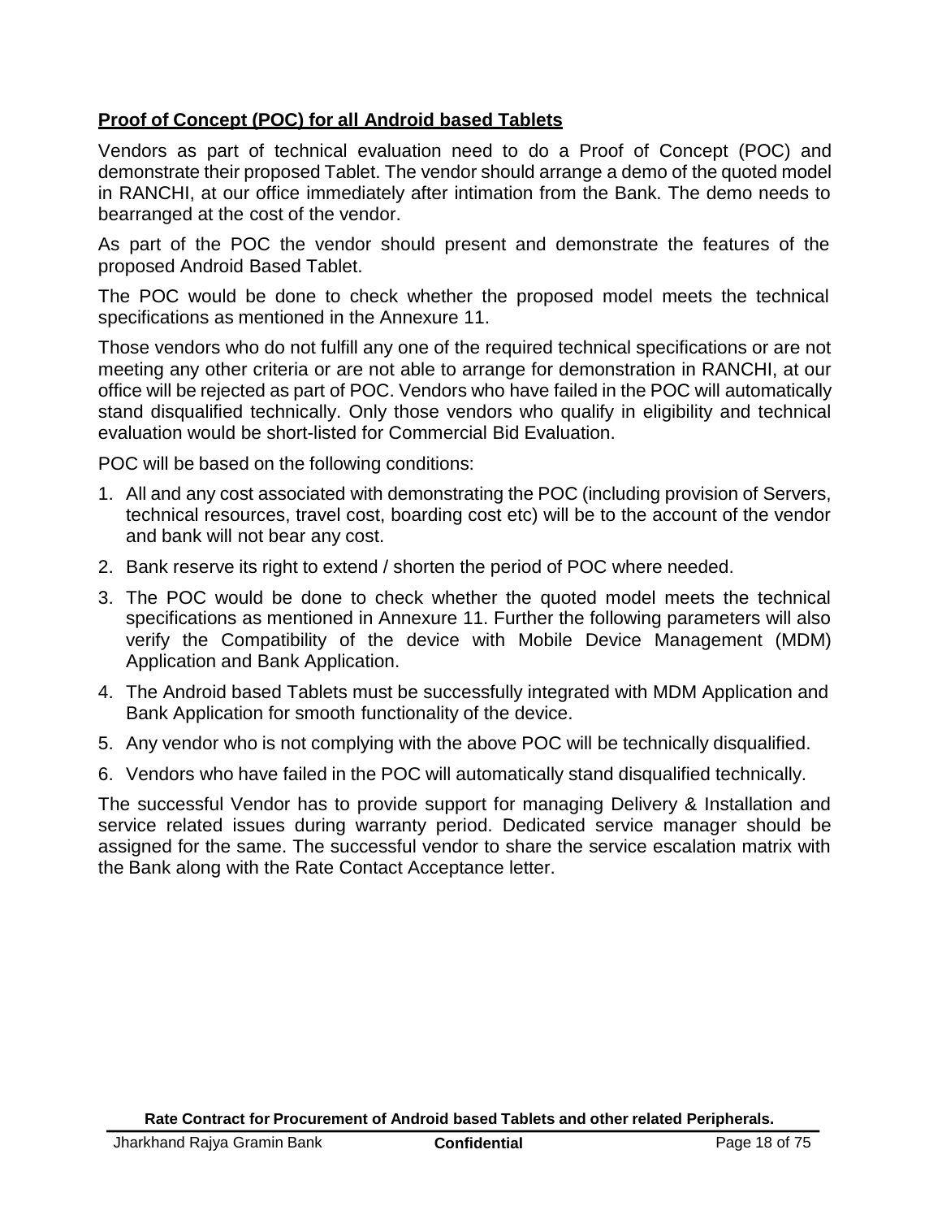**Proof of Concept (POC) for all Android based Tablets**

Vendors as part of technical evaluation need to do a Proof of Concept (POC) and demonstrate their proposed Tablet. The vendor should arrange a demo of the quoted model in RANCHI, at our office immediately after intimation from the Bank. The demo needs to bearranged at the cost of the vendor.

As part of the POC the vendor should present and demonstrate the features of the proposed Android Based Tablet.

The POC would be done to check whether the proposed model meets the technical specifications as mentioned in the Annexure 11.

Those vendors who do not fulfill any one of the required technical specifications or are not meeting any other criteria or are not able to arrange for demonstration in RANCHI, at our office will be rejected as part of POC. Vendors who have failed in the POC will automatically stand disqualified technically. Only those vendors who qualify in eligibility and technical evaluation would be short-listed for Commercial Bid Evaluation.

POC will be based on the following conditions:

1. All and any cost associated with demonstrating the POC (including provision of Servers, technical resources, travel cost, boarding cost etc) will be to the account of the vendor and bank will not bear any cost.
2. Bank reserve its right to extend / shorten the period of POC where needed.
3. The POC would be done to check whether the quoted model meets the technical specifications as mentioned in Annexure 11. Further the following parameters will also verify the Compatibility of the device with Mobile Device Management (MDM) Application and Bank Application.
4. The Android based Tablets must be successfully integrated with MDM Application and Bank Application for smooth functionality of the device.
5. Any vendor who is not complying with the above POC will be technically disqualified.
6. Vendors who have failed in the POC will automatically stand disqualified technically.

The successful Vendor has to provide support for managing Delivery & Installation and service related issues during warranty period. Dedicated service manager should be assigned for the same. The successful vendor to share the service escalation matrix with the Bank along with the Rate Contact Acceptance letter.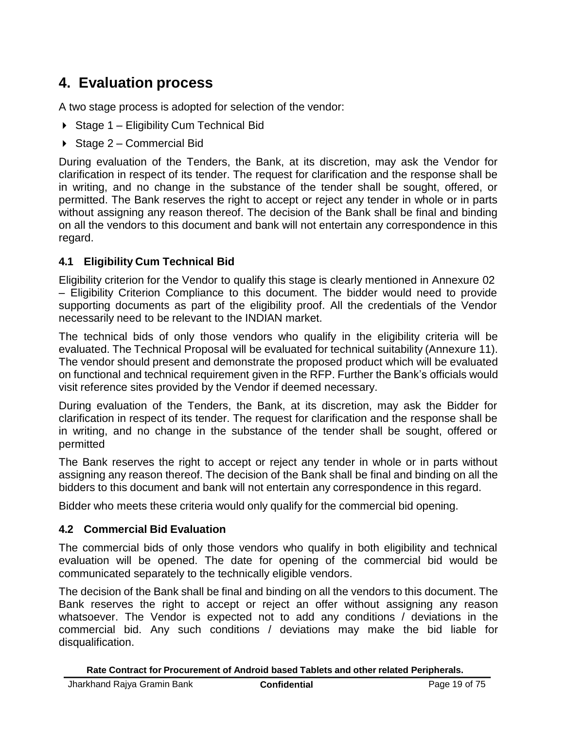# 4. Evaluation process

A two stage process is adopted for selection of the vendor:

- Stage 1 – Eligibility Cum Technical Bid
- Stage 2 – Commercial Bid

During evaluation of the Tenders, the Bank, at its discretion, may ask the Vendor for clarification in respect of its tender. The request for clarification and the response shall be in writing, and no change in the substance of the tender shall be sought, offered, or permitted. The Bank reserves the right to accept or reject any tender in whole or in parts without assigning any reason thereof. The decision of the Bank shall be final and binding on all the vendors to this document and bank will not entertain any correspondence in this regard.

## 4.1 Eligibility Cum Technical Bid

Eligibility criterion for the Vendor to qualify this stage is clearly mentioned in Annexure 02 – Eligibility Criterion Compliance to this document. The bidder would need to provide supporting documents as part of the eligibility proof. All the credentials of the Vendor necessarily need to be relevant to the INDIAN market.

The technical bids of only those vendors who qualify in the eligibility criteria will be evaluated. The Technical Proposal will be evaluated for technical suitability (Annexure 11). The vendor should present and demonstrate the proposed product which will be evaluated on functional and technical requirement given in the RFP. Further the Bank's officials would visit reference sites provided by the Vendor if deemed necessary.

During evaluation of the Tenders, the Bank, at its discretion, may ask the Bidder for clarification in respect of its tender. The request for clarification and the response shall be in writing, and no change in the substance of the tender shall be sought, offered or permitted

The Bank reserves the right to accept or reject any tender in whole or in parts without assigning any reason thereof. The decision of the Bank shall be final and binding on all the bidders to this document and bank will not entertain any correspondence in this regard.

Bidder who meets these criteria would only qualify for the commercial bid opening.

## 4.2 Commercial Bid Evaluation

The commercial bids of only those vendors who qualify in both eligibility and technical evaluation will be opened. The date for opening of the commercial bid would be communicated separately to the technically eligible vendors.

The decision of the Bank shall be final and binding on all the vendors to this document. The Bank reserves the right to accept or reject an offer without assigning any reason whatsoever. The Vendor is expected not to add any conditions / deviations in the commercial bid. Any such conditions / deviations may make the bid liable for disqualification.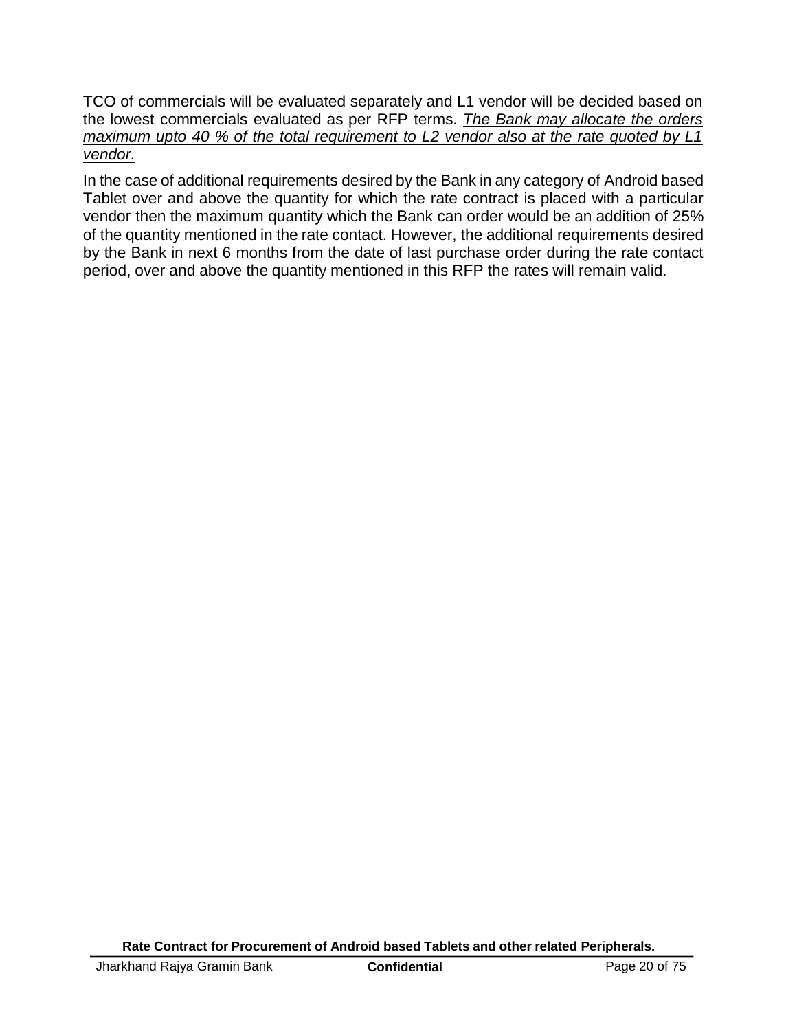TCO of commercials will be evaluated separately and L1 vendor will be decided based on the lowest commercials evaluated as per RFP terms. *<u>The Bank may allocate the orders maximum upto 40 % of the total requirement to L2 vendor also at the rate quoted by L1 vendor.</u>*

In the case of additional requirements desired by the Bank in any category of Android based Tablet over and above the quantity for which the rate contract is placed with a particular vendor then the maximum quantity which the Bank can order would be an addition of 25% of the quantity mentioned in the rate contact. However, the additional requirements desired by the Bank in next 6 months from the date of last purchase order during the rate contact period, over and above the quantity mentioned in this RFP the rates will remain valid.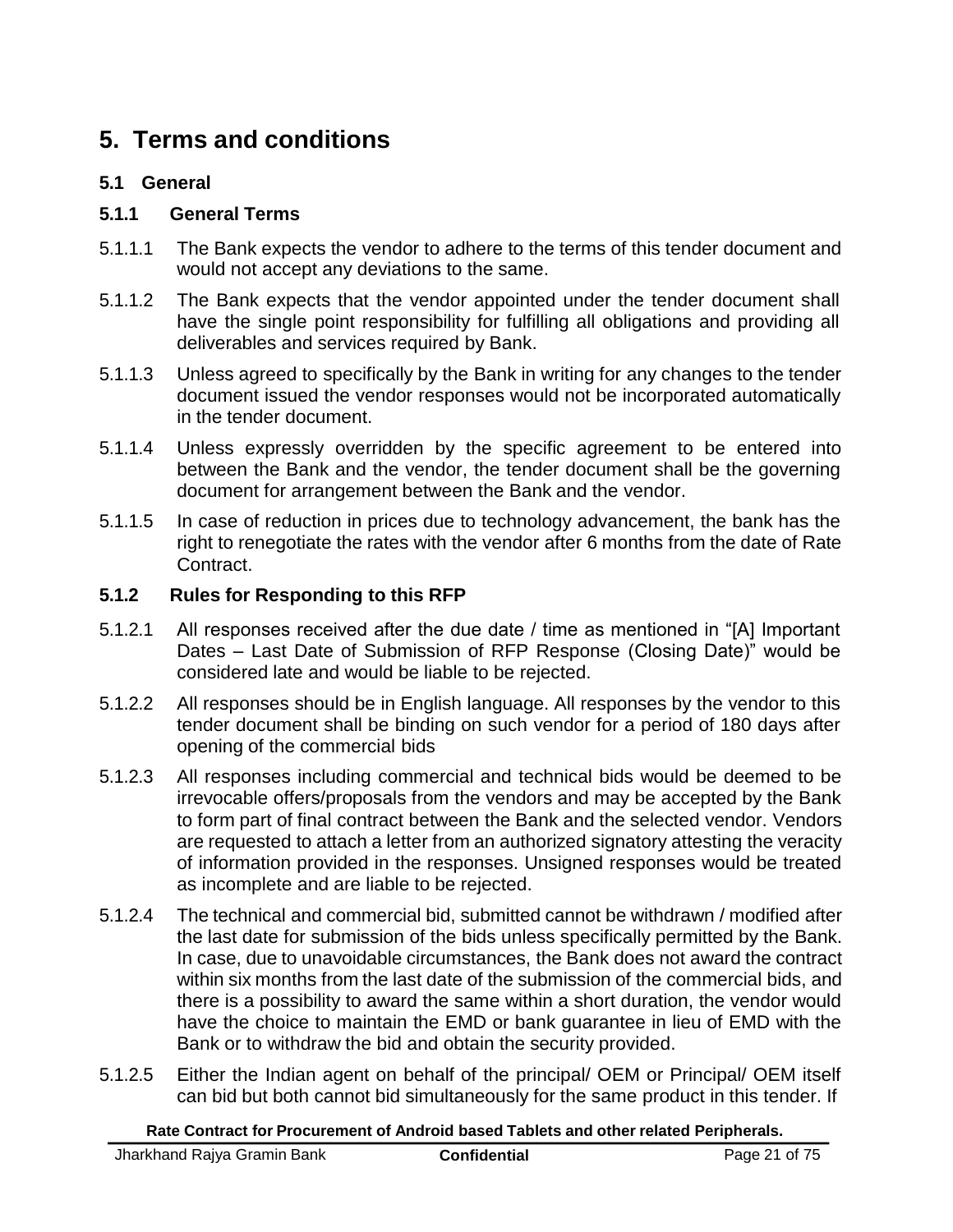# 5. Terms and conditions

## 5.1 General

### 5.1.1 General Terms

5.1.1.1 The Bank expects the vendor to adhere to the terms of this tender document and would not accept any deviations to the same.

5.1.1.2 The Bank expects that the vendor appointed under the tender document shall have the single point responsibility for fulfilling all obligations and providing all deliverables and services required by Bank.

5.1.1.3 Unless agreed to specifically by the Bank in writing for any changes to the tender document issued the vendor responses would not be incorporated automatically in the tender document.

5.1.1.4 Unless expressly overridden by the specific agreement to be entered into between the Bank and the vendor, the tender document shall be the governing document for arrangement between the Bank and the vendor.

5.1.1.5 In case of reduction in prices due to technology advancement, the bank has the right to renegotiate the rates with the vendor after 6 months from the date of Rate Contract.

### 5.1.2 Rules for Responding to this RFP

5.1.2.1 All responses received after the due date / time as mentioned in "[A] Important Dates – Last Date of Submission of RFP Response (Closing Date)" would be considered late and would be liable to be rejected.

5.1.2.2 All responses should be in English language. All responses by the vendor to this tender document shall be binding on such vendor for a period of 180 days after opening of the commercial bids

5.1.2.3 All responses including commercial and technical bids would be deemed to be irrevocable offers/proposals from the vendors and may be accepted by the Bank to form part of final contract between the Bank and the selected vendor. Vendors are requested to attach a letter from an authorized signatory attesting the veracity of information provided in the responses. Unsigned responses would be treated as incomplete and are liable to be rejected.

5.1.2.4 The technical and commercial bid, submitted cannot be withdrawn / modified after the last date for submission of the bids unless specifically permitted by the Bank. In case, due to unavoidable circumstances, the Bank does not award the contract within six months from the last date of the submission of the commercial bids, and there is a possibility to award the same within a short duration, the vendor would have the choice to maintain the EMD or bank guarantee in lieu of EMD with the Bank or to withdraw the bid and obtain the security provided.

5.1.2.5 Either the Indian agent on behalf of the principal/ OEM or Principal/ OEM itself can bid but both cannot bid simultaneously for the same product in this tender. If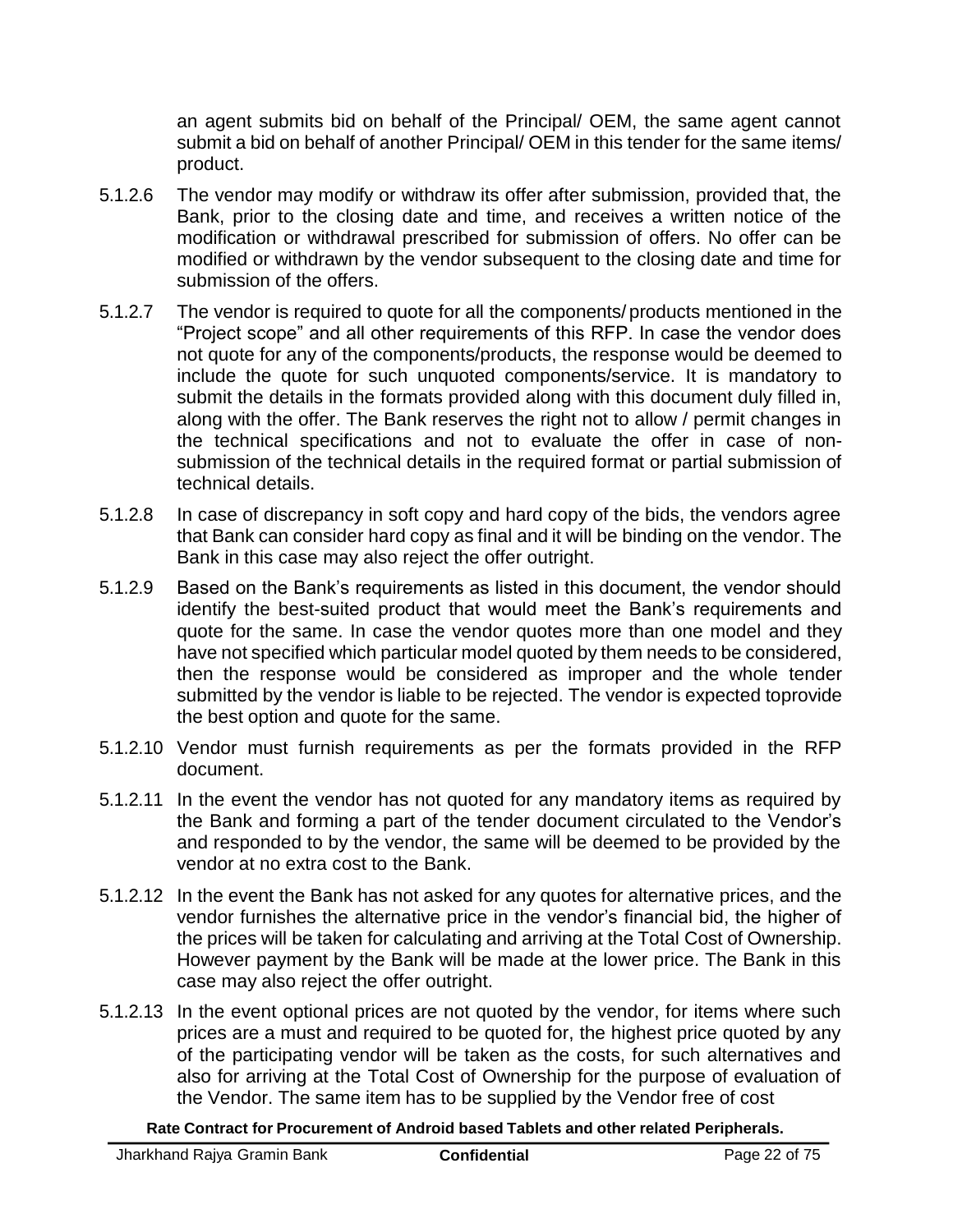an agent submits bid on behalf of the Principal/ OEM, the same agent cannot submit a bid on behalf of another Principal/ OEM in this tender for the same items/ product.

5.1.2.6 The vendor may modify or withdraw its offer after submission, provided that, the Bank, prior to the closing date and time, and receives a written notice of the modification or withdrawal prescribed for submission of offers. No offer can be modified or withdrawn by the vendor subsequent to the closing date and time for submission of the offers.

5.1.2.7 The vendor is required to quote for all the components/ products mentioned in the "Project scope" and all other requirements of this RFP. In case the vendor does not quote for any of the components/products, the response would be deemed to include the quote for such unquoted components/service. It is mandatory to submit the details in the formats provided along with this document duly filled in, along with the offer. The Bank reserves the right not to allow / permit changes in the technical specifications and not to evaluate the offer in case of non-submission of the technical details in the required format or partial submission of technical details.

5.1.2.8 In case of discrepancy in soft copy and hard copy of the bids, the vendors agree that Bank can consider hard copy as final and it will be binding on the vendor. The Bank in this case may also reject the offer outright.

5.1.2.9 Based on the Bank's requirements as listed in this document, the vendor should identify the best-suited product that would meet the Bank's requirements and quote for the same. In case the vendor quotes more than one model and they have not specified which particular model quoted by them needs to be considered, then the response would be considered as improper and the whole tender submitted by the vendor is liable to be rejected. The vendor is expected toprovide the best option and quote for the same.

5.1.2.10 Vendor must furnish requirements as per the formats provided in the RFP document.

5.1.2.11 In the event the vendor has not quoted for any mandatory items as required by the Bank and forming a part of the tender document circulated to the Vendor's and responded to by the vendor, the same will be deemed to be provided by the vendor at no extra cost to the Bank.

5.1.2.12 In the event the Bank has not asked for any quotes for alternative prices, and the vendor furnishes the alternative price in the vendor's financial bid, the higher of the prices will be taken for calculating and arriving at the Total Cost of Ownership. However payment by the Bank will be made at the lower price. The Bank in this case may also reject the offer outright.

5.1.2.13 In the event optional prices are not quoted by the vendor, for items where such prices are a must and required to be quoted for, the highest price quoted by any of the participating vendor will be taken as the costs, for such alternatives and also for arriving at the Total Cost of Ownership for the purpose of evaluation of the Vendor. The same item has to be supplied by the Vendor free of cost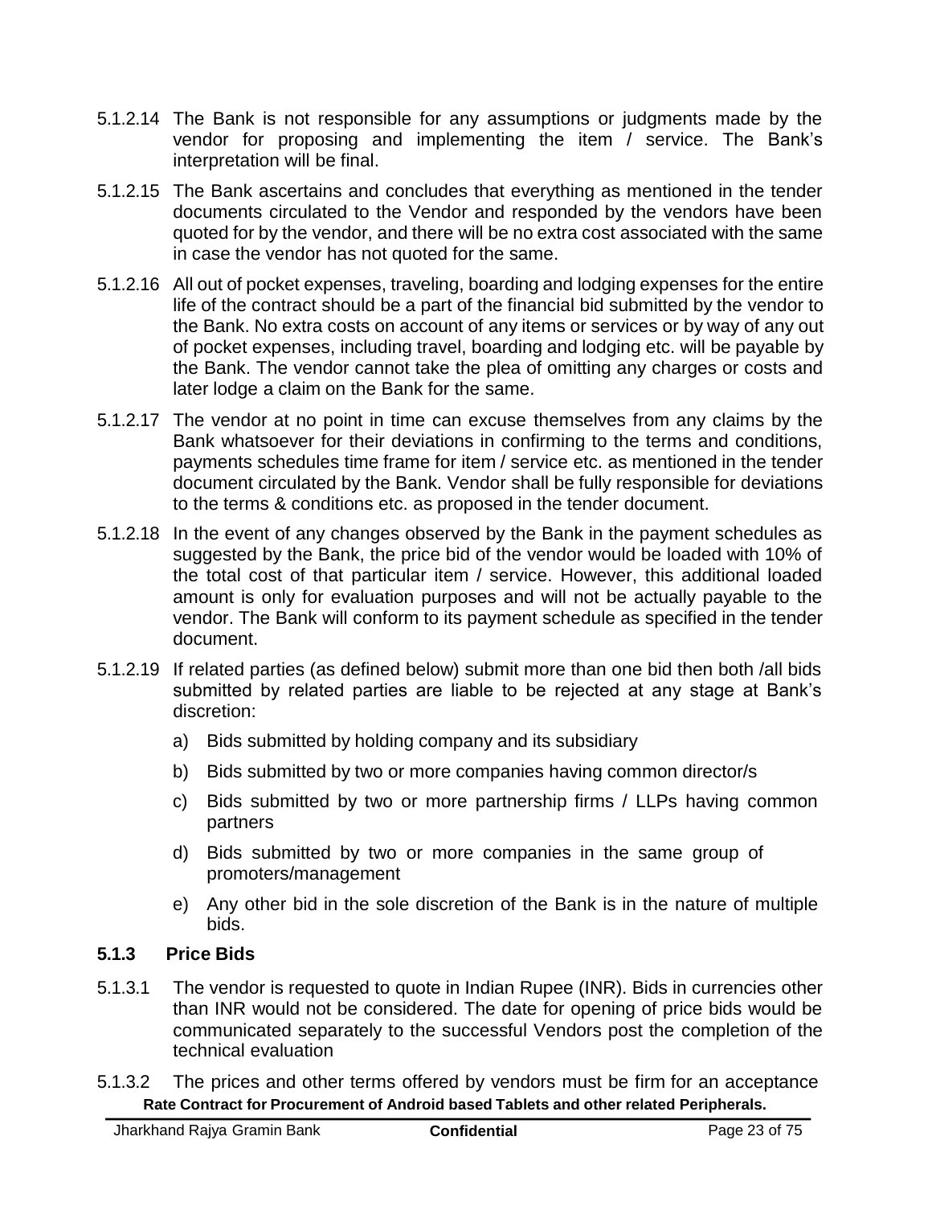5.1.2.14 The Bank is not responsible for any assumptions or judgments made by the vendor for proposing and implementing the item / service. The Bank's interpretation will be final.

5.1.2.15 The Bank ascertains and concludes that everything as mentioned in the tender documents circulated to the Vendor and responded by the vendors have been quoted for by the vendor, and there will be no extra cost associated with the same in case the vendor has not quoted for the same.

5.1.2.16 All out of pocket expenses, traveling, boarding and lodging expenses for the entire life of the contract should be a part of the financial bid submitted by the vendor to the Bank. No extra costs on account of any items or services or by way of any out of pocket expenses, including travel, boarding and lodging etc. will be payable by the Bank. The vendor cannot take the plea of omitting any charges or costs and later lodge a claim on the Bank for the same.

5.1.2.17 The vendor at no point in time can excuse themselves from any claims by the Bank whatsoever for their deviations in confirming to the terms and conditions, payments schedules time frame for item / service etc. as mentioned in the tender document circulated by the Bank. Vendor shall be fully responsible for deviations to the terms & conditions etc. as proposed in the tender document.

5.1.2.18 In the event of any changes observed by the Bank in the payment schedules as suggested by the Bank, the price bid of the vendor would be loaded with 10% of the total cost of that particular item / service. However, this additional loaded amount is only for evaluation purposes and will not be actually payable to the vendor. The Bank will conform to its payment schedule as specified in the tender document.

5.1.2.19 If related parties (as defined below) submit more than one bid then both /all bids submitted by related parties are liable to be rejected at any stage at Bank's discretion:

a) Bids submitted by holding company and its subsidiary

b) Bids submitted by two or more companies having common director/s

c) Bids submitted by two or more partnership firms / LLPs having common partners

d) Bids submitted by two or more companies in the same group of promoters/management

e) Any other bid in the sole discretion of the Bank is in the nature of multiple bids.

### 5.1.3 Price Bids

5.1.3.1 The vendor is requested to quote in Indian Rupee (INR). Bids in currencies other than INR would not be considered. The date for opening of price bids would be communicated separately to the successful Vendors post the completion of the technical evaluation

5.1.3.2 The prices and other terms offered by vendors must be firm for an acceptance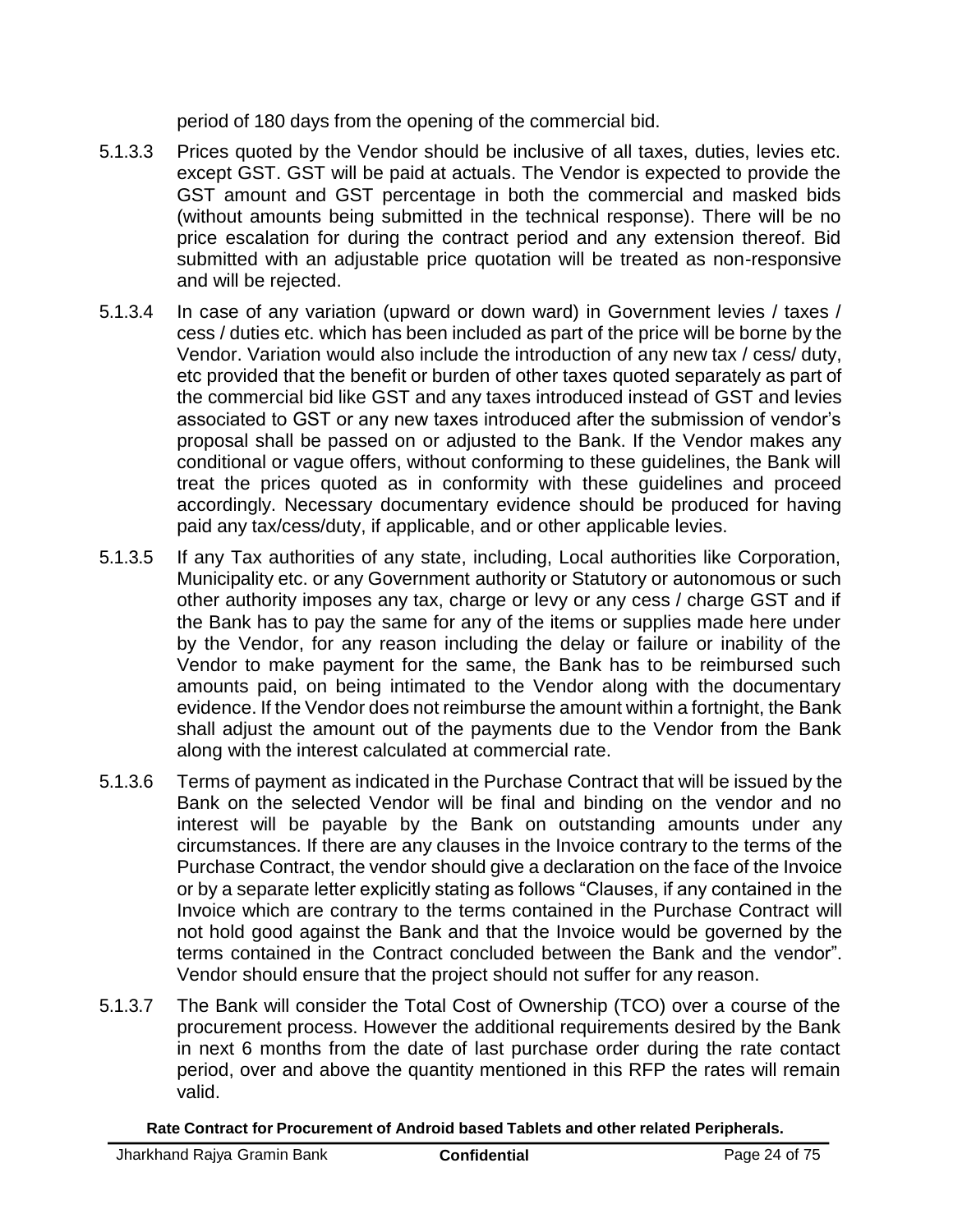period of 180 days from the opening of the commercial bid.

5.1.3.3 Prices quoted by the Vendor should be inclusive of all taxes, duties, levies etc. except GST. GST will be paid at actuals. The Vendor is expected to provide the GST amount and GST percentage in both the commercial and masked bids (without amounts being submitted in the technical response). There will be no price escalation for during the contract period and any extension thereof. Bid submitted with an adjustable price quotation will be treated as non-responsive and will be rejected.

5.1.3.4 In case of any variation (upward or down ward) in Government levies / taxes / cess / duties etc. which has been included as part of the price will be borne by the Vendor. Variation would also include the introduction of any new tax / cess/ duty, etc provided that the benefit or burden of other taxes quoted separately as part of the commercial bid like GST and any taxes introduced instead of GST and levies associated to GST or any new taxes introduced after the submission of vendor's proposal shall be passed on or adjusted to the Bank. If the Vendor makes any conditional or vague offers, without conforming to these guidelines, the Bank will treat the prices quoted as in conformity with these guidelines and proceed accordingly. Necessary documentary evidence should be produced for having paid any tax/cess/duty, if applicable, and or other applicable levies.

5.1.3.5 If any Tax authorities of any state, including, Local authorities like Corporation, Municipality etc. or any Government authority or Statutory or autonomous or such other authority imposes any tax, charge or levy or any cess / charge GST and if the Bank has to pay the same for any of the items or supplies made here under by the Vendor, for any reason including the delay or failure or inability of the Vendor to make payment for the same, the Bank has to be reimbursed such amounts paid, on being intimated to the Vendor along with the documentary evidence. If the Vendor does not reimburse the amount within a fortnight, the Bank shall adjust the amount out of the payments due to the Vendor from the Bank along with the interest calculated at commercial rate.

5.1.3.6 Terms of payment as indicated in the Purchase Contract that will be issued by the Bank on the selected Vendor will be final and binding on the vendor and no interest will be payable by the Bank on outstanding amounts under any circumstances. If there are any clauses in the Invoice contrary to the terms of the Purchase Contract, the vendor should give a declaration on the face of the Invoice or by a separate letter explicitly stating as follows "Clauses, if any contained in the Invoice which are contrary to the terms contained in the Purchase Contract will not hold good against the Bank and that the Invoice would be governed by the terms contained in the Contract concluded between the Bank and the vendor". Vendor should ensure that the project should not suffer for any reason.

5.1.3.7 The Bank will consider the Total Cost of Ownership (TCO) over a course of the procurement process. However the additional requirements desired by the Bank in next 6 months from the date of last purchase order during the rate contact period, over and above the quantity mentioned in this RFP the rates will remain valid.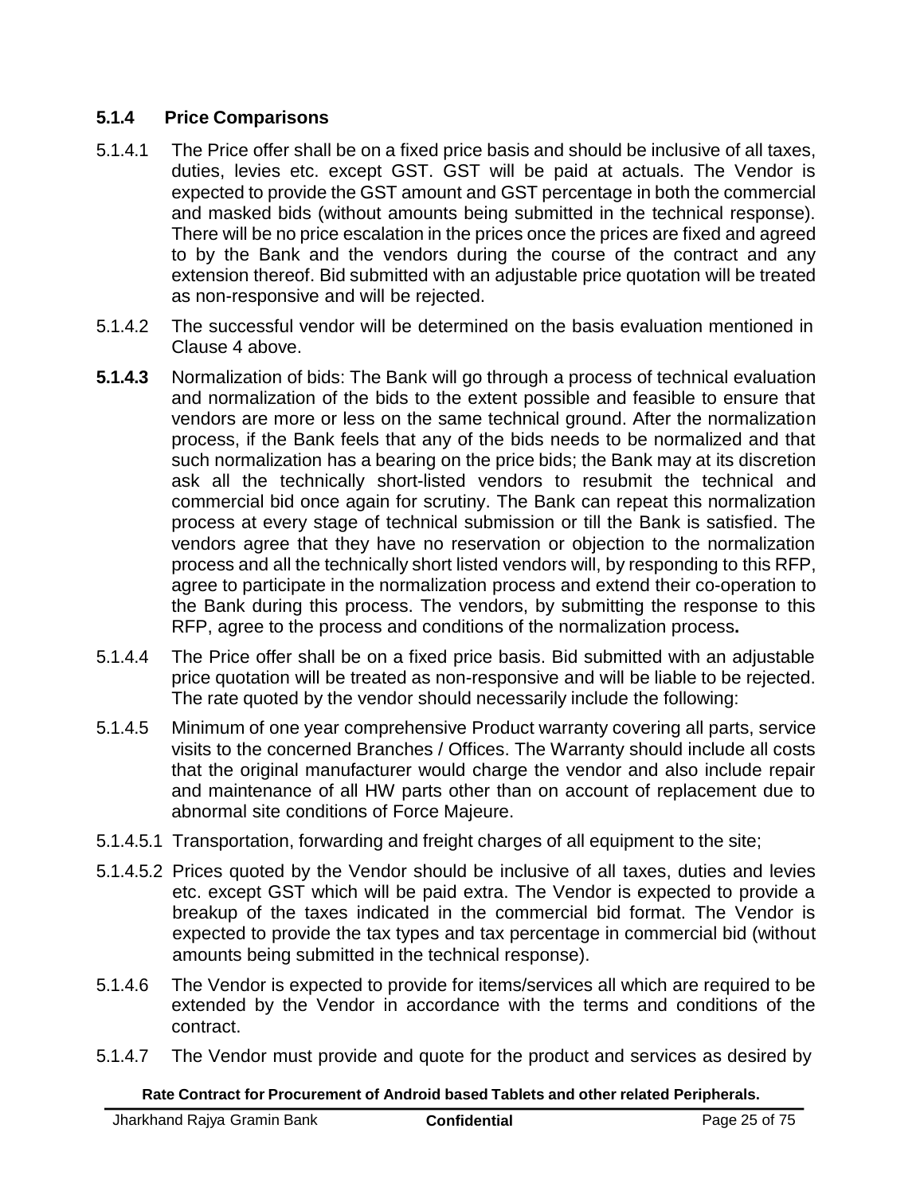### 5.1.4 Price Comparisons

5.1.4.1 The Price offer shall be on a fixed price basis and should be inclusive of all taxes, duties, levies etc. except GST. GST will be paid at actuals. The Vendor is expected to provide the GST amount and GST percentage in both the commercial and masked bids (without amounts being submitted in the technical response). There will be no price escalation in the prices once the prices are fixed and agreed to by the Bank and the vendors during the course of the contract and any extension thereof. Bid submitted with an adjustable price quotation will be treated as non-responsive and will be rejected.

5.1.4.2 The successful vendor will be determined on the basis evaluation mentioned in Clause 4 above.

**5.1.4.3** Normalization of bids: The Bank will go through a process of technical evaluation and normalization of the bids to the extent possible and feasible to ensure that vendors are more or less on the same technical ground. After the normalization process, if the Bank feels that any of the bids needs to be normalized and that such normalization has a bearing on the price bids; the Bank may at its discretion ask all the technically short-listed vendors to resubmit the technical and commercial bid once again for scrutiny. The Bank can repeat this normalization process at every stage of technical submission or till the Bank is satisfied. The vendors agree that they have no reservation or objection to the normalization process and all the technically short listed vendors will, by responding to this RFP, agree to participate in the normalization process and extend their co-operation to the Bank during this process. The vendors, by submitting the response to this RFP, agree to the process and conditions of the normalization process**.**

5.1.4.4 The Price offer shall be on a fixed price basis. Bid submitted with an adjustable price quotation will be treated as non-responsive and will be liable to be rejected. The rate quoted by the vendor should necessarily include the following:

5.1.4.5 Minimum of one year comprehensive Product warranty covering all parts, service visits to the concerned Branches / Offices. The Warranty should include all costs that the original manufacturer would charge the vendor and also include repair and maintenance of all HW parts other than on account of replacement due to abnormal site conditions of Force Majeure.

5.1.4.5.1 Transportation, forwarding and freight charges of all equipment to the site;

5.1.4.5.2 Prices quoted by the Vendor should be inclusive of all taxes, duties and levies etc. except GST which will be paid extra. The Vendor is expected to provide a breakup of the taxes indicated in the commercial bid format. The Vendor is expected to provide the tax types and tax percentage in commercial bid (without amounts being submitted in the technical response).

5.1.4.6 The Vendor is expected to provide for items/services all which are required to be extended by the Vendor in accordance with the terms and conditions of the contract.

5.1.4.7 The Vendor must provide and quote for the product and services as desired by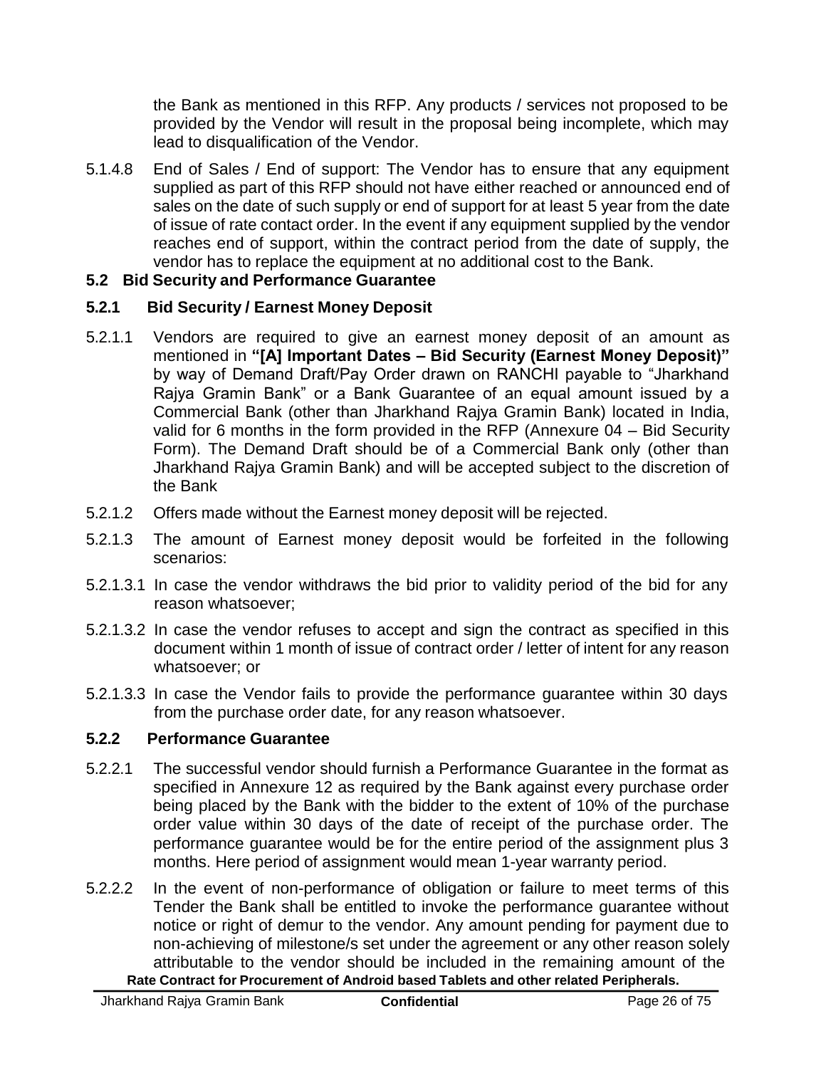the Bank as mentioned in this RFP. Any products / services not proposed to be provided by the Vendor will result in the proposal being incomplete, which may lead to disqualification of the Vendor.

5.1.4.8 End of Sales / End of support: The Vendor has to ensure that any equipment supplied as part of this RFP should not have either reached or announced end of sales on the date of such supply or end of support for at least 5 year from the date of issue of rate contact order. In the event if any equipment supplied by the vendor reaches end of support, within the contract period from the date of supply, the vendor has to replace the equipment at no additional cost to the Bank.

## 5.2 Bid Security and Performance Guarantee

### 5.2.1 Bid Security / Earnest Money Deposit

5.2.1.1 Vendors are required to give an earnest money deposit of an amount as mentioned in **"[A] Important Dates – Bid Security (Earnest Money Deposit)"** by way of Demand Draft/Pay Order drawn on RANCHI payable to "Jharkhand Rajya Gramin Bank" or a Bank Guarantee of an equal amount issued by a Commercial Bank (other than Jharkhand Rajya Gramin Bank) located in India, valid for 6 months in the form provided in the RFP (Annexure 04 – Bid Security Form). The Demand Draft should be of a Commercial Bank only (other than Jharkhand Rajya Gramin Bank) and will be accepted subject to the discretion of the Bank

5.2.1.2 Offers made without the Earnest money deposit will be rejected.

5.2.1.3 The amount of Earnest money deposit would be forfeited in the following scenarios:

5.2.1.3.1 In case the vendor withdraws the bid prior to validity period of the bid for any reason whatsoever;

5.2.1.3.2 In case the vendor refuses to accept and sign the contract as specified in this document within 1 month of issue of contract order / letter of intent for any reason whatsoever; or

5.2.1.3.3 In case the Vendor fails to provide the performance guarantee within 30 days from the purchase order date, for any reason whatsoever.

### 5.2.2 Performance Guarantee

5.2.2.1 The successful vendor should furnish a Performance Guarantee in the format as specified in Annexure 12 as required by the Bank against every purchase order being placed by the Bank with the bidder to the extent of 10% of the purchase order value within 30 days of the date of receipt of the purchase order. The performance guarantee would be for the entire period of the assignment plus 3 months. Here period of assignment would mean 1-year warranty period.

5.2.2.2 In the event of non-performance of obligation or failure to meet terms of this Tender the Bank shall be entitled to invoke the performance guarantee without notice or right of demur to the vendor. Any amount pending for payment due to non-achieving of milestone/s set under the agreement or any other reason solely attributable to the vendor should be included in the remaining amount of the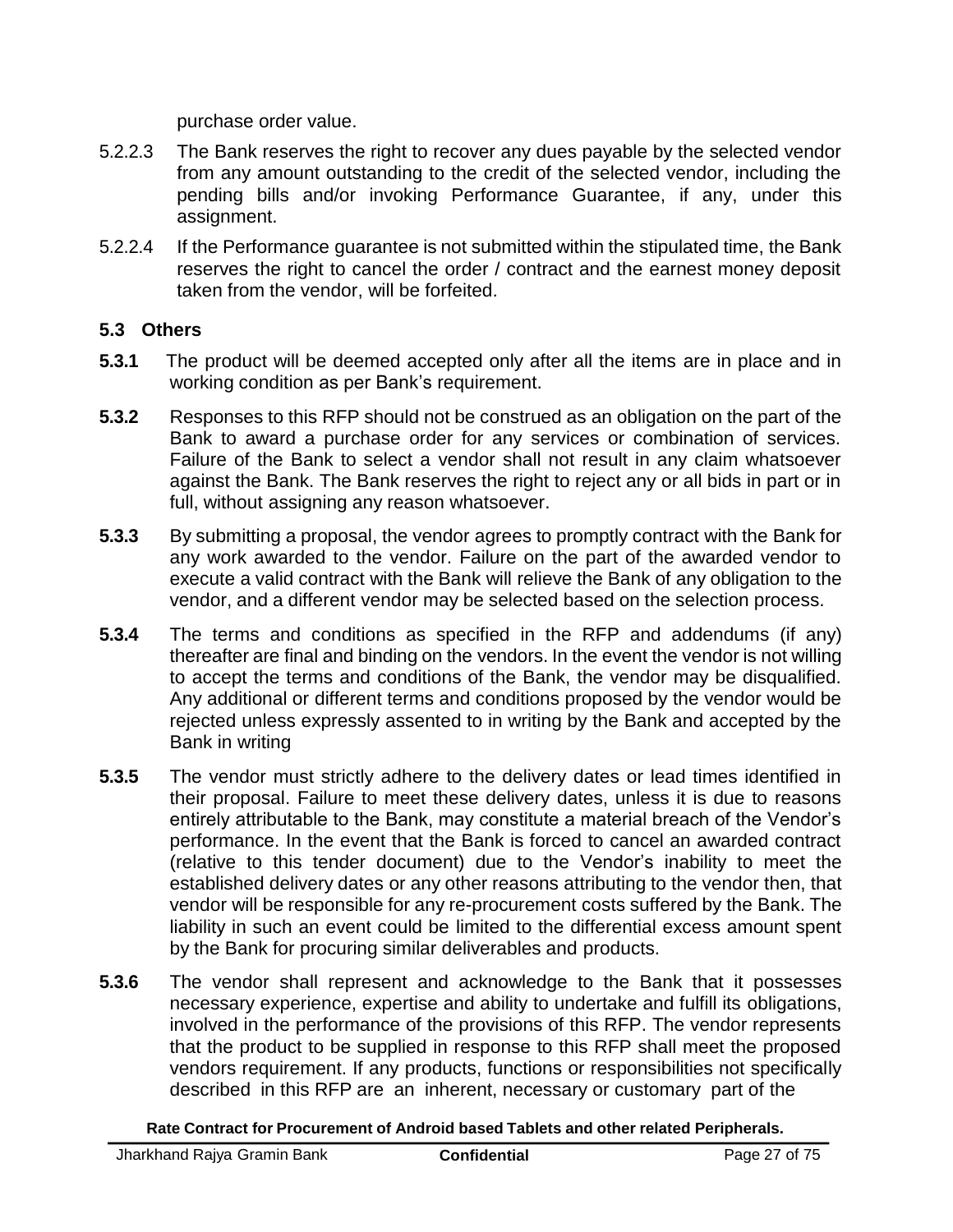purchase order value.

5.2.2.3 The Bank reserves the right to recover any dues payable by the selected vendor from any amount outstanding to the credit of the selected vendor, including the pending bills and/or invoking Performance Guarantee, if any, under this assignment.

5.2.2.4 If the Performance guarantee is not submitted within the stipulated time, the Bank reserves the right to cancel the order / contract and the earnest money deposit taken from the vendor, will be forfeited.

### 5.3 Others

**5.3.1** The product will be deemed accepted only after all the items are in place and in working condition as per Bank's requirement.

**5.3.2** Responses to this RFP should not be construed as an obligation on the part of the Bank to award a purchase order for any services or combination of services. Failure of the Bank to select a vendor shall not result in any claim whatsoever against the Bank. The Bank reserves the right to reject any or all bids in part or in full, without assigning any reason whatsoever.

**5.3.3** By submitting a proposal, the vendor agrees to promptly contract with the Bank for any work awarded to the vendor. Failure on the part of the awarded vendor to execute a valid contract with the Bank will relieve the Bank of any obligation to the vendor, and a different vendor may be selected based on the selection process.

**5.3.4** The terms and conditions as specified in the RFP and addendums (if any) thereafter are final and binding on the vendors. In the event the vendor is not willing to accept the terms and conditions of the Bank, the vendor may be disqualified. Any additional or different terms and conditions proposed by the vendor would be rejected unless expressly assented to in writing by the Bank and accepted by the Bank in writing

**5.3.5** The vendor must strictly adhere to the delivery dates or lead times identified in their proposal. Failure to meet these delivery dates, unless it is due to reasons entirely attributable to the Bank, may constitute a material breach of the Vendor's performance. In the event that the Bank is forced to cancel an awarded contract (relative to this tender document) due to the Vendor's inability to meet the established delivery dates or any other reasons attributing to the vendor then, that vendor will be responsible for any re-procurement costs suffered by the Bank. The liability in such an event could be limited to the differential excess amount spent by the Bank for procuring similar deliverables and products.

**5.3.6** The vendor shall represent and acknowledge to the Bank that it possesses necessary experience, expertise and ability to undertake and fulfill its obligations, involved in the performance of the provisions of this RFP. The vendor represents that the product to be supplied in response to this RFP shall meet the proposed vendors requirement. If any products, functions or responsibilities not specifically described in this RFP are an inherent, necessary or customary part of the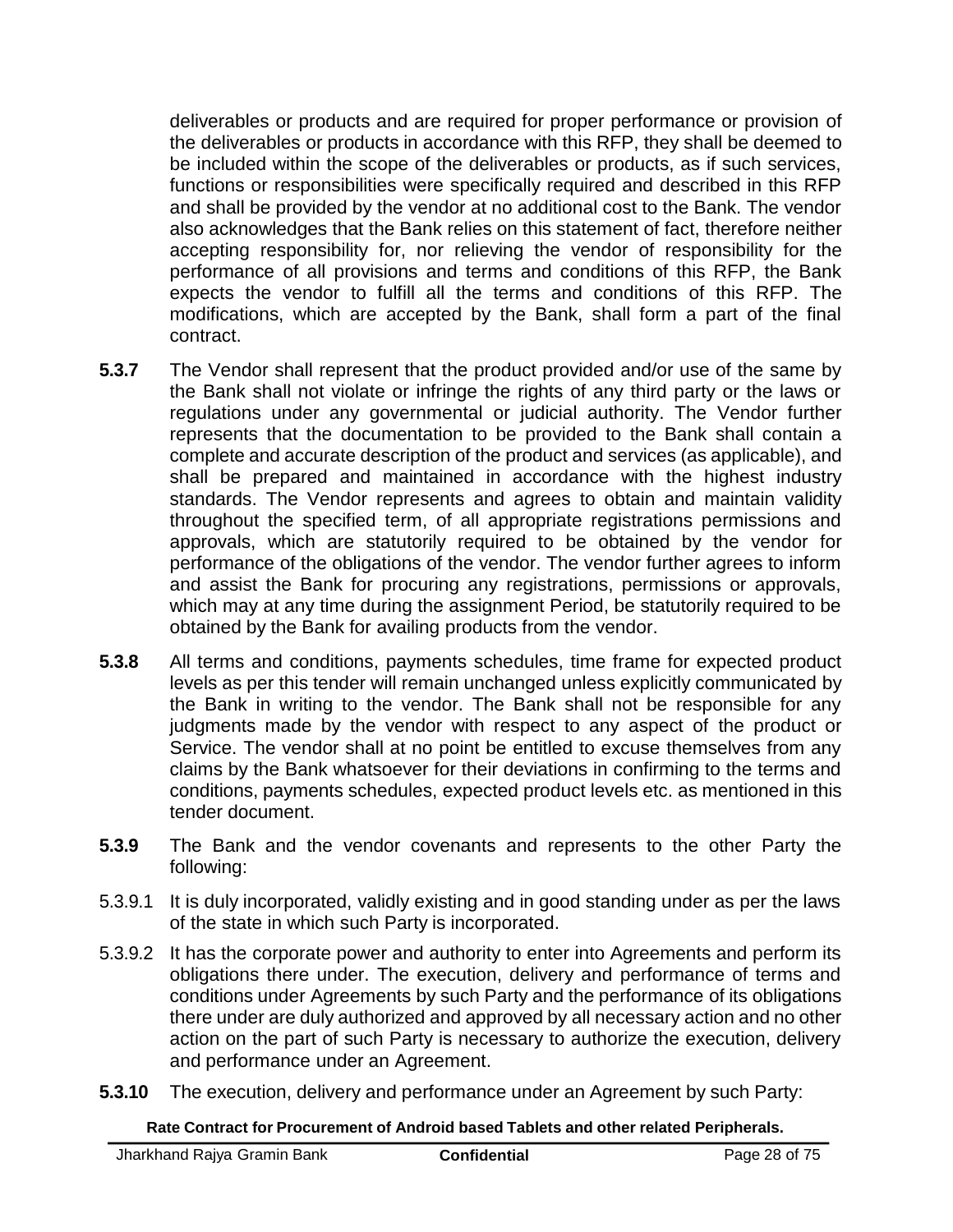deliverables or products and are required for proper performance or provision of the deliverables or products in accordance with this RFP, they shall be deemed to be included within the scope of the deliverables or products, as if such services, functions or responsibilities were specifically required and described in this RFP and shall be provided by the vendor at no additional cost to the Bank. The vendor also acknowledges that the Bank relies on this statement of fact, therefore neither accepting responsibility for, nor relieving the vendor of responsibility for the performance of all provisions and terms and conditions of this RFP, the Bank expects the vendor to fulfill all the terms and conditions of this RFP. The modifications, which are accepted by the Bank, shall form a part of the final contract.

**5.3.7** The Vendor shall represent that the product provided and/or use of the same by the Bank shall not violate or infringe the rights of any third party or the laws or regulations under any governmental or judicial authority. The Vendor further represents that the documentation to be provided to the Bank shall contain a complete and accurate description of the product and services (as applicable), and shall be prepared and maintained in accordance with the highest industry standards. The Vendor represents and agrees to obtain and maintain validity throughout the specified term, of all appropriate registrations permissions and approvals, which are statutorily required to be obtained by the vendor for performance of the obligations of the vendor. The vendor further agrees to inform and assist the Bank for procuring any registrations, permissions or approvals, which may at any time during the assignment Period, be statutorily required to be obtained by the Bank for availing products from the vendor.

**5.3.8** All terms and conditions, payments schedules, time frame for expected product levels as per this tender will remain unchanged unless explicitly communicated by the Bank in writing to the vendor. The Bank shall not be responsible for any judgments made by the vendor with respect to any aspect of the product or Service. The vendor shall at no point be entitled to excuse themselves from any claims by the Bank whatsoever for their deviations in confirming to the terms and conditions, payments schedules, expected product levels etc. as mentioned in this tender document.

**5.3.9** The Bank and the vendor covenants and represents to the other Party the following:

5.3.9.1 It is duly incorporated, validly existing and in good standing under as per the laws of the state in which such Party is incorporated.

5.3.9.2 It has the corporate power and authority to enter into Agreements and perform its obligations there under. The execution, delivery and performance of terms and conditions under Agreements by such Party and the performance of its obligations there under are duly authorized and approved by all necessary action and no other action on the part of such Party is necessary to authorize the execution, delivery and performance under an Agreement.

**5.3.10** The execution, delivery and performance under an Agreement by such Party: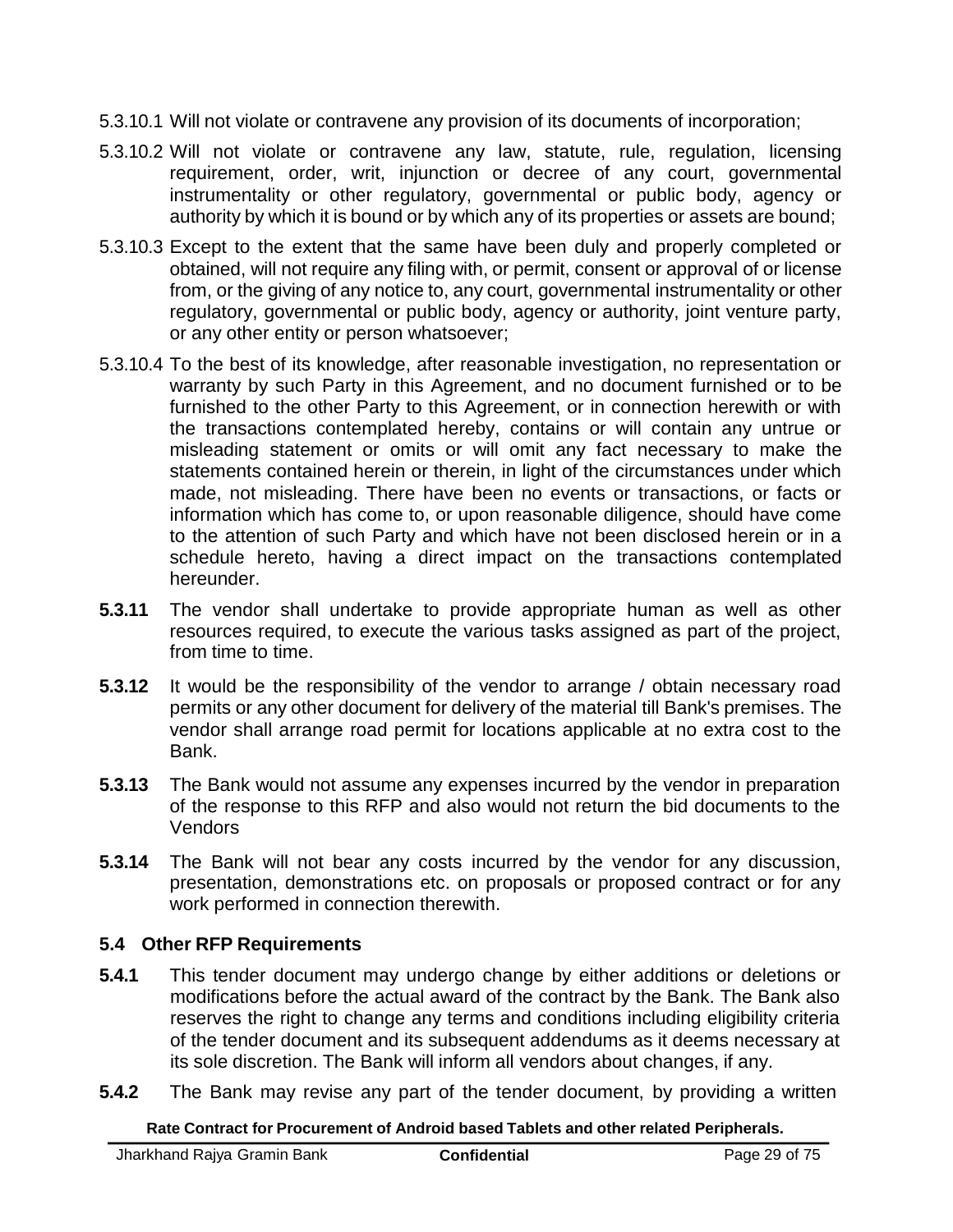5.3.10.1 Will not violate or contravene any provision of its documents of incorporation;

5.3.10.2 Will not violate or contravene any law, statute, rule, regulation, licensing requirement, order, writ, injunction or decree of any court, governmental instrumentality or other regulatory, governmental or public body, agency or authority by which it is bound or by which any of its properties or assets are bound;

5.3.10.3 Except to the extent that the same have been duly and properly completed or obtained, will not require any filing with, or permit, consent or approval of or license from, or the giving of any notice to, any court, governmental instrumentality or other regulatory, governmental or public body, agency or authority, joint venture party, or any other entity or person whatsoever;

5.3.10.4 To the best of its knowledge, after reasonable investigation, no representation or warranty by such Party in this Agreement, and no document furnished or to be furnished to the other Party to this Agreement, or in connection herewith or with the transactions contemplated hereby, contains or will contain any untrue or misleading statement or omits or will omit any fact necessary to make the statements contained herein or therein, in light of the circumstances under which made, not misleading. There have been no events or transactions, or facts or information which has come to, or upon reasonable diligence, should have come to the attention of such Party and which have not been disclosed herein or in a schedule hereto, having a direct impact on the transactions contemplated hereunder.

**5.3.11** The vendor shall undertake to provide appropriate human as well as other resources required, to execute the various tasks assigned as part of the project, from time to time.

**5.3.12** It would be the responsibility of the vendor to arrange / obtain necessary road permits or any other document for delivery of the material till Bank's premises. The vendor shall arrange road permit for locations applicable at no extra cost to the Bank.

**5.3.13** The Bank would not assume any expenses incurred by the vendor in preparation of the response to this RFP and also would not return the bid documents to the Vendors

**5.3.14** The Bank will not bear any costs incurred by the vendor for any discussion, presentation, demonstrations etc. on proposals or proposed contract or for any work performed in connection therewith.

### 5.4 Other RFP Requirements

**5.4.1** This tender document may undergo change by either additions or deletions or modifications before the actual award of the contract by the Bank. The Bank also reserves the right to change any terms and conditions including eligibility criteria of the tender document and its subsequent addendums as it deems necessary at its sole discretion. The Bank will inform all vendors about changes, if any.

**5.4.2** The Bank may revise any part of the tender document, by providing a written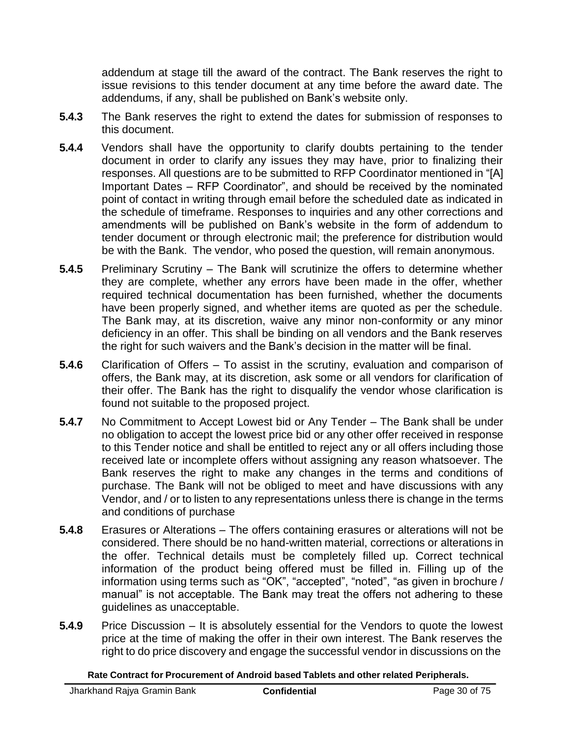addendum at stage till the award of the contract. The Bank reserves the right to issue revisions to this tender document at any time before the award date. The addendums, if any, shall be published on Bank's website only.

**5.4.3** The Bank reserves the right to extend the dates for submission of responses to this document.

**5.4.4** Vendors shall have the opportunity to clarify doubts pertaining to the tender document in order to clarify any issues they may have, prior to finalizing their responses. All questions are to be submitted to RFP Coordinator mentioned in "[A] Important Dates – RFP Coordinator", and should be received by the nominated point of contact in writing through email before the scheduled date as indicated in the schedule of timeframe. Responses to inquiries and any other corrections and amendments will be published on Bank's website in the form of addendum to tender document or through electronic mail; the preference for distribution would be with the Bank. The vendor, who posed the question, will remain anonymous.

**5.4.5** Preliminary Scrutiny – The Bank will scrutinize the offers to determine whether they are complete, whether any errors have been made in the offer, whether required technical documentation has been furnished, whether the documents have been properly signed, and whether items are quoted as per the schedule. The Bank may, at its discretion, waive any minor non-conformity or any minor deficiency in an offer. This shall be binding on all vendors and the Bank reserves the right for such waivers and the Bank's decision in the matter will be final.

**5.4.6** Clarification of Offers – To assist in the scrutiny, evaluation and comparison of offers, the Bank may, at its discretion, ask some or all vendors for clarification of their offer. The Bank has the right to disqualify the vendor whose clarification is found not suitable to the proposed project.

**5.4.7** No Commitment to Accept Lowest bid or Any Tender – The Bank shall be under no obligation to accept the lowest price bid or any other offer received in response to this Tender notice and shall be entitled to reject any or all offers including those received late or incomplete offers without assigning any reason whatsoever. The Bank reserves the right to make any changes in the terms and conditions of purchase. The Bank will not be obliged to meet and have discussions with any Vendor, and / or to listen to any representations unless there is change in the terms and conditions of purchase

**5.4.8** Erasures or Alterations – The offers containing erasures or alterations will not be considered. There should be no hand-written material, corrections or alterations in the offer. Technical details must be completely filled up. Correct technical information of the product being offered must be filled in. Filling up of the information using terms such as "OK", "accepted", "noted", "as given in brochure / manual" is not acceptable. The Bank may treat the offers not adhering to these guidelines as unacceptable.

**5.4.9** Price Discussion – It is absolutely essential for the Vendors to quote the lowest price at the time of making the offer in their own interest. The Bank reserves the right to do price discovery and engage the successful vendor in discussions on the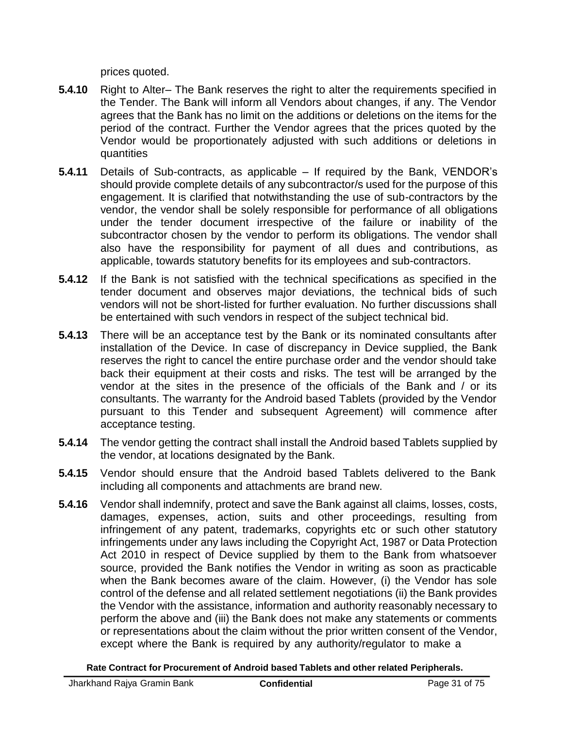prices quoted.

**5.4.10** Right to Alter– The Bank reserves the right to alter the requirements specified in the Tender. The Bank will inform all Vendors about changes, if any. The Vendor agrees that the Bank has no limit on the additions or deletions on the items for the period of the contract. Further the Vendor agrees that the prices quoted by the Vendor would be proportionately adjusted with such additions or deletions in quantities

**5.4.11** Details of Sub-contracts, as applicable – If required by the Bank, VENDOR's should provide complete details of any subcontractor/s used for the purpose of this engagement. It is clarified that notwithstanding the use of sub-contractors by the vendor, the vendor shall be solely responsible for performance of all obligations under the tender document irrespective of the failure or inability of the subcontractor chosen by the vendor to perform its obligations. The vendor shall also have the responsibility for payment of all dues and contributions, as applicable, towards statutory benefits for its employees and sub-contractors.

**5.4.12** If the Bank is not satisfied with the technical specifications as specified in the tender document and observes major deviations, the technical bids of such vendors will not be short-listed for further evaluation. No further discussions shall be entertained with such vendors in respect of the subject technical bid.

**5.4.13** There will be an acceptance test by the Bank or its nominated consultants after installation of the Device. In case of discrepancy in Device supplied, the Bank reserves the right to cancel the entire purchase order and the vendor should take back their equipment at their costs and risks. The test will be arranged by the vendor at the sites in the presence of the officials of the Bank and / or its consultants. The warranty for the Android based Tablets (provided by the Vendor pursuant to this Tender and subsequent Agreement) will commence after acceptance testing.

**5.4.14** The vendor getting the contract shall install the Android based Tablets supplied by the vendor, at locations designated by the Bank.

**5.4.15** Vendor should ensure that the Android based Tablets delivered to the Bank including all components and attachments are brand new.

**5.4.16** Vendor shall indemnify, protect and save the Bank against all claims, losses, costs, damages, expenses, action, suits and other proceedings, resulting from infringement of any patent, trademarks, copyrights etc or such other statutory infringements under any laws including the Copyright Act, 1987 or Data Protection Act 2010 in respect of Device supplied by them to the Bank from whatsoever source, provided the Bank notifies the Vendor in writing as soon as practicable when the Bank becomes aware of the claim. However, (i) the Vendor has sole control of the defense and all related settlement negotiations (ii) the Bank provides the Vendor with the assistance, information and authority reasonably necessary to perform the above and (iii) the Bank does not make any statements or comments or representations about the claim without the prior written consent of the Vendor, except where the Bank is required by any authority/regulator to make a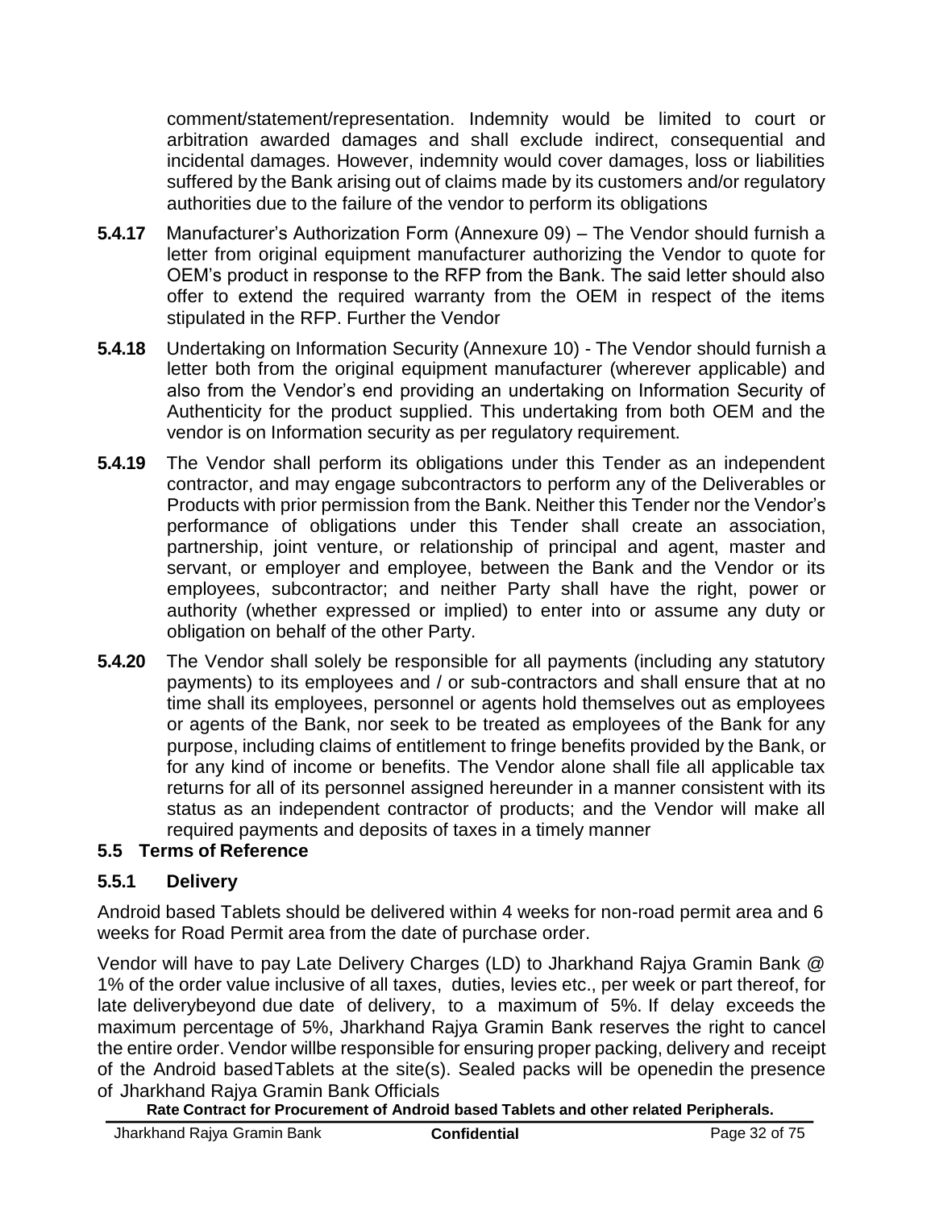comment/statement/representation. Indemnity would be limited to court or arbitration awarded damages and shall exclude indirect, consequential and incidental damages. However, indemnity would cover damages, loss or liabilities suffered by the Bank arising out of claims made by its customers and/or regulatory authorities due to the failure of the vendor to perform its obligations

**5.4.17** Manufacturer's Authorization Form (Annexure 09) – The Vendor should furnish a letter from original equipment manufacturer authorizing the Vendor to quote for OEM's product in response to the RFP from the Bank. The said letter should also offer to extend the required warranty from the OEM in respect of the items stipulated in the RFP. Further the Vendor

**5.4.18** Undertaking on Information Security (Annexure 10) - The Vendor should furnish a letter both from the original equipment manufacturer (wherever applicable) and also from the Vendor's end providing an undertaking on Information Security of Authenticity for the product supplied. This undertaking from both OEM and the vendor is on Information security as per regulatory requirement.

**5.4.19** The Vendor shall perform its obligations under this Tender as an independent contractor, and may engage subcontractors to perform any of the Deliverables or Products with prior permission from the Bank. Neither this Tender nor the Vendor's performance of obligations under this Tender shall create an association, partnership, joint venture, or relationship of principal and agent, master and servant, or employer and employee, between the Bank and the Vendor or its employees, subcontractor; and neither Party shall have the right, power or authority (whether expressed or implied) to enter into or assume any duty or obligation on behalf of the other Party.

**5.4.20** The Vendor shall solely be responsible for all payments (including any statutory payments) to its employees and / or sub-contractors and shall ensure that at no time shall its employees, personnel or agents hold themselves out as employees or agents of the Bank, nor seek to be treated as employees of the Bank for any purpose, including claims of entitlement to fringe benefits provided by the Bank, or for any kind of income or benefits. The Vendor alone shall file all applicable tax returns for all of its personnel assigned hereunder in a manner consistent with its status as an independent contractor of products; and the Vendor will make all required payments and deposits of taxes in a timely manner

## 5.5 Terms of Reference

### 5.5.1 Delivery

Android based Tablets should be delivered within 4 weeks for non-road permit area and 6 weeks for Road Permit area from the date of purchase order.

Vendor will have to pay Late Delivery Charges (LD) to Jharkhand Rajya Gramin Bank @ 1% of the order value inclusive of all taxes, duties, levies etc., per week or part thereof, for late deliverybeyond due date of delivery, to a maximum of 5%. If delay exceeds the maximum percentage of 5%, Jharkhand Rajya Gramin Bank reserves the right to cancel the entire order. Vendor willbe responsible for ensuring proper packing, delivery and receipt of the Android basedTablets at the site(s). Sealed packs will be openedin the presence of Jharkhand Rajya Gramin Bank Officials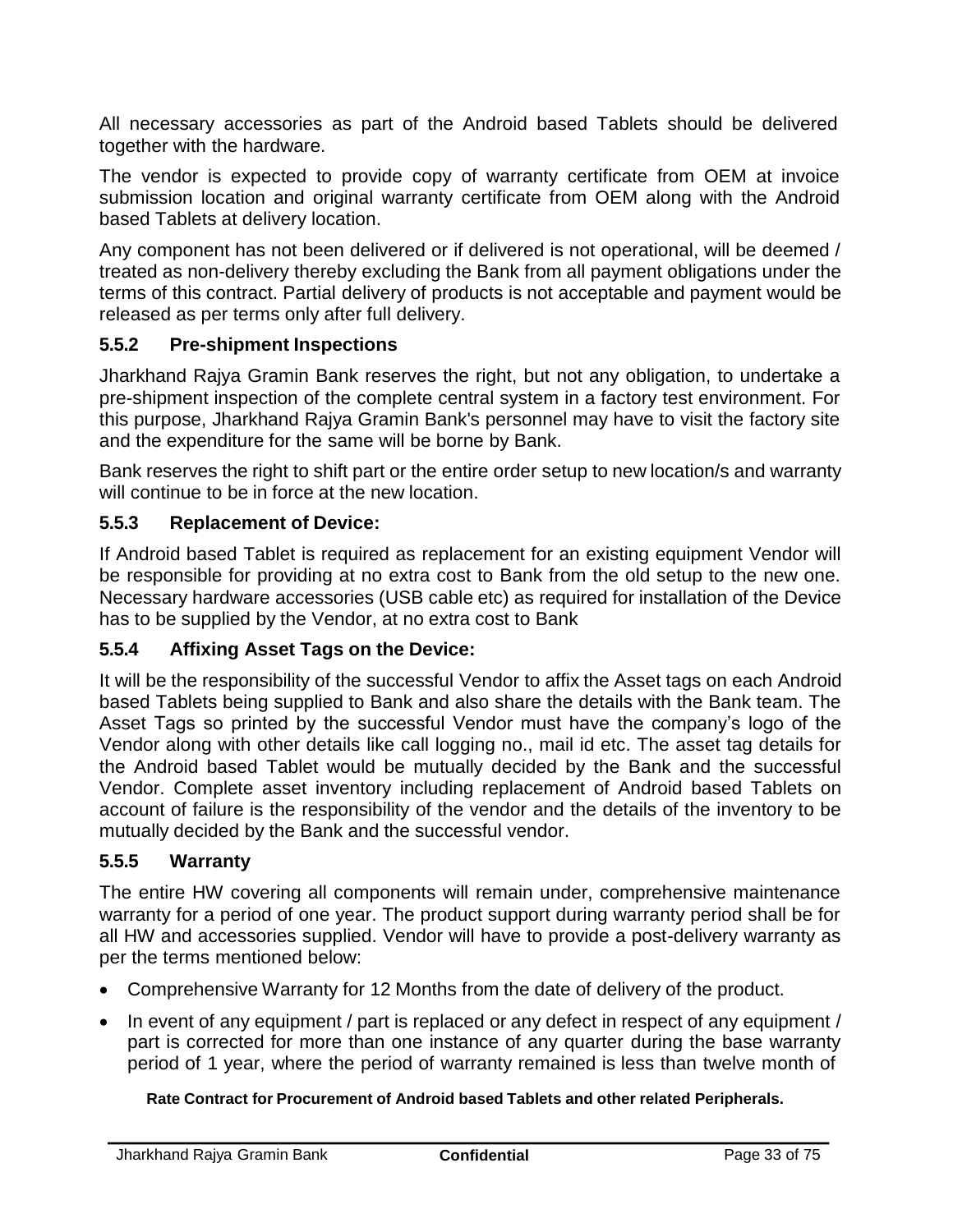All necessary accessories as part of the Android based Tablets should be delivered together with the hardware.

The vendor is expected to provide copy of warranty certificate from OEM at invoice submission location and original warranty certificate from OEM along with the Android based Tablets at delivery location.

Any component has not been delivered or if delivered is not operational, will be deemed / treated as non-delivery thereby excluding the Bank from all payment obligations under the terms of this contract. Partial delivery of products is not acceptable and payment would be released as per terms only after full delivery.

### 5.5.2 Pre-shipment Inspections

Jharkhand Rajya Gramin Bank reserves the right, but not any obligation, to undertake a pre-shipment inspection of the complete central system in a factory test environment. For this purpose, Jharkhand Rajya Gramin Bank's personnel may have to visit the factory site and the expenditure for the same will be borne by Bank.

Bank reserves the right to shift part or the entire order setup to new location/s and warranty will continue to be in force at the new location.

### 5.5.3 Replacement of Device:

If Android based Tablet is required as replacement for an existing equipment Vendor will be responsible for providing at no extra cost to Bank from the old setup to the new one. Necessary hardware accessories (USB cable etc) as required for installation of the Device has to be supplied by the Vendor, at no extra cost to Bank

### 5.5.4 Affixing Asset Tags on the Device:

It will be the responsibility of the successful Vendor to affix the Asset tags on each Android based Tablets being supplied to Bank and also share the details with the Bank team. The Asset Tags so printed by the successful Vendor must have the company's logo of the Vendor along with other details like call logging no., mail id etc. The asset tag details for the Android based Tablet would be mutually decided by the Bank and the successful Vendor. Complete asset inventory including replacement of Android based Tablets on account of failure is the responsibility of the vendor and the details of the inventory to be mutually decided by the Bank and the successful vendor.

### 5.5.5 Warranty

The entire HW covering all components will remain under, comprehensive maintenance warranty for a period of one year. The product support during warranty period shall be for all HW and accessories supplied. Vendor will have to provide a post-delivery warranty as per the terms mentioned below:

- Comprehensive Warranty for 12 Months from the date of delivery of the product.
- In event of any equipment / part is replaced or any defect in respect of any equipment / part is corrected for more than one instance of any quarter during the base warranty period of 1 year, where the period of warranty remained is less than twelve month of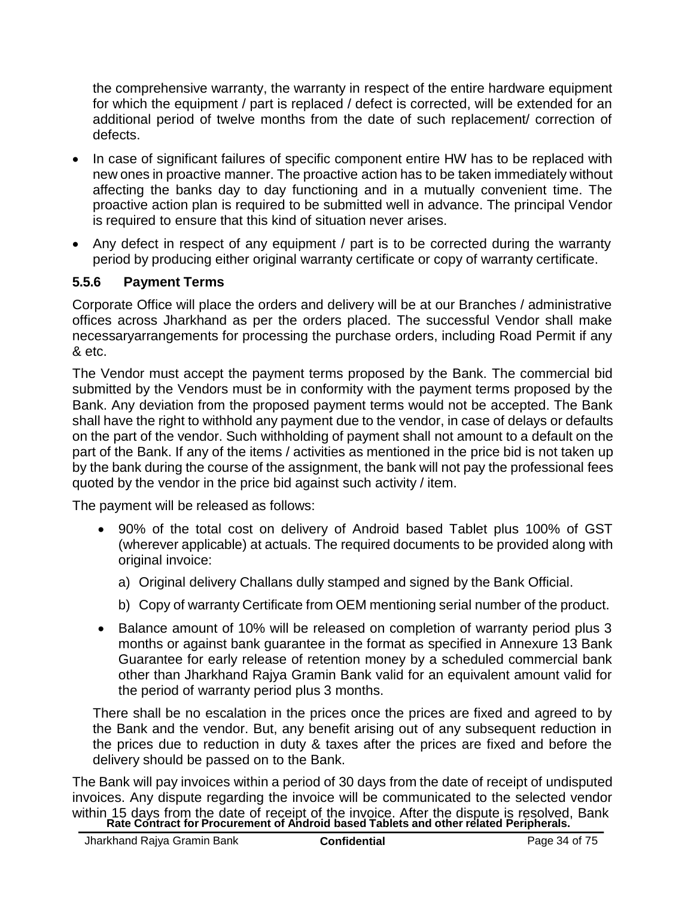the comprehensive warranty, the warranty in respect of the entire hardware equipment for which the equipment / part is replaced / defect is corrected, will be extended for an additional period of twelve months from the date of such replacement/ correction of defects.

- In case of significant failures of specific component entire HW has to be replaced with new ones in proactive manner. The proactive action has to be taken immediately without affecting the banks day to day functioning and in a mutually convenient time. The proactive action plan is required to be submitted well in advance. The principal Vendor is required to ensure that this kind of situation never arises.
- Any defect in respect of any equipment / part is to be corrected during the warranty period by producing either original warranty certificate or copy of warranty certificate.

### 5.5.6 Payment Terms

Corporate Office will place the orders and delivery will be at our Branches / administrative offices across Jharkhand as per the orders placed. The successful Vendor shall make necessaryarrangements for processing the purchase orders, including Road Permit if any & etc.

The Vendor must accept the payment terms proposed by the Bank. The commercial bid submitted by the Vendors must be in conformity with the payment terms proposed by the Bank. Any deviation from the proposed payment terms would not be accepted. The Bank shall have the right to withhold any payment due to the vendor, in case of delays or defaults on the part of the vendor. Such withholding of payment shall not amount to a default on the part of the Bank. If any of the items / activities as mentioned in the price bid is not taken up by the bank during the course of the assignment, the bank will not pay the professional fees quoted by the vendor in the price bid against such activity / item.

The payment will be released as follows:

- 90% of the total cost on delivery of Android based Tablet plus 100% of GST (wherever applicable) at actuals. The required documents to be provided along with original invoice:
  a) Original delivery Challans dully stamped and signed by the Bank Official.
  b) Copy of warranty Certificate from OEM mentioning serial number of the product.
- Balance amount of 10% will be released on completion of warranty period plus 3 months or against bank guarantee in the format as specified in Annexure 13 Bank Guarantee for early release of retention money by a scheduled commercial bank other than Jharkhand Rajya Gramin Bank valid for an equivalent amount valid for the period of warranty period plus 3 months.

There shall be no escalation in the prices once the prices are fixed and agreed to by the Bank and the vendor. But, any benefit arising out of any subsequent reduction in the prices due to reduction in duty & taxes after the prices are fixed and before the delivery should be passed on to the Bank.

The Bank will pay invoices within a period of 30 days from the date of receipt of undisputed invoices. Any dispute regarding the invoice will be communicated to the selected vendor within 15 days from the date of receipt of the invoice. After the dispute is resolved, Bank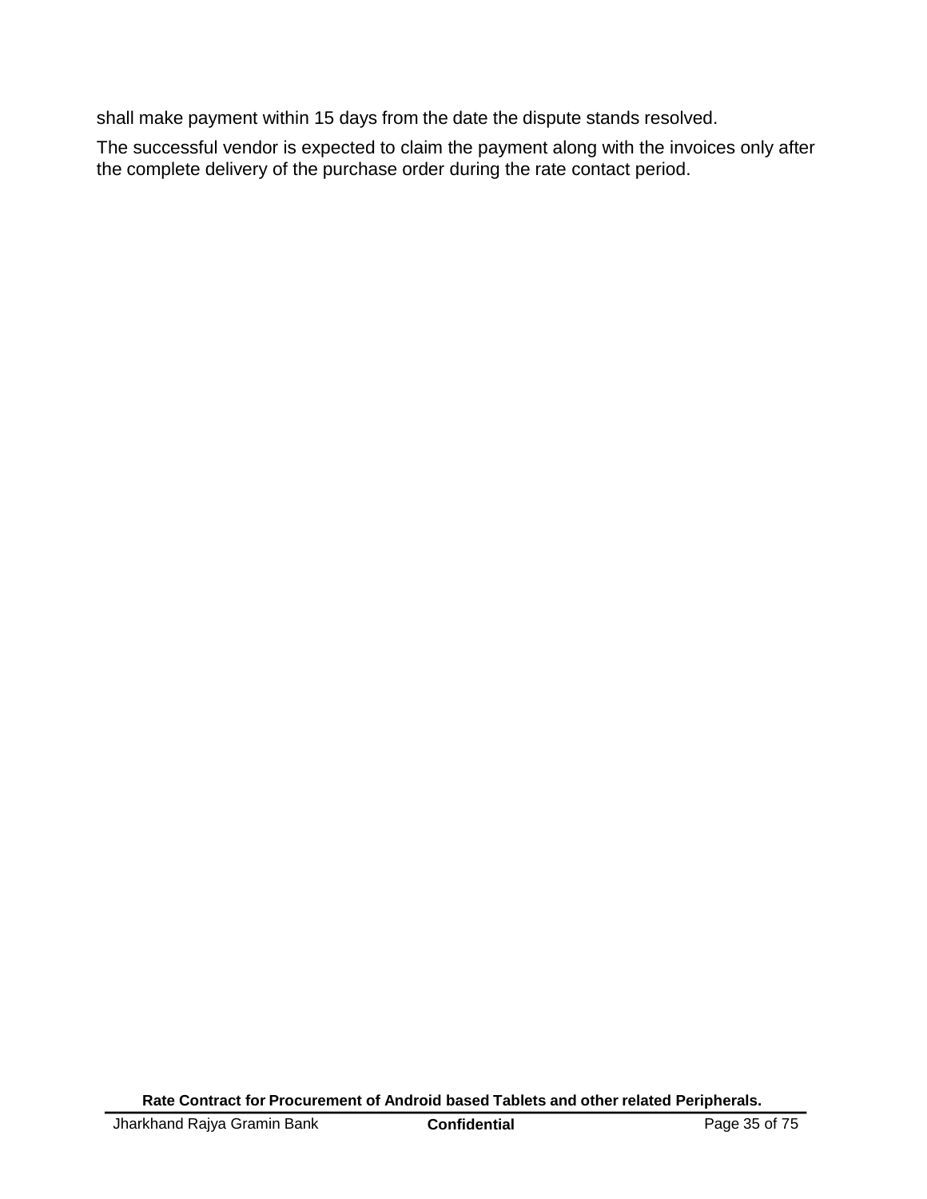shall make payment within 15 days from the date the dispute stands resolved.

The successful vendor is expected to claim the payment along with the invoices only after the complete delivery of the purchase order during the rate contact period.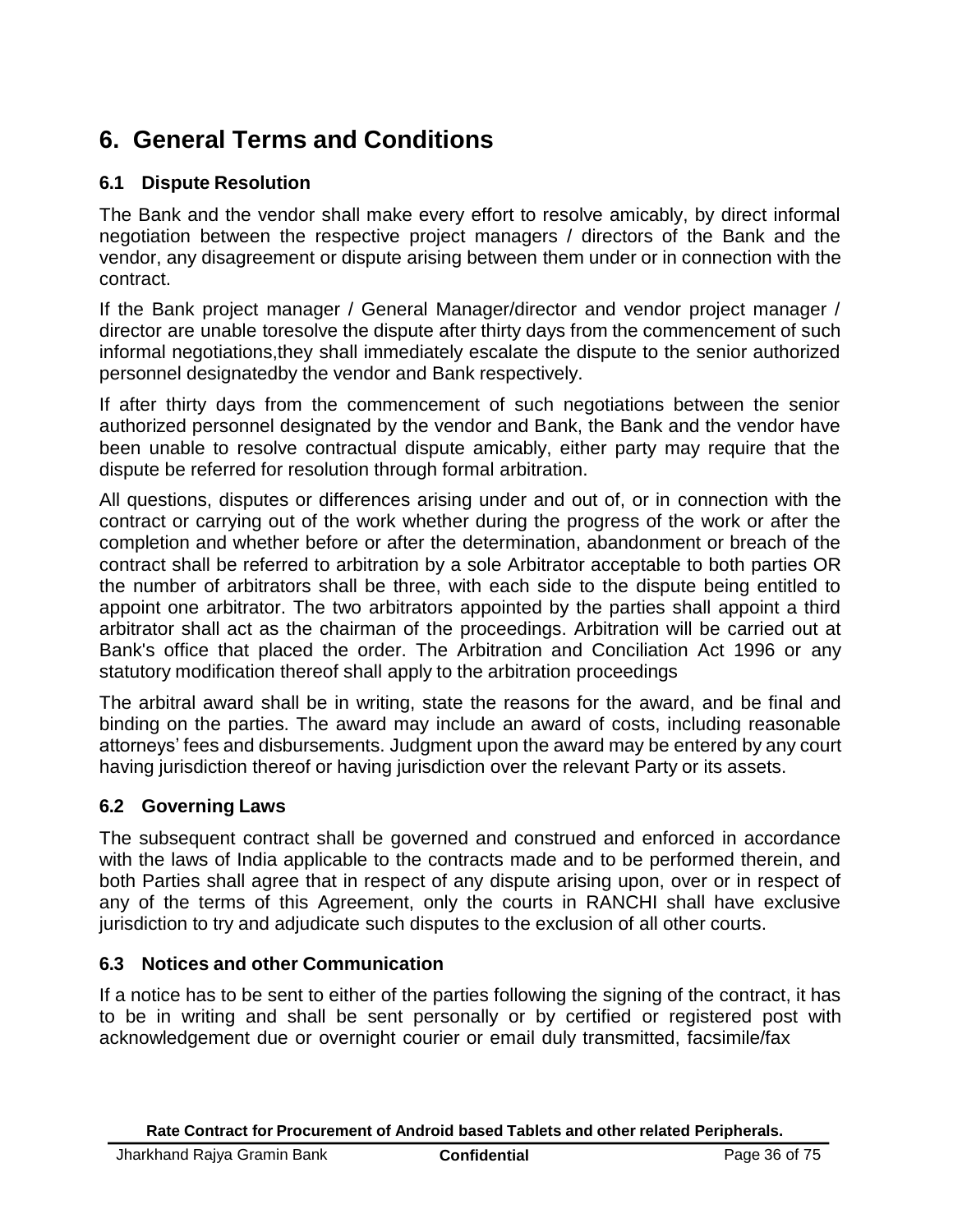# 6. General Terms and Conditions

## 6.1 Dispute Resolution

The Bank and the vendor shall make every effort to resolve amicably, by direct informal negotiation between the respective project managers / directors of the Bank and the vendor, any disagreement or dispute arising between them under or in connection with the contract.

If the Bank project manager / General Manager/director and vendor project manager / director are unable toresolve the dispute after thirty days from the commencement of such informal negotiations,they shall immediately escalate the dispute to the senior authorized personnel designatedby the vendor and Bank respectively.

If after thirty days from the commencement of such negotiations between the senior authorized personnel designated by the vendor and Bank, the Bank and the vendor have been unable to resolve contractual dispute amicably, either party may require that the dispute be referred for resolution through formal arbitration.

All questions, disputes or differences arising under and out of, or in connection with the contract or carrying out of the work whether during the progress of the work or after the completion and whether before or after the determination, abandonment or breach of the contract shall be referred to arbitration by a sole Arbitrator acceptable to both parties OR the number of arbitrators shall be three, with each side to the dispute being entitled to appoint one arbitrator. The two arbitrators appointed by the parties shall appoint a third arbitrator shall act as the chairman of the proceedings. Arbitration will be carried out at Bank's office that placed the order. The Arbitration and Conciliation Act 1996 or any statutory modification thereof shall apply to the arbitration proceedings

The arbitral award shall be in writing, state the reasons for the award, and be final and binding on the parties. The award may include an award of costs, including reasonable attorneys' fees and disbursements. Judgment upon the award may be entered by any court having jurisdiction thereof or having jurisdiction over the relevant Party or its assets.

## 6.2 Governing Laws

The subsequent contract shall be governed and construed and enforced in accordance with the laws of India applicable to the contracts made and to be performed therein, and both Parties shall agree that in respect of any dispute arising upon, over or in respect of any of the terms of this Agreement, only the courts in RANCHI shall have exclusive jurisdiction to try and adjudicate such disputes to the exclusion of all other courts.

## 6.3 Notices and other Communication

If a notice has to be sent to either of the parties following the signing of the contract, it has to be in writing and shall be sent personally or by certified or registered post with acknowledgement due or overnight courier or email duly transmitted, facsimile/fax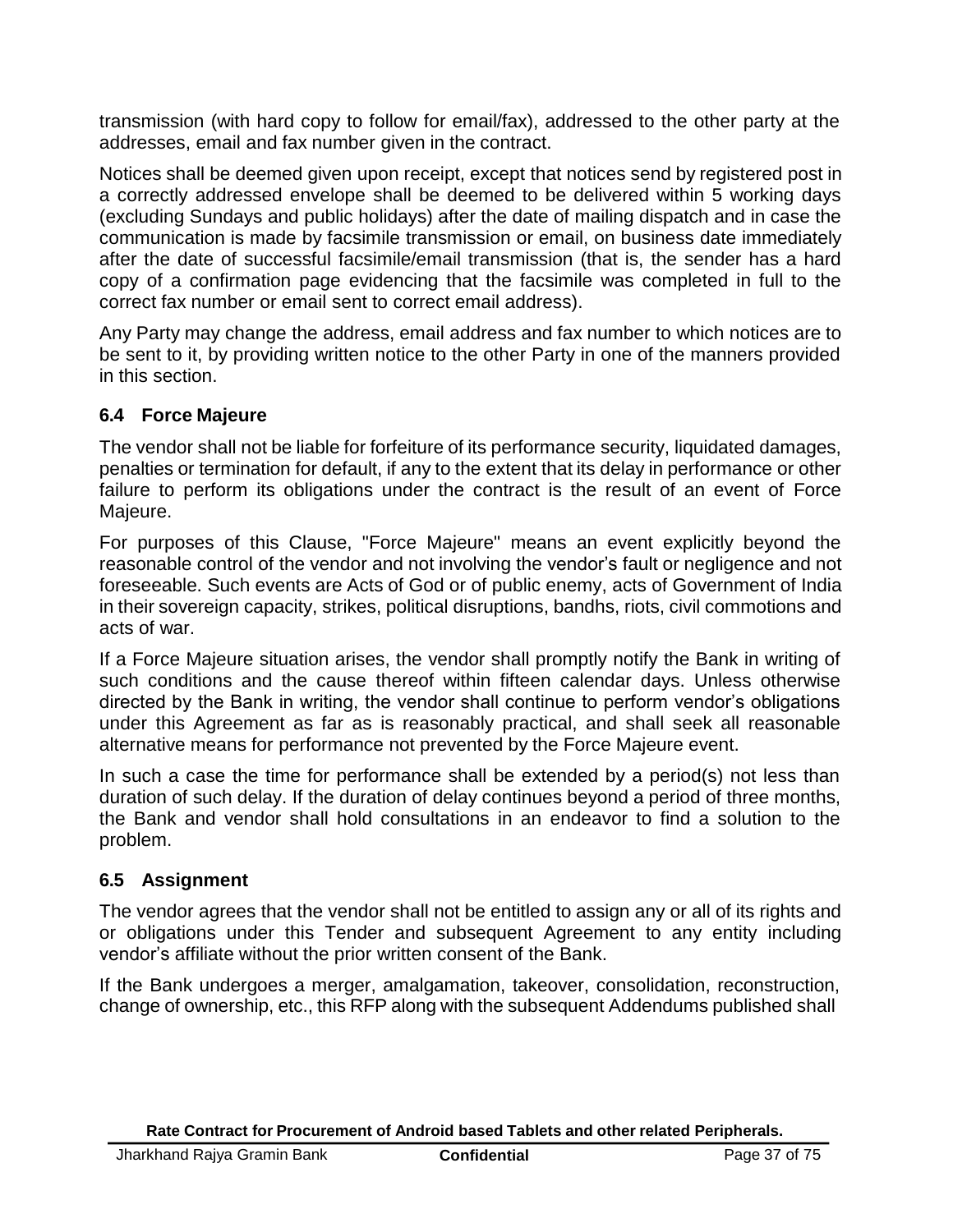transmission (with hard copy to follow for email/fax), addressed to the other party at the addresses, email and fax number given in the contract.

Notices shall be deemed given upon receipt, except that notices send by registered post in a correctly addressed envelope shall be deemed to be delivered within 5 working days (excluding Sundays and public holidays) after the date of mailing dispatch and in case the communication is made by facsimile transmission or email, on business date immediately after the date of successful facsimile/email transmission (that is, the sender has a hard copy of a confirmation page evidencing that the facsimile was completed in full to the correct fax number or email sent to correct email address).

Any Party may change the address, email address and fax number to which notices are to be sent to it, by providing written notice to the other Party in one of the manners provided in this section.

### 6.4 Force Majeure

The vendor shall not be liable for forfeiture of its performance security, liquidated damages, penalties or termination for default, if any to the extent that its delay in performance or other failure to perform its obligations under the contract is the result of an event of Force Majeure.

For purposes of this Clause, "Force Majeure" means an event explicitly beyond the reasonable control of the vendor and not involving the vendor's fault or negligence and not foreseeable. Such events are Acts of God or of public enemy, acts of Government of India in their sovereign capacity, strikes, political disruptions, bandhs, riots, civil commotions and acts of war.

If a Force Majeure situation arises, the vendor shall promptly notify the Bank in writing of such conditions and the cause thereof within fifteen calendar days. Unless otherwise directed by the Bank in writing, the vendor shall continue to perform vendor's obligations under this Agreement as far as is reasonably practical, and shall seek all reasonable alternative means for performance not prevented by the Force Majeure event.

In such a case the time for performance shall be extended by a period(s) not less than duration of such delay. If the duration of delay continues beyond a period of three months, the Bank and vendor shall hold consultations in an endeavor to find a solution to the problem.

### 6.5 Assignment

The vendor agrees that the vendor shall not be entitled to assign any or all of its rights and or obligations under this Tender and subsequent Agreement to any entity including vendor's affiliate without the prior written consent of the Bank.

If the Bank undergoes a merger, amalgamation, takeover, consolidation, reconstruction, change of ownership, etc., this RFP along with the subsequent Addendums published shall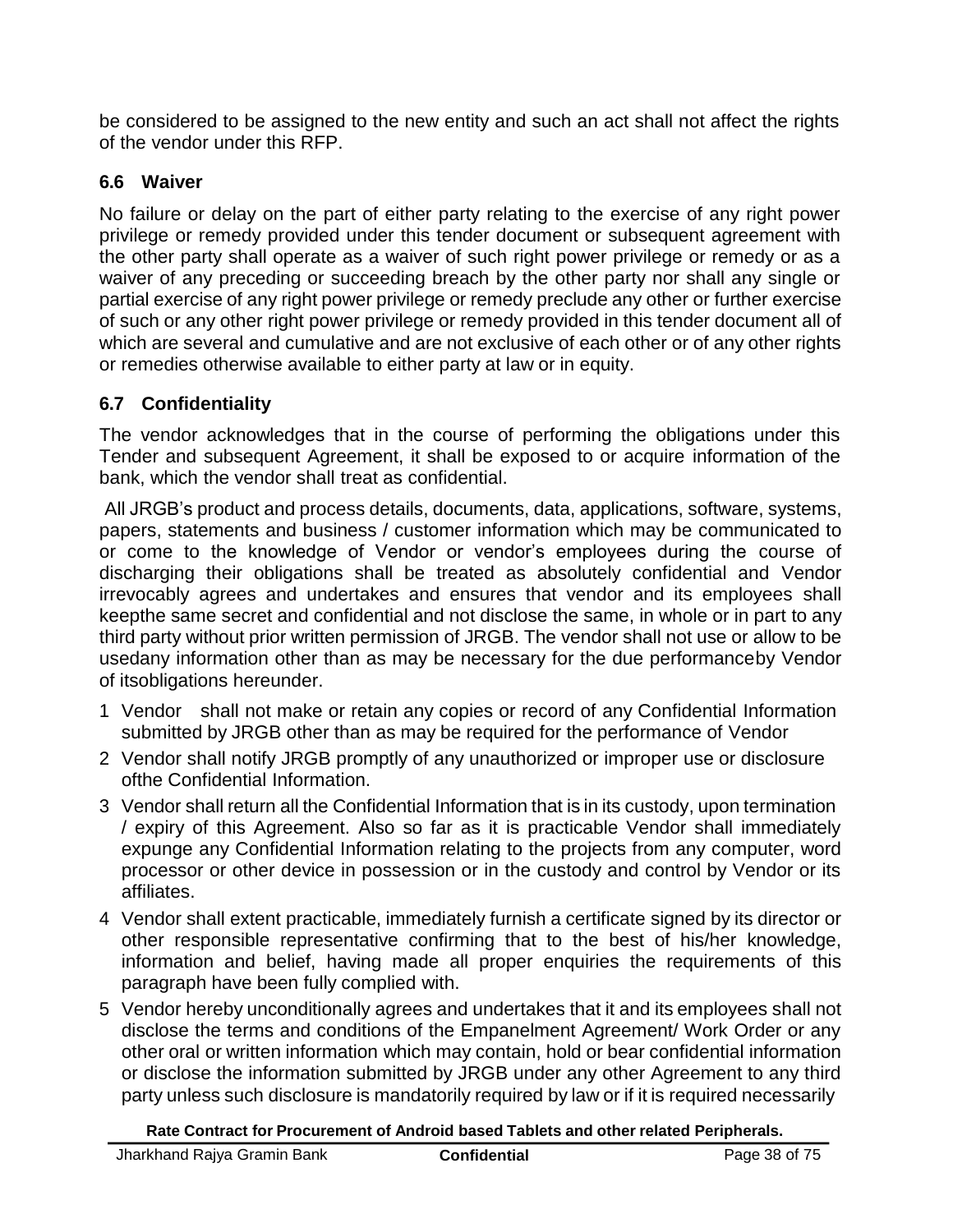be considered to be assigned to the new entity and such an act shall not affect the rights of the vendor under this RFP.

### 6.6 Waiver

No failure or delay on the part of either party relating to the exercise of any right power privilege or remedy provided under this tender document or subsequent agreement with the other party shall operate as a waiver of such right power privilege or remedy or as a waiver of any preceding or succeeding breach by the other party nor shall any single or partial exercise of any right power privilege or remedy preclude any other or further exercise of such or any other right power privilege or remedy provided in this tender document all of which are several and cumulative and are not exclusive of each other or of any other rights or remedies otherwise available to either party at law or in equity.

### 6.7 Confidentiality

The vendor acknowledges that in the course of performing the obligations under this Tender and subsequent Agreement, it shall be exposed to or acquire information of the bank, which the vendor shall treat as confidential.

All JRGB's product and process details, documents, data, applications, software, systems, papers, statements and business / customer information which may be communicated to or come to the knowledge of Vendor or vendor's employees during the course of discharging their obligations shall be treated as absolutely confidential and Vendor irrevocably agrees and undertakes and ensures that vendor and its employees shall keepthe same secret and confidential and not disclose the same, in whole or in part to any third party without prior written permission of JRGB. The vendor shall not use or allow to be usedany information other than as may be necessary for the due performanceby Vendor of itsobligations hereunder.

1. Vendor shall not make or retain any copies or record of any Confidential Information submitted by JRGB other than as may be required for the performance of Vendor
2. Vendor shall notify JRGB promptly of any unauthorized or improper use or disclosure ofthe Confidential Information.
3. Vendor shall return all the Confidential Information that is in its custody, upon termination / expiry of this Agreement. Also so far as it is practicable Vendor shall immediately expunge any Confidential Information relating to the projects from any computer, word processor or other device in possession or in the custody and control by Vendor or its affiliates.
4. Vendor shall extent practicable, immediately furnish a certificate signed by its director or other responsible representative confirming that to the best of his/her knowledge, information and belief, having made all proper enquiries the requirements of this paragraph have been fully complied with.
5. Vendor hereby unconditionally agrees and undertakes that it and its employees shall not disclose the terms and conditions of the Empanelment Agreement/ Work Order or any other oral or written information which may contain, hold or bear confidential information or disclose the information submitted by JRGB under any other Agreement to any third party unless such disclosure is mandatorily required by law or if it is required necessarily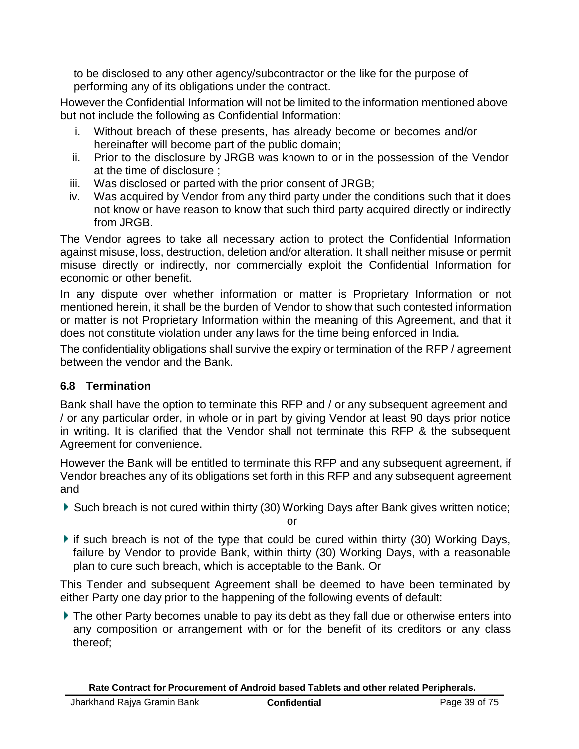to be disclosed to any other agency/subcontractor or the like for the purpose of performing any of its obligations under the contract.

However the Confidential Information will not be limited to the information mentioned above but not include the following as Confidential Information:

i. Without breach of these presents, has already become or becomes and/or hereinafter will become part of the public domain;
ii. Prior to the disclosure by JRGB was known to or in the possession of the Vendor at the time of disclosure ;
iii. Was disclosed or parted with the prior consent of JRGB;
iv. Was acquired by Vendor from any third party under the conditions such that it does not know or have reason to know that such third party acquired directly or indirectly from JRGB.

The Vendor agrees to take all necessary action to protect the Confidential Information against misuse, loss, destruction, deletion and/or alteration. It shall neither misuse or permit misuse directly or indirectly, nor commercially exploit the Confidential Information for economic or other benefit.

In any dispute over whether information or matter is Proprietary Information or not mentioned herein, it shall be the burden of Vendor to show that such contested information or matter is not Proprietary Information within the meaning of this Agreement, and that it does not constitute violation under any laws for the time being enforced in India.

The confidentiality obligations shall survive the expiry or termination of the RFP / agreement between the vendor and the Bank.

### 6.8 Termination

Bank shall have the option to terminate this RFP and / or any subsequent agreement and / or any particular order, in whole or in part by giving Vendor at least 90 days prior notice in writing. It is clarified that the Vendor shall not terminate this RFP & the subsequent Agreement for convenience.

However the Bank will be entitled to terminate this RFP and any subsequent agreement, if Vendor breaches any of its obligations set forth in this RFP and any subsequent agreement and

- Such breach is not cured within thirty (30) Working Days after Bank gives written notice;

or

- if such breach is not of the type that could be cured within thirty (30) Working Days, failure by Vendor to provide Bank, within thirty (30) Working Days, with a reasonable plan to cure such breach, which is acceptable to the Bank. Or

This Tender and subsequent Agreement shall be deemed to have been terminated by either Party one day prior to the happening of the following events of default:

- The other Party becomes unable to pay its debt as they fall due or otherwise enters into any composition or arrangement with or for the benefit of its creditors or any class thereof;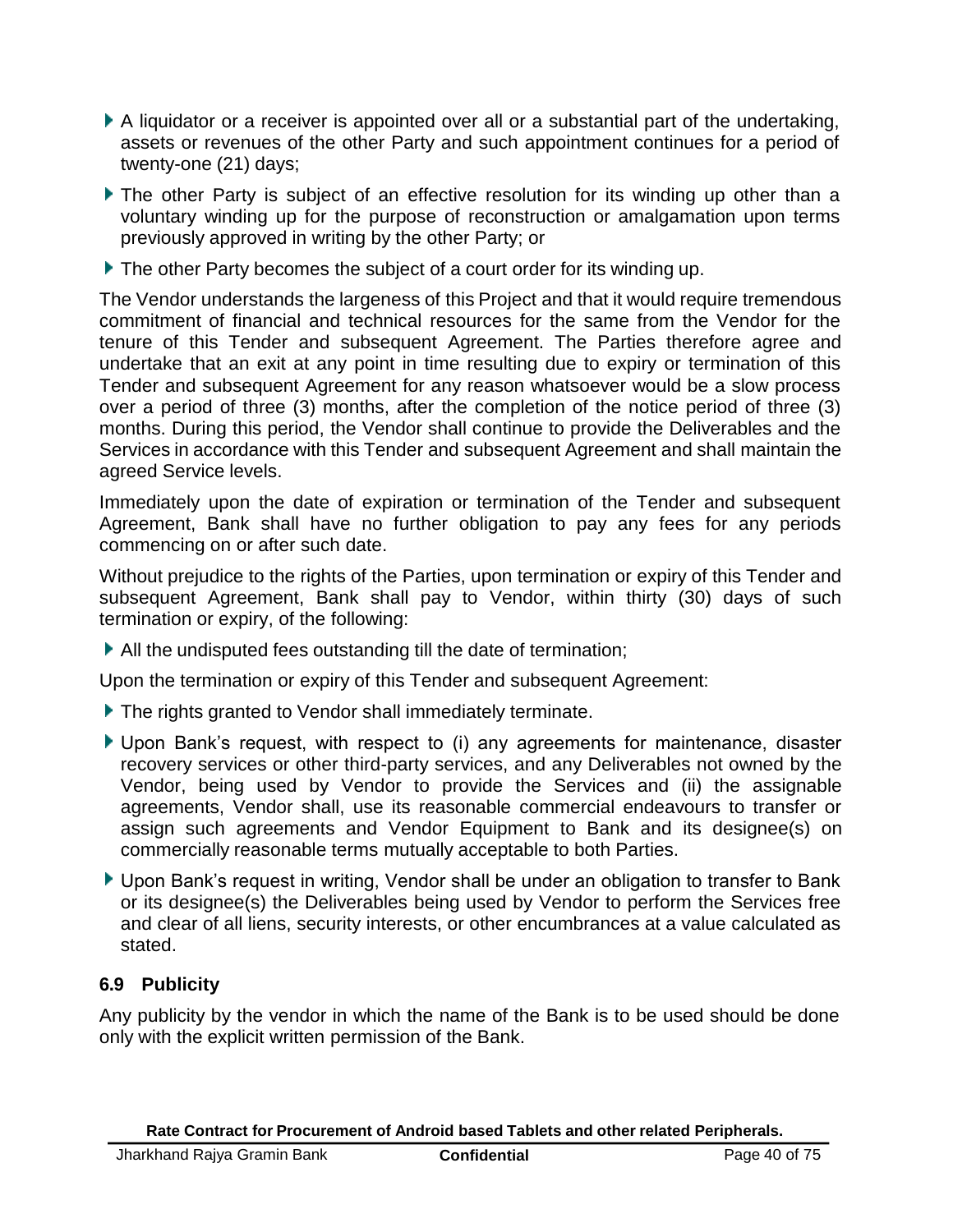- A liquidator or a receiver is appointed over all or a substantial part of the undertaking, assets or revenues of the other Party and such appointment continues for a period of twenty-one (21) days;
- The other Party is subject of an effective resolution for its winding up other than a voluntary winding up for the purpose of reconstruction or amalgamation upon terms previously approved in writing by the other Party; or
- The other Party becomes the subject of a court order for its winding up.

The Vendor understands the largeness of this Project and that it would require tremendous commitment of financial and technical resources for the same from the Vendor for the tenure of this Tender and subsequent Agreement. The Parties therefore agree and undertake that an exit at any point in time resulting due to expiry or termination of this Tender and subsequent Agreement for any reason whatsoever would be a slow process over a period of three (3) months, after the completion of the notice period of three (3) months. During this period, the Vendor shall continue to provide the Deliverables and the Services in accordance with this Tender and subsequent Agreement and shall maintain the agreed Service levels.

Immediately upon the date of expiration or termination of the Tender and subsequent Agreement, Bank shall have no further obligation to pay any fees for any periods commencing on or after such date.

Without prejudice to the rights of the Parties, upon termination or expiry of this Tender and subsequent Agreement, Bank shall pay to Vendor, within thirty (30) days of such termination or expiry, of the following:

- All the undisputed fees outstanding till the date of termination;

Upon the termination or expiry of this Tender and subsequent Agreement:

- The rights granted to Vendor shall immediately terminate.
- Upon Bank's request, with respect to (i) any agreements for maintenance, disaster recovery services or other third-party services, and any Deliverables not owned by the Vendor, being used by Vendor to provide the Services and (ii) the assignable agreements, Vendor shall, use its reasonable commercial endeavours to transfer or assign such agreements and Vendor Equipment to Bank and its designee(s) on commercially reasonable terms mutually acceptable to both Parties.
- Upon Bank's request in writing, Vendor shall be under an obligation to transfer to Bank or its designee(s) the Deliverables being used by Vendor to perform the Services free and clear of all liens, security interests, or other encumbrances at a value calculated as stated.

### 6.9 Publicity

Any publicity by the vendor in which the name of the Bank is to be used should be done only with the explicit written permission of the Bank.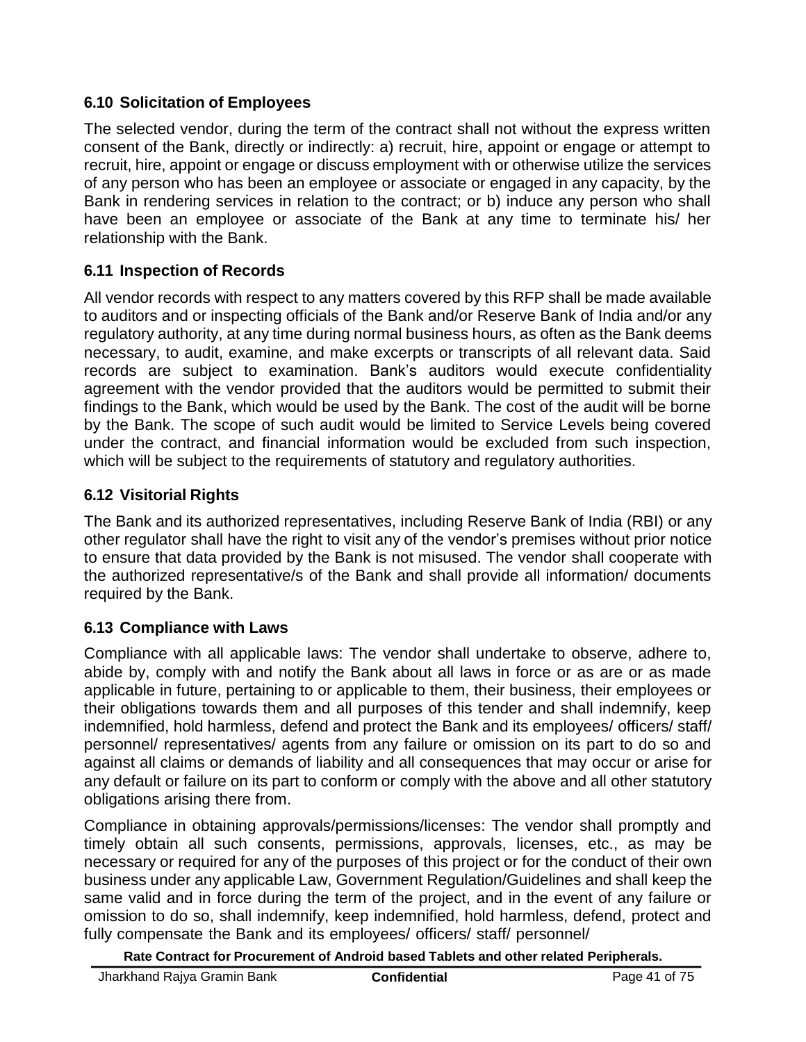### 6.10 Solicitation of Employees

The selected vendor, during the term of the contract shall not without the express written consent of the Bank, directly or indirectly: a) recruit, hire, appoint or engage or attempt to recruit, hire, appoint or engage or discuss employment with or otherwise utilize the services of any person who has been an employee or associate or engaged in any capacity, by the Bank in rendering services in relation to the contract; or b) induce any person who shall have been an employee or associate of the Bank at any time to terminate his/ her relationship with the Bank.

### 6.11 Inspection of Records

All vendor records with respect to any matters covered by this RFP shall be made available to auditors and or inspecting officials of the Bank and/or Reserve Bank of India and/or any regulatory authority, at any time during normal business hours, as often as the Bank deems necessary, to audit, examine, and make excerpts or transcripts of all relevant data. Said records are subject to examination. Bank's auditors would execute confidentiality agreement with the vendor provided that the auditors would be permitted to submit their findings to the Bank, which would be used by the Bank. The cost of the audit will be borne by the Bank. The scope of such audit would be limited to Service Levels being covered under the contract, and financial information would be excluded from such inspection, which will be subject to the requirements of statutory and regulatory authorities.

### 6.12 Visitorial Rights

The Bank and its authorized representatives, including Reserve Bank of India (RBI) or any other regulator shall have the right to visit any of the vendor's premises without prior notice to ensure that data provided by the Bank is not misused. The vendor shall cooperate with the authorized representative/s of the Bank and shall provide all information/ documents required by the Bank.

### 6.13 Compliance with Laws

Compliance with all applicable laws: The vendor shall undertake to observe, adhere to, abide by, comply with and notify the Bank about all laws in force or as are or as made applicable in future, pertaining to or applicable to them, their business, their employees or their obligations towards them and all purposes of this tender and shall indemnify, keep indemnified, hold harmless, defend and protect the Bank and its employees/ officers/ staff/ personnel/ representatives/ agents from any failure or omission on its part to do so and against all claims or demands of liability and all consequences that may occur or arise for any default or failure on its part to conform or comply with the above and all other statutory obligations arising there from.

Compliance in obtaining approvals/permissions/licenses: The vendor shall promptly and timely obtain all such consents, permissions, approvals, licenses, etc., as may be necessary or required for any of the purposes of this project or for the conduct of their own business under any applicable Law, Government Regulation/Guidelines and shall keep the same valid and in force during the term of the project, and in the event of any failure or omission to do so, shall indemnify, keep indemnified, hold harmless, defend, protect and fully compensate the Bank and its employees/ officers/ staff/ personnel/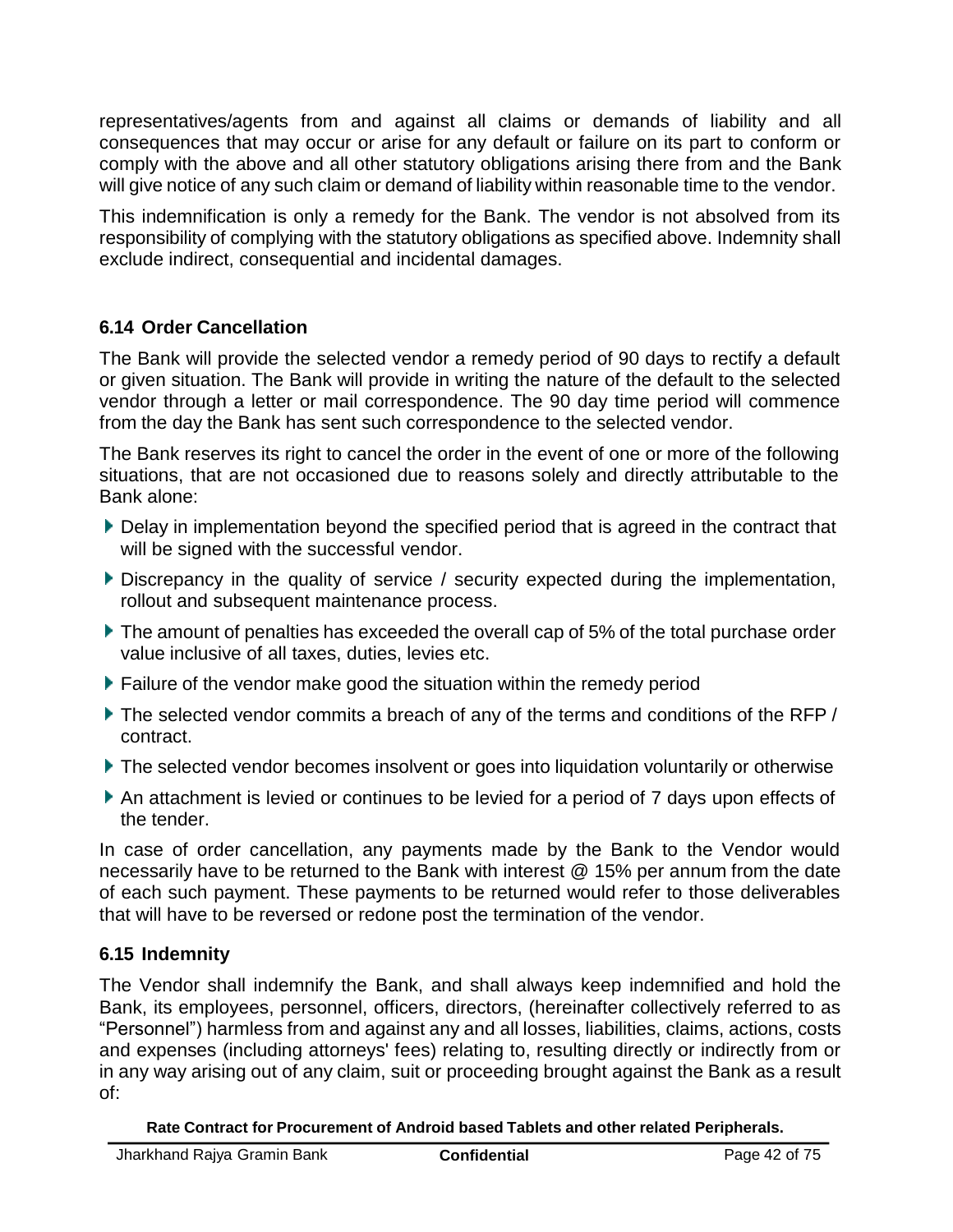representatives/agents from and against all claims or demands of liability and all consequences that may occur or arise for any default or failure on its part to conform or comply with the above and all other statutory obligations arising there from and the Bank will give notice of any such claim or demand of liability within reasonable time to the vendor.

This indemnification is only a remedy for the Bank. The vendor is not absolved from its responsibility of complying with the statutory obligations as specified above. Indemnity shall exclude indirect, consequential and incidental damages.

### 6.14 Order Cancellation

The Bank will provide the selected vendor a remedy period of 90 days to rectify a default or given situation. The Bank will provide in writing the nature of the default to the selected vendor through a letter or mail correspondence. The 90 day time period will commence from the day the Bank has sent such correspondence to the selected vendor.

The Bank reserves its right to cancel the order in the event of one or more of the following situations, that are not occasioned due to reasons solely and directly attributable to the Bank alone:

- Delay in implementation beyond the specified period that is agreed in the contract that will be signed with the successful vendor.
- Discrepancy in the quality of service / security expected during the implementation, rollout and subsequent maintenance process.
- The amount of penalties has exceeded the overall cap of 5% of the total purchase order value inclusive of all taxes, duties, levies etc.
- Failure of the vendor make good the situation within the remedy period
- The selected vendor commits a breach of any of the terms and conditions of the RFP / contract.
- The selected vendor becomes insolvent or goes into liquidation voluntarily or otherwise
- An attachment is levied or continues to be levied for a period of 7 days upon effects of the tender.

In case of order cancellation, any payments made by the Bank to the Vendor would necessarily have to be returned to the Bank with interest @ 15% per annum from the date of each such payment. These payments to be returned would refer to those deliverables that will have to be reversed or redone post the termination of the vendor.

### 6.15 Indemnity

The Vendor shall indemnify the Bank, and shall always keep indemnified and hold the Bank, its employees, personnel, officers, directors, (hereinafter collectively referred to as "Personnel") harmless from and against any and all losses, liabilities, claims, actions, costs and expenses (including attorneys' fees) relating to, resulting directly or indirectly from or in any way arising out of any claim, suit or proceeding brought against the Bank as a result of: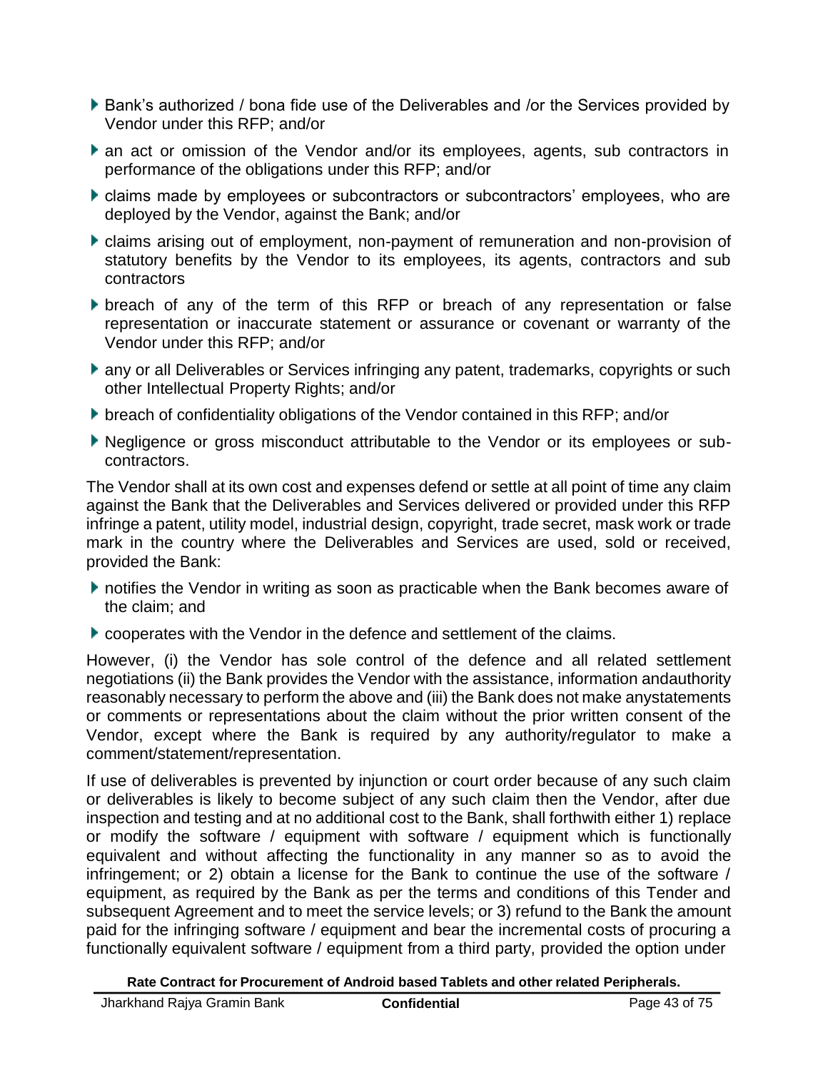- Bank's authorized / bona fide use of the Deliverables and /or the Services provided by Vendor under this RFP; and/or
- an act or omission of the Vendor and/or its employees, agents, sub contractors in performance of the obligations under this RFP; and/or
- claims made by employees or subcontractors or subcontractors' employees, who are deployed by the Vendor, against the Bank; and/or
- claims arising out of employment, non-payment of remuneration and non-provision of statutory benefits by the Vendor to its employees, its agents, contractors and sub contractors
- breach of any of the term of this RFP or breach of any representation or false representation or inaccurate statement or assurance or covenant or warranty of the Vendor under this RFP; and/or
- any or all Deliverables or Services infringing any patent, trademarks, copyrights or such other Intellectual Property Rights; and/or
- breach of confidentiality obligations of the Vendor contained in this RFP; and/or
- Negligence or gross misconduct attributable to the Vendor or its employees or sub-contractors.

The Vendor shall at its own cost and expenses defend or settle at all point of time any claim against the Bank that the Deliverables and Services delivered or provided under this RFP infringe a patent, utility model, industrial design, copyright, trade secret, mask work or trade mark in the country where the Deliverables and Services are used, sold or received, provided the Bank:

- notifies the Vendor in writing as soon as practicable when the Bank becomes aware of the claim; and
- cooperates with the Vendor in the defence and settlement of the claims.

However, (i) the Vendor has sole control of the defence and all related settlement negotiations (ii) the Bank provides the Vendor with the assistance, information andauthority reasonably necessary to perform the above and (iii) the Bank does not make anystatements or comments or representations about the claim without the prior written consent of the Vendor, except where the Bank is required by any authority/regulator to make a comment/statement/representation.

If use of deliverables is prevented by injunction or court order because of any such claim or deliverables is likely to become subject of any such claim then the Vendor, after due inspection and testing and at no additional cost to the Bank, shall forthwith either 1) replace or modify the software / equipment with software / equipment which is functionally equivalent and without affecting the functionality in any manner so as to avoid the infringement; or 2) obtain a license for the Bank to continue the use of the software / equipment, as required by the Bank as per the terms and conditions of this Tender and subsequent Agreement and to meet the service levels; or 3) refund to the Bank the amount paid for the infringing software / equipment and bear the incremental costs of procuring a functionally equivalent software / equipment from a third party, provided the option under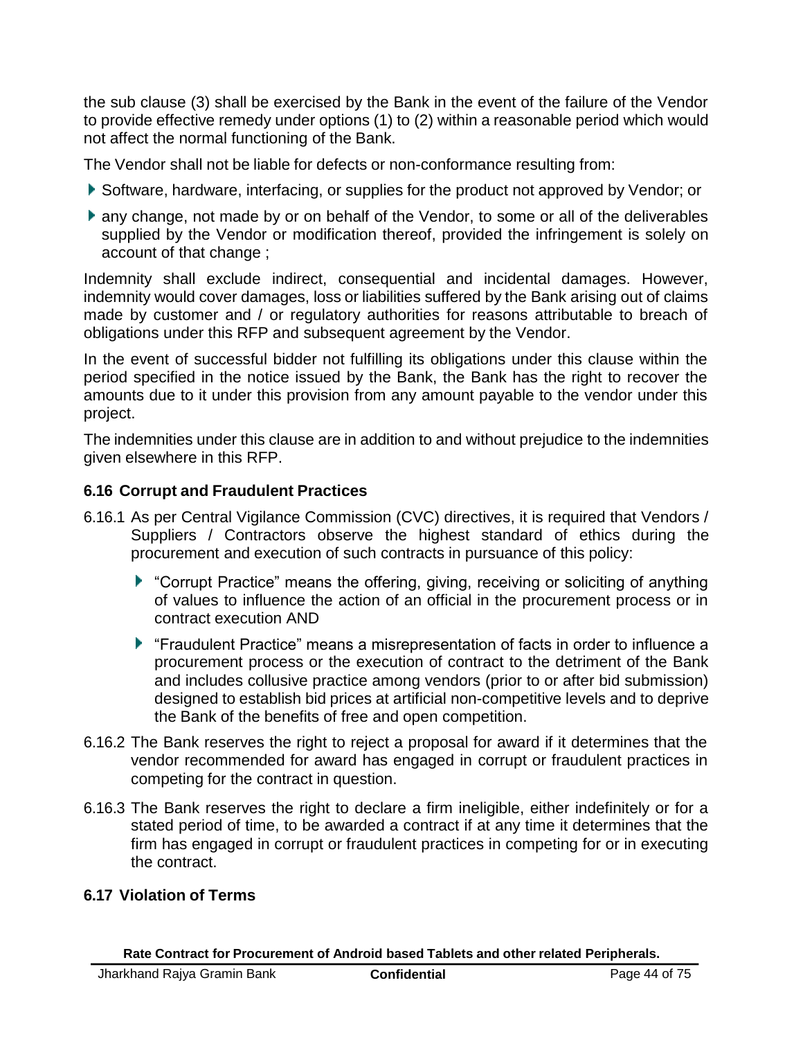the sub clause (3) shall be exercised by the Bank in the event of the failure of the Vendor to provide effective remedy under options (1) to (2) within a reasonable period which would not affect the normal functioning of the Bank.

The Vendor shall not be liable for defects or non-conformance resulting from:

- Software, hardware, interfacing, or supplies for the product not approved by Vendor; or
- any change, not made by or on behalf of the Vendor, to some or all of the deliverables supplied by the Vendor or modification thereof, provided the infringement is solely on account of that change ;

Indemnity shall exclude indirect, consequential and incidental damages. However, indemnity would cover damages, loss or liabilities suffered by the Bank arising out of claims made by customer and / or regulatory authorities for reasons attributable to breach of obligations under this RFP and subsequent agreement by the Vendor.

In the event of successful bidder not fulfilling its obligations under this clause within the period specified in the notice issued by the Bank, the Bank has the right to recover the amounts due to it under this provision from any amount payable to the vendor under this project.

The indemnities under this clause are in addition to and without prejudice to the indemnities given elsewhere in this RFP.

### 6.16 Corrupt and Fraudulent Practices

6.16.1 As per Central Vigilance Commission (CVC) directives, it is required that Vendors / Suppliers / Contractors observe the highest standard of ethics during the procurement and execution of such contracts in pursuance of this policy:

- "Corrupt Practice" means the offering, giving, receiving or soliciting of anything of values to influence the action of an official in the procurement process or in contract execution AND
- "Fraudulent Practice" means a misrepresentation of facts in order to influence a procurement process or the execution of contract to the detriment of the Bank and includes collusive practice among vendors (prior to or after bid submission) designed to establish bid prices at artificial non-competitive levels and to deprive the Bank of the benefits of free and open competition.

6.16.2 The Bank reserves the right to reject a proposal for award if it determines that the vendor recommended for award has engaged in corrupt or fraudulent practices in competing for the contract in question.

6.16.3 The Bank reserves the right to declare a firm ineligible, either indefinitely or for a stated period of time, to be awarded a contract if at any time it determines that the firm has engaged in corrupt or fraudulent practices in competing for or in executing the contract.

### 6.17 Violation of Terms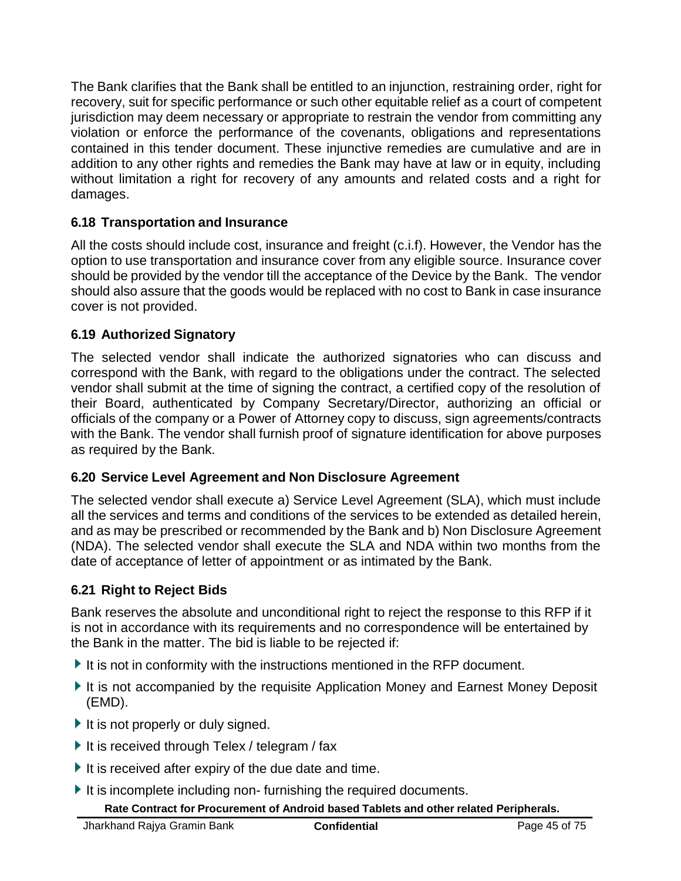The Bank clarifies that the Bank shall be entitled to an injunction, restraining order, right for recovery, suit for specific performance or such other equitable relief as a court of competent jurisdiction may deem necessary or appropriate to restrain the vendor from committing any violation or enforce the performance of the covenants, obligations and representations contained in this tender document. These injunctive remedies are cumulative and are in addition to any other rights and remedies the Bank may have at law or in equity, including without limitation a right for recovery of any amounts and related costs and a right for damages.

### 6.18 Transportation and Insurance

All the costs should include cost, insurance and freight (c.i.f). However, the Vendor has the option to use transportation and insurance cover from any eligible source. Insurance cover should be provided by the vendor till the acceptance of the Device by the Bank. The vendor should also assure that the goods would be replaced with no cost to Bank in case insurance cover is not provided.

### 6.19 Authorized Signatory

The selected vendor shall indicate the authorized signatories who can discuss and correspond with the Bank, with regard to the obligations under the contract. The selected vendor shall submit at the time of signing the contract, a certified copy of the resolution of their Board, authenticated by Company Secretary/Director, authorizing an official or officials of the company or a Power of Attorney copy to discuss, sign agreements/contracts with the Bank. The vendor shall furnish proof of signature identification for above purposes as required by the Bank.

### 6.20 Service Level Agreement and Non Disclosure Agreement

The selected vendor shall execute a) Service Level Agreement (SLA), which must include all the services and terms and conditions of the services to be extended as detailed herein, and as may be prescribed or recommended by the Bank and b) Non Disclosure Agreement (NDA). The selected vendor shall execute the SLA and NDA within two months from the date of acceptance of letter of appointment or as intimated by the Bank.

### 6.21 Right to Reject Bids

Bank reserves the absolute and unconditional right to reject the response to this RFP if it is not in accordance with its requirements and no correspondence will be entertained by the Bank in the matter. The bid is liable to be rejected if:

- It is not in conformity with the instructions mentioned in the RFP document.
- It is not accompanied by the requisite Application Money and Earnest Money Deposit (EMD).
- It is not properly or duly signed.
- It is received through Telex / telegram / fax
- It is received after expiry of the due date and time.
- It is incomplete including non- furnishing the required documents.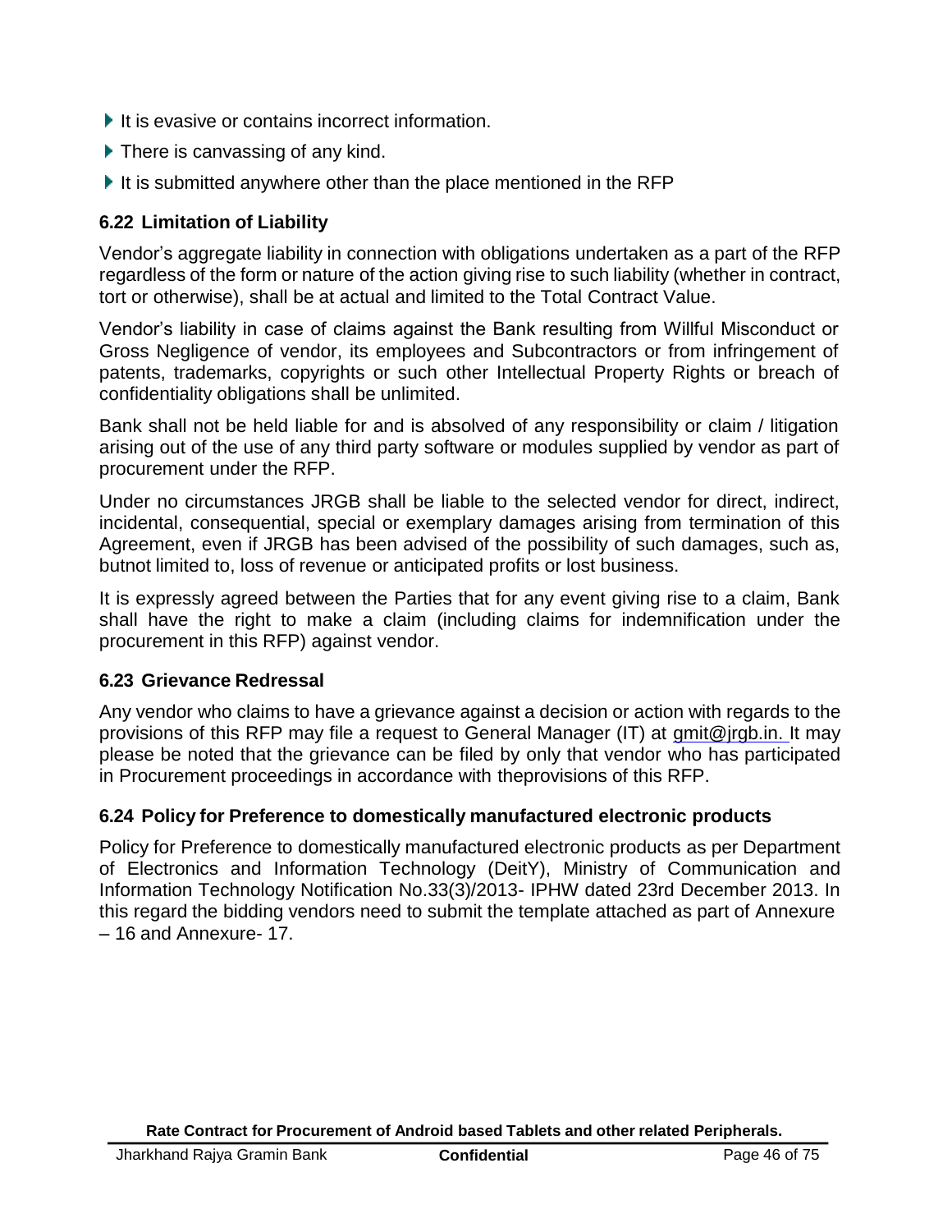- It is evasive or contains incorrect information.
- There is canvassing of any kind.
- It is submitted anywhere other than the place mentioned in the RFP

### 6.22 Limitation of Liability

Vendor's aggregate liability in connection with obligations undertaken as a part of the RFP regardless of the form or nature of the action giving rise to such liability (whether in contract, tort or otherwise), shall be at actual and limited to the Total Contract Value.

Vendor's liability in case of claims against the Bank resulting from Willful Misconduct or Gross Negligence of vendor, its employees and Subcontractors or from infringement of patents, trademarks, copyrights or such other Intellectual Property Rights or breach of confidentiality obligations shall be unlimited.

Bank shall not be held liable for and is absolved of any responsibility or claim / litigation arising out of the use of any third party software or modules supplied by vendor as part of procurement under the RFP.

Under no circumstances JRGB shall be liable to the selected vendor for direct, indirect, incidental, consequential, special or exemplary damages arising from termination of this Agreement, even if JRGB has been advised of the possibility of such damages, such as, butnot limited to, loss of revenue or anticipated profits or lost business.

It is expressly agreed between the Parties that for any event giving rise to a claim, Bank shall have the right to make a claim (including claims for indemnification under the procurement in this RFP) against vendor.

### 6.23 Grievance Redressal

Any vendor who claims to have a grievance against a decision or action with regards to the provisions of this RFP may file a request to General Manager (IT) at gmit@jrgb.in. It may please be noted that the grievance can be filed by only that vendor who has participated in Procurement proceedings in accordance with theprovisions of this RFP.

### 6.24 Policy for Preference to domestically manufactured electronic products

Policy for Preference to domestically manufactured electronic products as per Department of Electronics and Information Technology (DeitY), Ministry of Communication and Information Technology Notification No.33(3)/2013- IPHW dated 23rd December 2013. In this regard the bidding vendors need to submit the template attached as part of Annexure – 16 and Annexure- 17.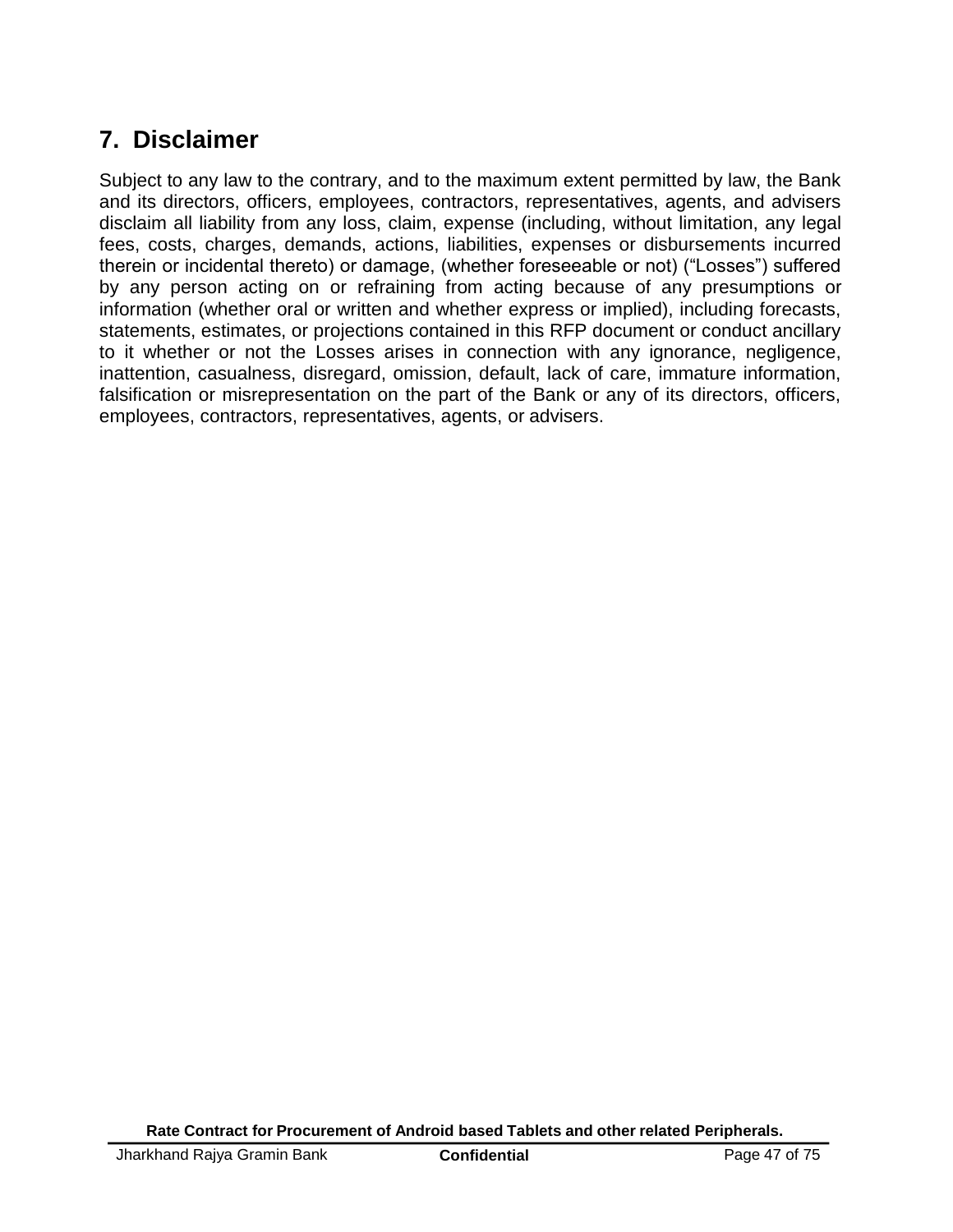## 7. Disclaimer

Subject to any law to the contrary, and to the maximum extent permitted by law, the Bank and its directors, officers, employees, contractors, representatives, agents, and advisers disclaim all liability from any loss, claim, expense (including, without limitation, any legal fees, costs, charges, demands, actions, liabilities, expenses or disbursements incurred therein or incidental thereto) or damage, (whether foreseeable or not) ("Losses") suffered by any person acting on or refraining from acting because of any presumptions or information (whether oral or written and whether express or implied), including forecasts, statements, estimates, or projections contained in this RFP document or conduct ancillary to it whether or not the Losses arises in connection with any ignorance, negligence, inattention, casualness, disregard, omission, default, lack of care, immature information, falsification or misrepresentation on the part of the Bank or any of its directors, officers, employees, contractors, representatives, agents, or advisers.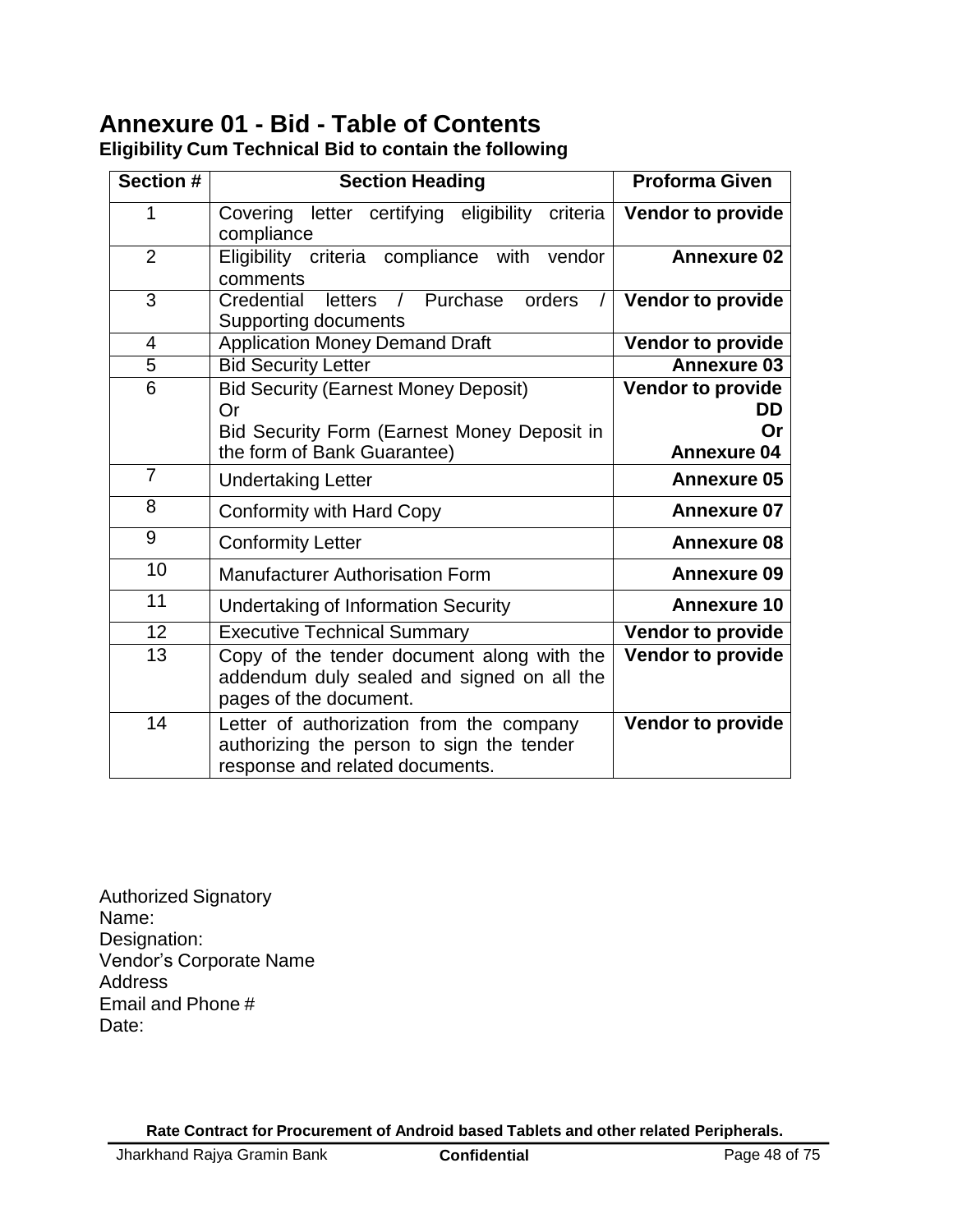# Annexure 01 - Bid - Table of Contents

**Eligibility Cum Technical Bid to contain the following**

| Section # | Section Heading | Proforma Given |
|---|---|---|
| 1 | Covering letter certifying eligibility criteria compliance | **Vendor to provide** |
| 2 | Eligibility criteria compliance with vendor comments | **Annexure 02** |
| 3 | Credential letters / Purchase orders / Supporting documents | **Vendor to provide** |
| 4 | Application Money Demand Draft | **Vendor to provide** |
| 5 | Bid Security Letter | **Annexure 03** |
| 6 | Bid Security (Earnest Money Deposit)<br>Or<br>Bid Security Form (Earnest Money Deposit in the form of Bank Guarantee) | **Vendor to provide DD**<br>**Or**<br>**Annexure 04** |
| 7 | Undertaking Letter | **Annexure 05** |
| 8 | Conformity with Hard Copy | **Annexure 07** |
| 9 | Conformity Letter | **Annexure 08** |
| 10 | Manufacturer Authorisation Form | **Annexure 09** |
| 11 | Undertaking of Information Security | **Annexure 10** |
| 12 | Executive Technical Summary | **Vendor to provide** |
| 13 | Copy of the tender document along with the addendum duly sealed and signed on all the pages of the document. | **Vendor to provide** |
| 14 | Letter of authorization from the company authorizing the person to sign the tender response and related documents. | **Vendor to provide** |

Authorized Signatory
Name:
Designation:
Vendor's Corporate Name
Address
Email and Phone #
Date: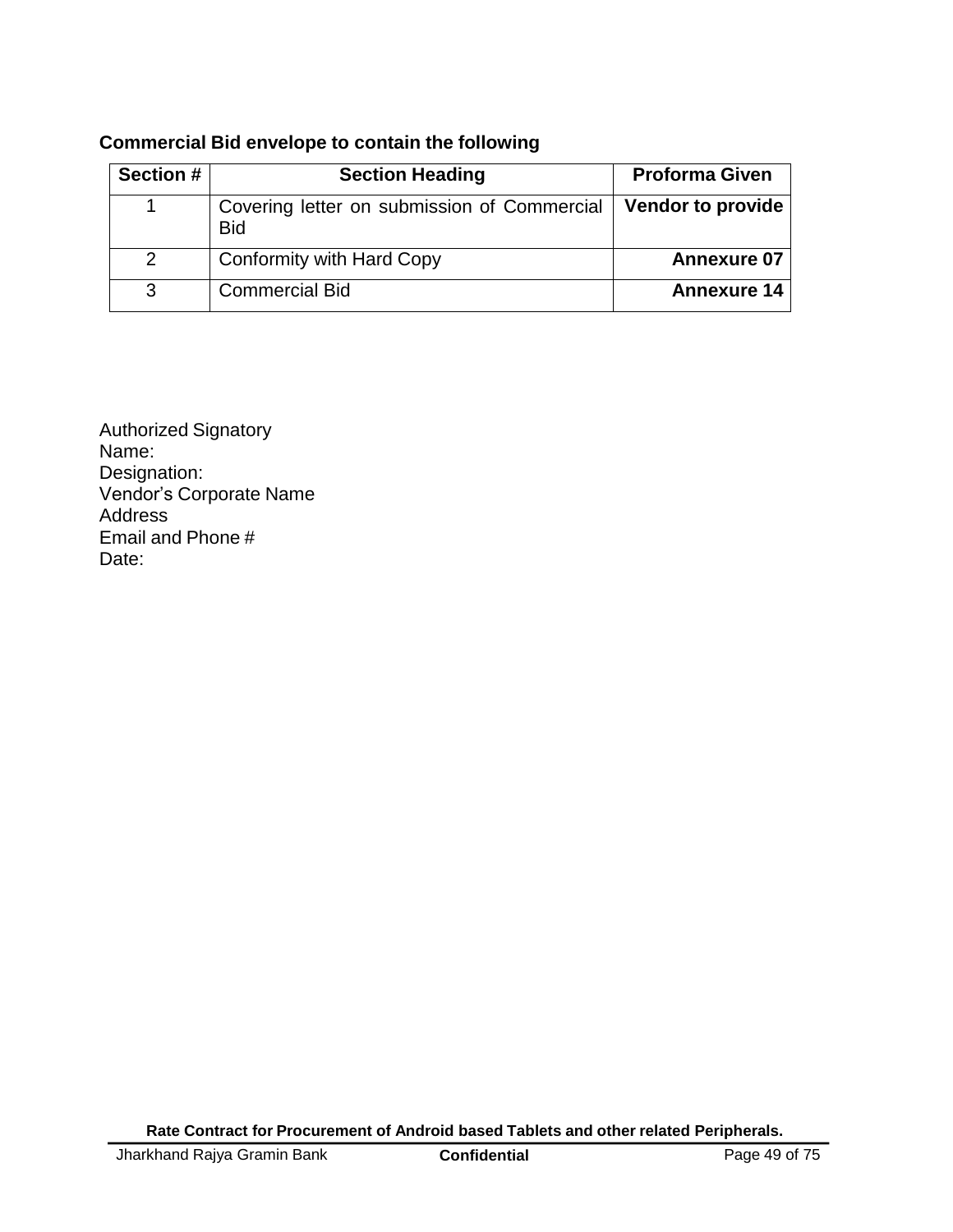**Commercial Bid envelope to contain the following**

| Section # | Section Heading | Proforma Given |
|---|---|---|
| 1 | Covering letter on submission of Commercial Bid | **Vendor to provide** |
| 2 | Conformity with Hard Copy | **Annexure 07** |
| 3 | Commercial Bid | **Annexure 14** |

Authorized Signatory
Name:
Designation:
Vendor's Corporate Name
Address
Email and Phone #
Date: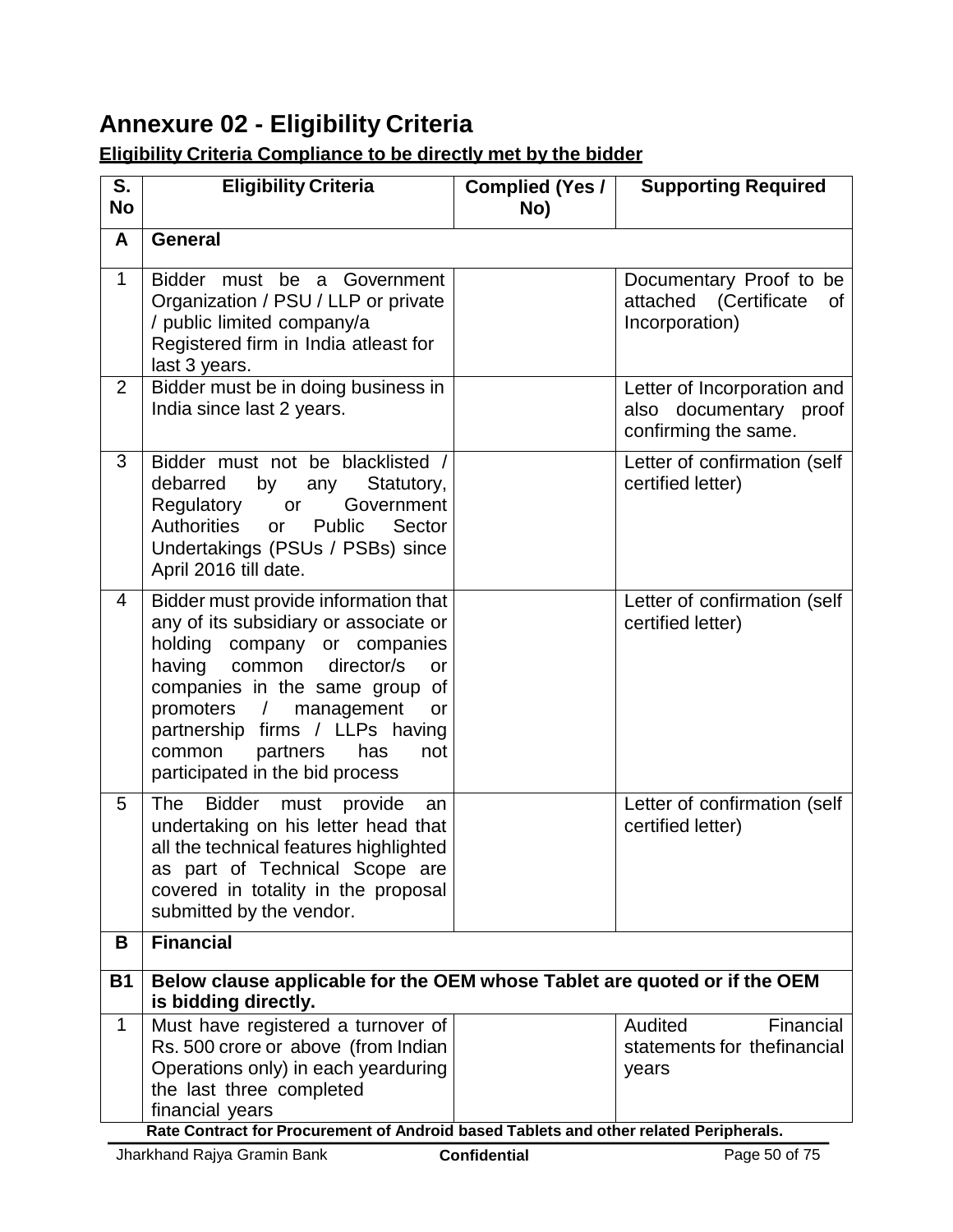# Annexure 02 - Eligibility Criteria

**Eligibility Criteria Compliance to be directly met by the bidder**

| S. No | Eligibility Criteria | Complied (Yes / No) | Supporting Required |
|---|---|---|---|
| **A** | **General** | | |
| 1 | Bidder must be a Government Organization / PSU / LLP or private / public limited company/a Registered firm in India atleast for last 3 years. | | Documentary Proof to be attached (Certificate of Incorporation) |
| 2 | Bidder must be in doing business in India since last 2 years. | | Letter of Incorporation and also documentary proof confirming the same. |
| 3 | Bidder must not be blacklisted / debarred by any Statutory, Regulatory or Government Authorities or Public Sector Undertakings (PSUs / PSBs) since April 2016 till date. | | Letter of confirmation (self certified letter) |
| 4 | Bidder must provide information that any of its subsidiary or associate or holding company or companies having common director/s or companies in the same group of promoters / management or partnership firms / LLPs having common partners has not participated in the bid process | | Letter of confirmation (self certified letter) |
| 5 | The Bidder must provide an undertaking on his letter head that all the technical features highlighted as part of Technical Scope are covered in totality in the proposal submitted by the vendor. | | Letter of confirmation (self certified letter) |
| **B** | **Financial** | | |
| **B1** | **Below clause applicable for the OEM whose Tablet are quoted or if the OEM is bidding directly.** | | |
| 1 | Must have registered a turnover of Rs. 500 crore or above (from Indian Operations only) in each yearduring the last three completed financial years | | Audited Financial statements for thefinancial years |

**Rate Contract for Procurement of Android based Tablets and other related Peripherals.**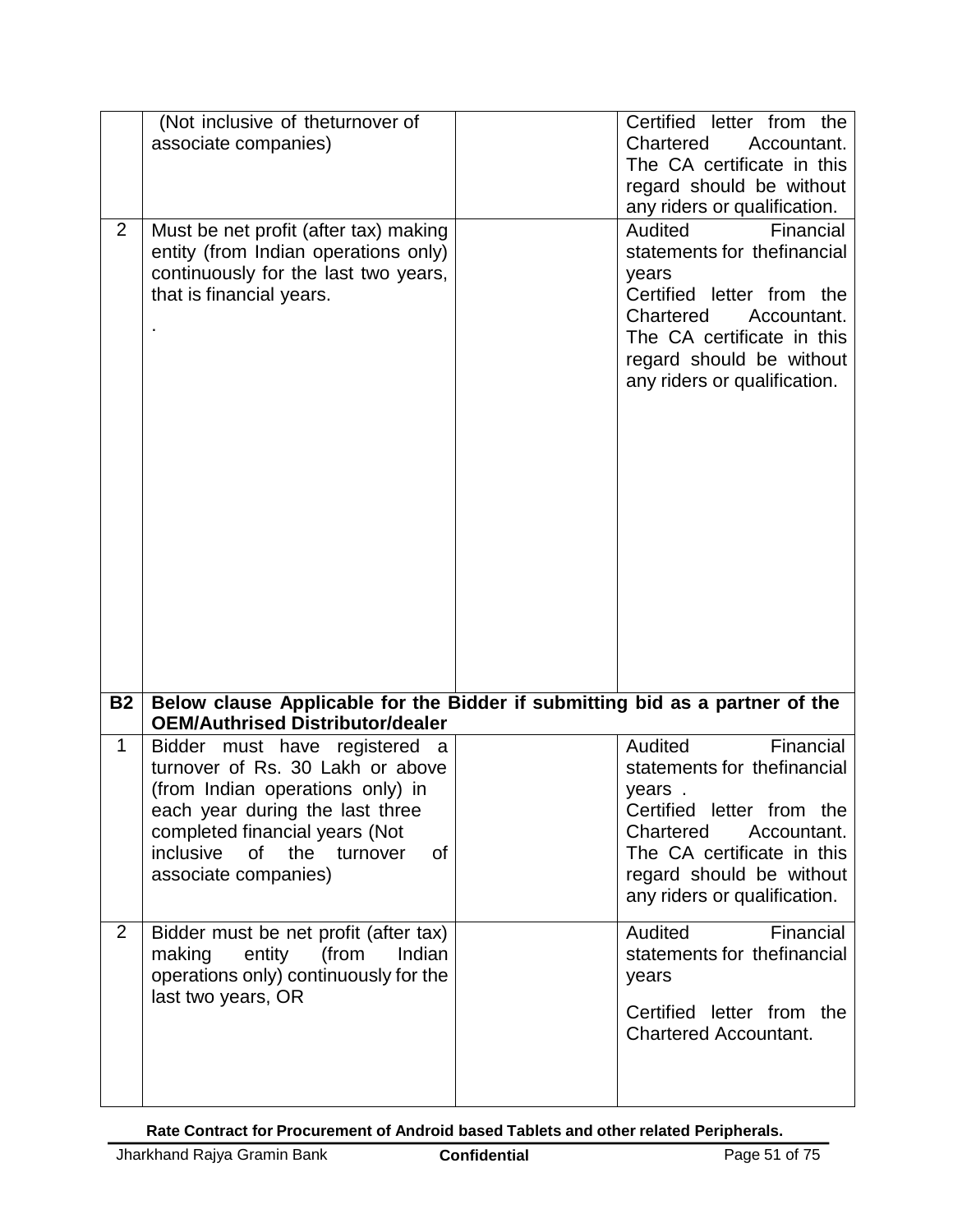| | | | |
|---|---|---|---|
| | (Not inclusive of theturnover of associate companies) | | Certified letter from the Chartered Accountant. The CA certificate in this regard should be without any riders or qualification. |
| 2 | Must be net profit (after tax) making entity (from Indian operations only) continuously for the last two years, that is financial years.<br>. | | Audited Financial statements for thefinancial years<br>Certified letter from the Chartered Accountant. The CA certificate in this regard should be without any riders or qualification. |
| **B2** | **Below clause Applicable for the Bidder if submitting bid as a partner of the OEM/Authrised Distributor/dealer** | | |
| 1 | Bidder must have registered a turnover of Rs. 30 Lakh or above (from Indian operations only) in each year during the last three completed financial years (Not inclusive of the turnover of associate companies) | | Audited Financial statements for thefinancial years .<br>Certified letter from the Chartered Accountant. The CA certificate in this regard should be without any riders or qualification. |
| 2 | Bidder must be net profit (after tax) making entity (from Indian operations only) continuously for the last two years, OR | | Audited Financial statements for thefinancial years<br>Certified letter from the Chartered Accountant. |

**Rate Contract for Procurement of Android based Tablets and other related Peripherals.**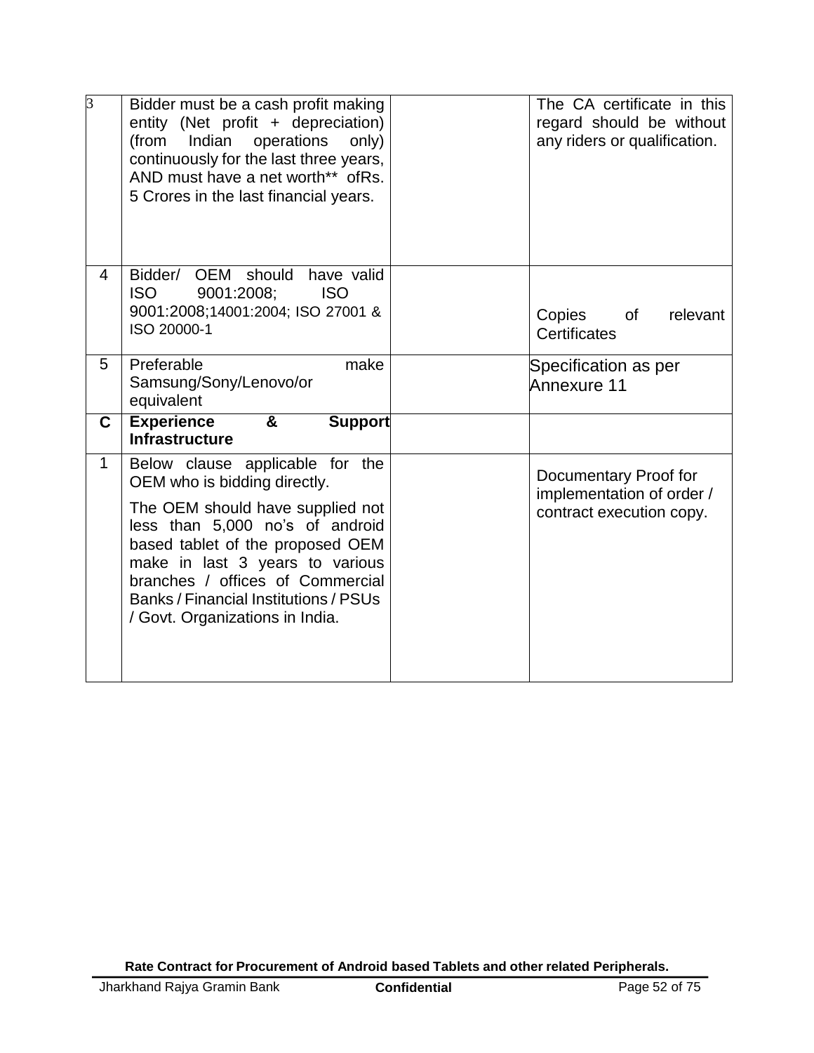| | | | |
|---|---|---|---|
| 3 | Bidder must be a cash profit making entity (Net profit + depreciation) (from Indian operations only) continuously for the last three years, AND must have a net worth** ofRs. 5 Crores in the last financial years. | | The CA certificate in this regard should be without any riders or qualification. |
| 4 | Bidder/ OEM should have valid ISO 9001:2008; ISO 9001:2008;14001:2004; ISO 27001 & ISO 20000-1 | | Copies of relevant Certificates |
| 5 | Preferable make Samsung/Sony/Lenovo/or equivalent | | Specification as per Annexure 11 |
| **C** | **Experience & Support Infrastructure** | | |
| 1 | Below clause applicable for the OEM who is bidding directly.<br><br>The OEM should have supplied not less than 5,000 no's of android based tablet of the proposed OEM make in last 3 years to various branches / offices of Commercial Banks / Financial Institutions / PSUs / Govt. Organizations in India. | | Documentary Proof for implementation of order / contract execution copy. |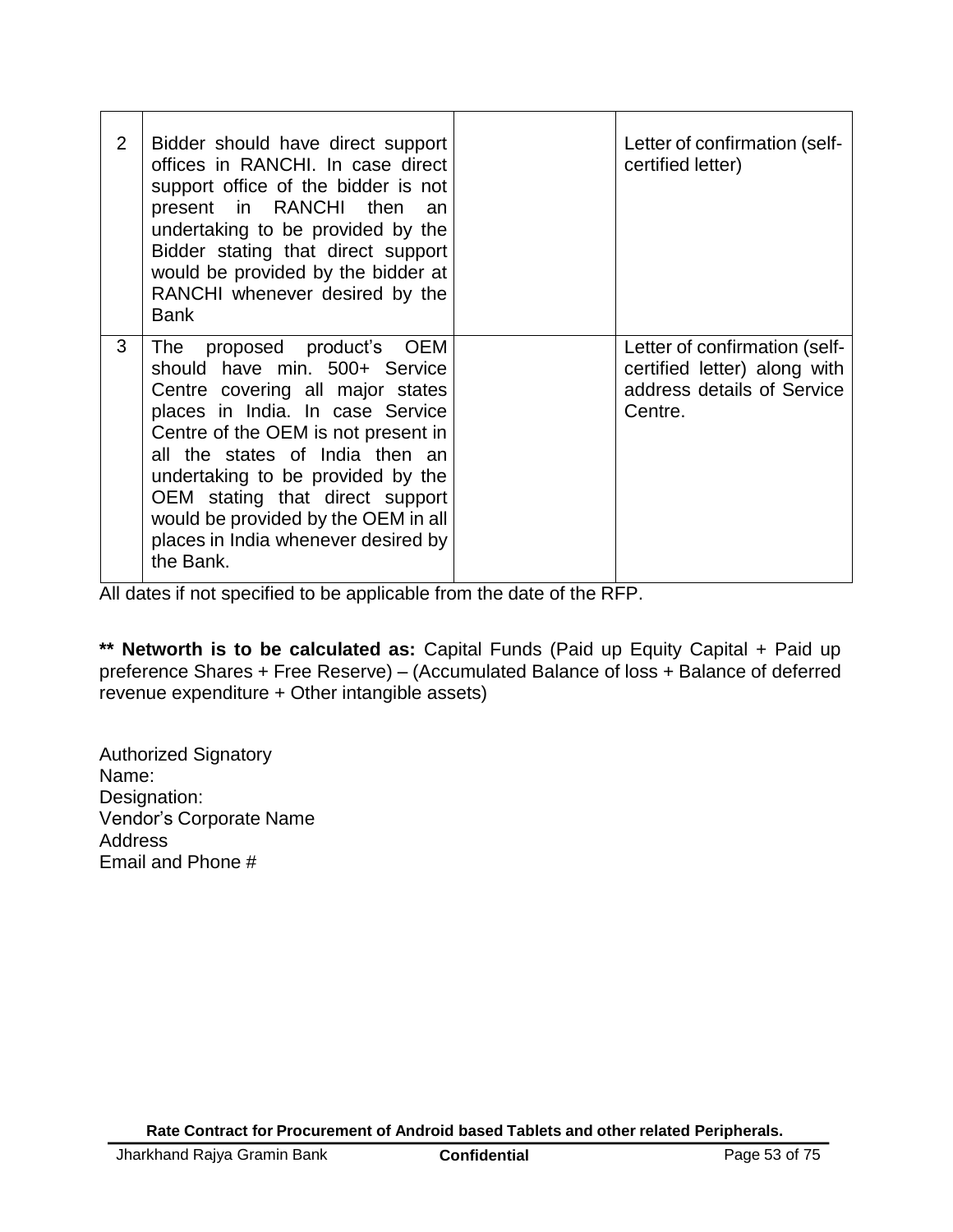| 2 | Bidder should have direct support offices in RANCHI. In case direct support office of the bidder is not present in RANCHI then an undertaking to be provided by the Bidder stating that direct support would be provided by the bidder at RANCHI whenever desired by the Bank | | Letter of confirmation (self-certified letter) |
|---|---|---|---|
| 3 | The proposed product's OEM should have min. 500+ Service Centre covering all major states places in India. In case Service Centre of the OEM is not present in all the states of India then an undertaking to be provided by the OEM stating that direct support would be provided by the OEM in all places in India whenever desired by the Bank. | | Letter of confirmation (self-certified letter) along with address details of Service Centre. |

All dates if not specified to be applicable from the date of the RFP.

**\*\* Networth is to be calculated as:** Capital Funds (Paid up Equity Capital + Paid up preference Shares + Free Reserve) – (Accumulated Balance of loss + Balance of deferred revenue expenditure + Other intangible assets)

Authorized Signatory
Name:
Designation:
Vendor's Corporate Name
Address
Email and Phone #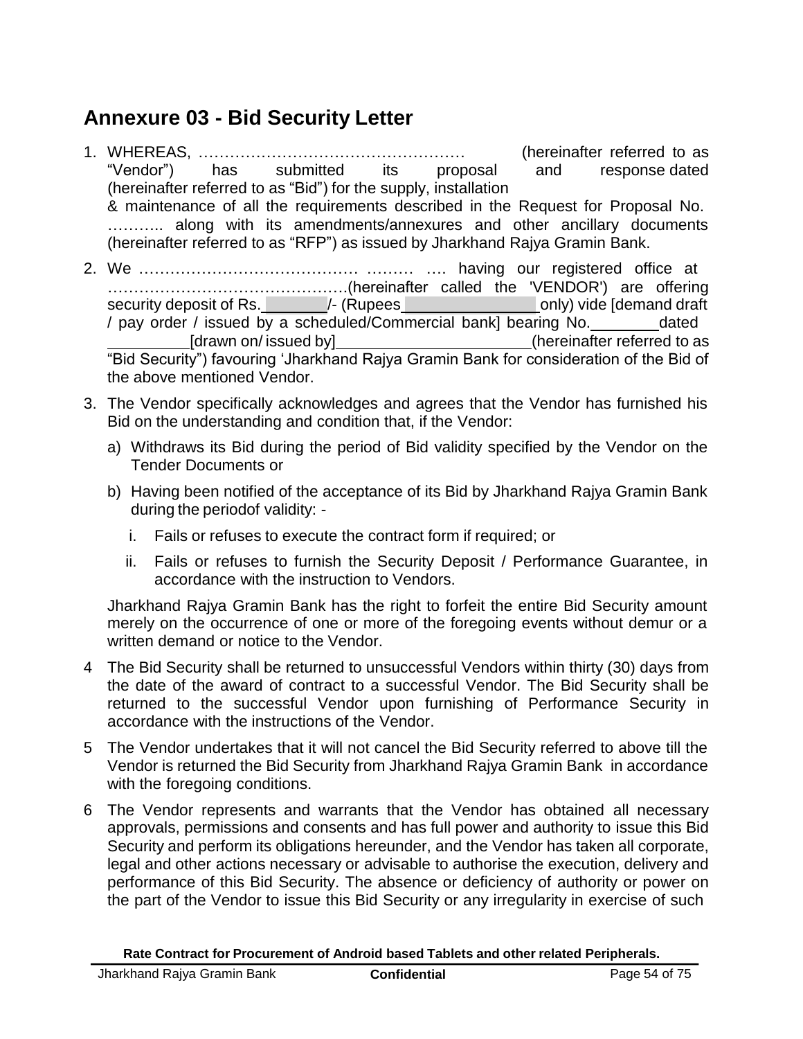# Annexure 03 - Bid Security Letter

1. WHEREAS, …………………………………………… (hereinafter referred to as "Vendor") has submitted its proposal and response dated (hereinafter referred to as "Bid") for the supply, installation & maintenance of all the requirements described in the Request for Proposal No. ……….. along with its amendments/annexures and other ancillary documents (hereinafter referred to as "RFP") as issued by Jharkhand Rajya Gramin Bank.

2. We …………………………………… ……… …. having our registered office at ……………………………………….(hereinafter called the 'VENDOR') are offering security deposit of Rs.\_\_\_\_\_\_\_/- (Rupees\_\_\_\_\_\_\_\_\_\_\_\_\_\_\_ only) vide [demand draft / pay order / issued by a scheduled/Commercial bank] bearing No.\_\_\_\_\_\_\_\_ dated \_\_\_\_\_\_\_\_\_[drawn on/ issued by]\_\_\_\_\_\_\_\_\_\_\_\_\_\_\_\_\_\_\_\_\_\_(hereinafter referred to as "Bid Security") favouring 'Jharkhand Rajya Gramin Bank for consideration of the Bid of the above mentioned Vendor.

3. The Vendor specifically acknowledges and agrees that the Vendor has furnished his Bid on the understanding and condition that, if the Vendor:

   a) Withdraws its Bid during the period of Bid validity specified by the Vendor on the Tender Documents or

   b) Having been notified of the acceptance of its Bid by Jharkhand Rajya Gramin Bank during the periodof validity: -

      i. Fails or refuses to execute the contract form if required; or

      ii. Fails or refuses to furnish the Security Deposit / Performance Guarantee, in accordance with the instruction to Vendors.

   Jharkhand Rajya Gramin Bank has the right to forfeit the entire Bid Security amount merely on the occurrence of one or more of the foregoing events without demur or a written demand or notice to the Vendor.

4. The Bid Security shall be returned to unsuccessful Vendors within thirty (30) days from the date of the award of contract to a successful Vendor. The Bid Security shall be returned to the successful Vendor upon furnishing of Performance Security in accordance with the instructions of the Vendor.

5. The Vendor undertakes that it will not cancel the Bid Security referred to above till the Vendor is returned the Bid Security from Jharkhand Rajya Gramin Bank in accordance with the foregoing conditions.

6. The Vendor represents and warrants that the Vendor has obtained all necessary approvals, permissions and consents and has full power and authority to issue this Bid Security and perform its obligations hereunder, and the Vendor has taken all corporate, legal and other actions necessary or advisable to authorise the execution, delivery and performance of this Bid Security. The absence or deficiency of authority or power on the part of the Vendor to issue this Bid Security or any irregularity in exercise of such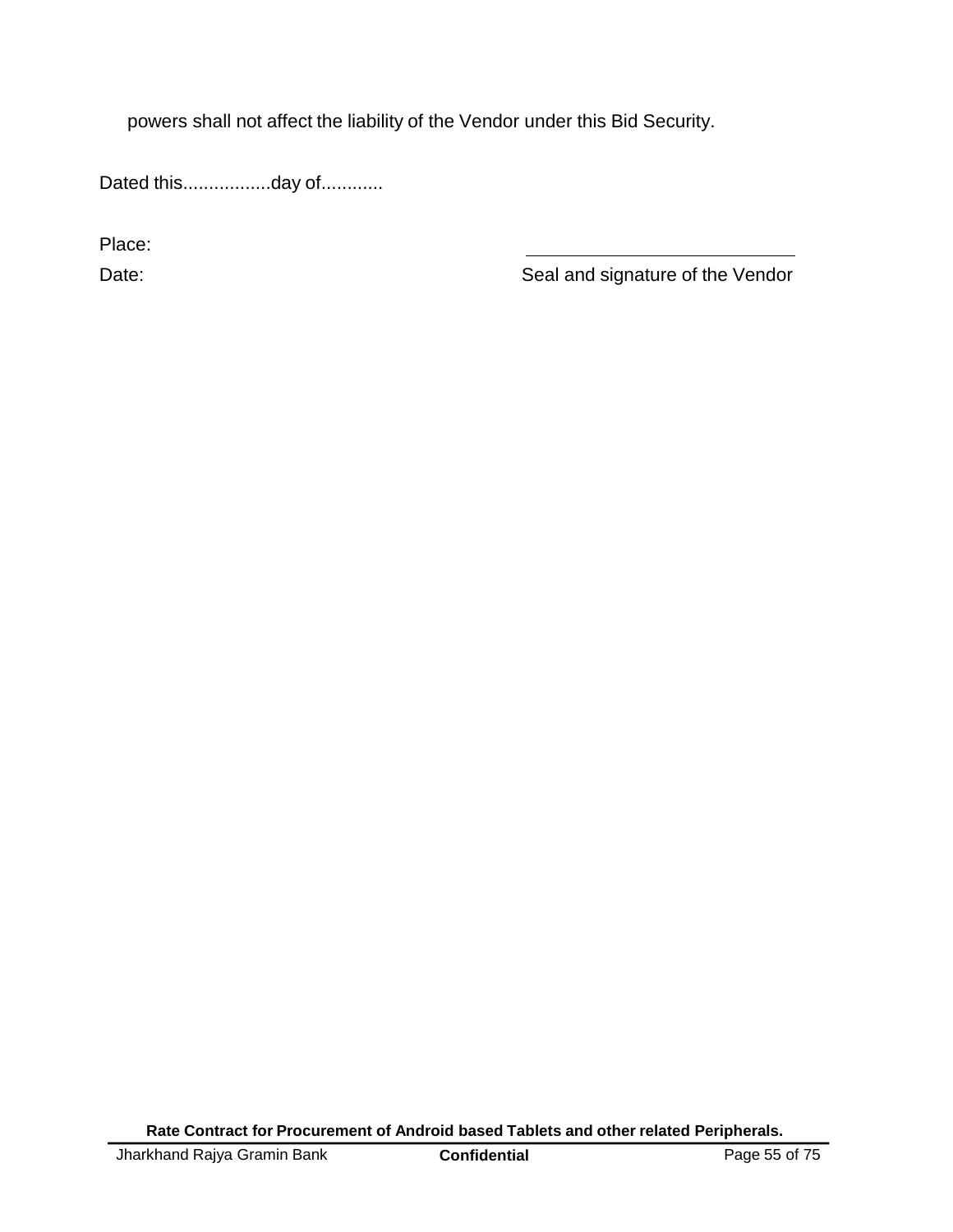powers shall not affect the liability of the Vendor under this Bid Security.

Dated this.................day of............

Place:

Date:

Seal and signature of the Vendor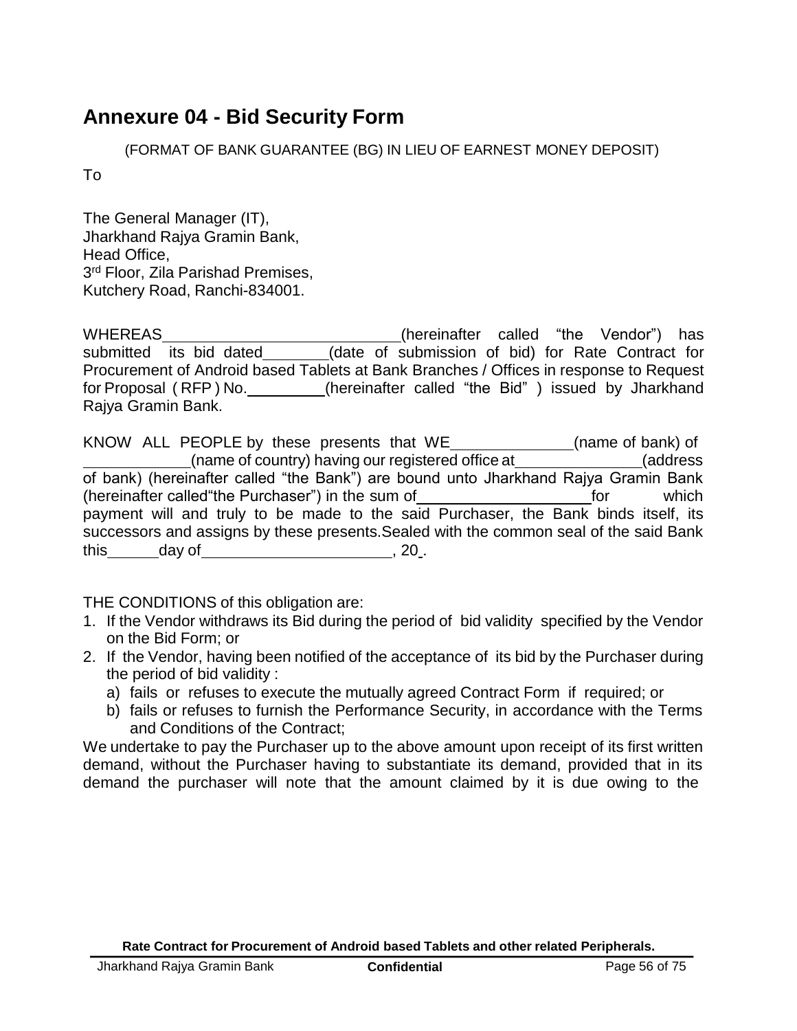# Annexure 04 - Bid Security Form

(FORMAT OF BANK GUARANTEE (BG) IN LIEU OF EARNEST MONEY DEPOSIT)

To

The General Manager (IT),
Jharkhand Rajya Gramin Bank,
Head Office,
3rd Floor, Zila Parishad Premises,
Kutchery Road, Ranchi-834001.

WHEREAS ____________________________ (hereinafter called "the Vendor") has submitted its bid dated ________ (date of submission of bid) for Rate Contract for Procurement of Android based Tablets at Bank Branches / Offices in response to Request for Proposal ( RFP ) No. __________ (hereinafter called "the Bid" ) issued by Jharkhand Rajya Gramin Bank.

KNOW ALL PEOPLE by these presents that WE ______________ (name of bank) of ____________ (name of country) having our registered office at _______________ (address of bank) (hereinafter called "the Bank") are bound unto Jharkhand Rajya Gramin Bank (hereinafter called"the Purchaser") in the sum of ____________________ for which payment will and truly to be made to the said Purchaser, the Bank binds itself, its successors and assigns by these presents.Sealed with the common seal of the said Bank this ______ day of ______________________, 20_.

THE CONDITIONS of this obligation are:

1. If the Vendor withdraws its Bid during the period of bid validity specified by the Vendor on the Bid Form; or
2. If the Vendor, having been notified of the acceptance of its bid by the Purchaser during the period of bid validity :
   a) fails or refuses to execute the mutually agreed Contract Form if required; or
   b) fails or refuses to furnish the Performance Security, in accordance with the Terms and Conditions of the Contract;

We undertake to pay the Purchaser up to the above amount upon receipt of its first written demand, without the Purchaser having to substantiate its demand, provided that in its demand the purchaser will note that the amount claimed by it is due owing to the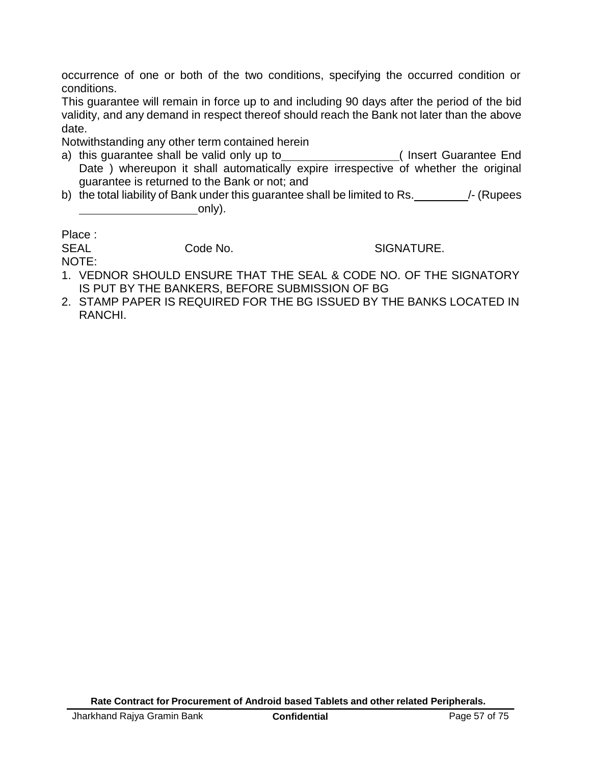occurrence of one or both of the two conditions, specifying the occurred condition or conditions.

This guarantee will remain in force up to and including 90 days after the period of the bid validity, and any demand in respect thereof should reach the Bank not later than the above date.

Notwithstanding any other term contained herein

a) this guarantee shall be valid only up to__________________( Insert Guarantee End Date ) whereupon it shall automatically expire irrespective of whether the original guarantee is returned to the Bank or not; and
b) the total liability of Bank under this guarantee shall be limited to Rs.________/- (Rupees __________________only).

Place :

SEAL Code No. SIGNATURE.

NOTE:

1. VEDNOR SHOULD ENSURE THAT THE SEAL & CODE NO. OF THE SIGNATORY IS PUT BY THE BANKERS, BEFORE SUBMISSION OF BG
2. STAMP PAPER IS REQUIRED FOR THE BG ISSUED BY THE BANKS LOCATED IN RANCHI.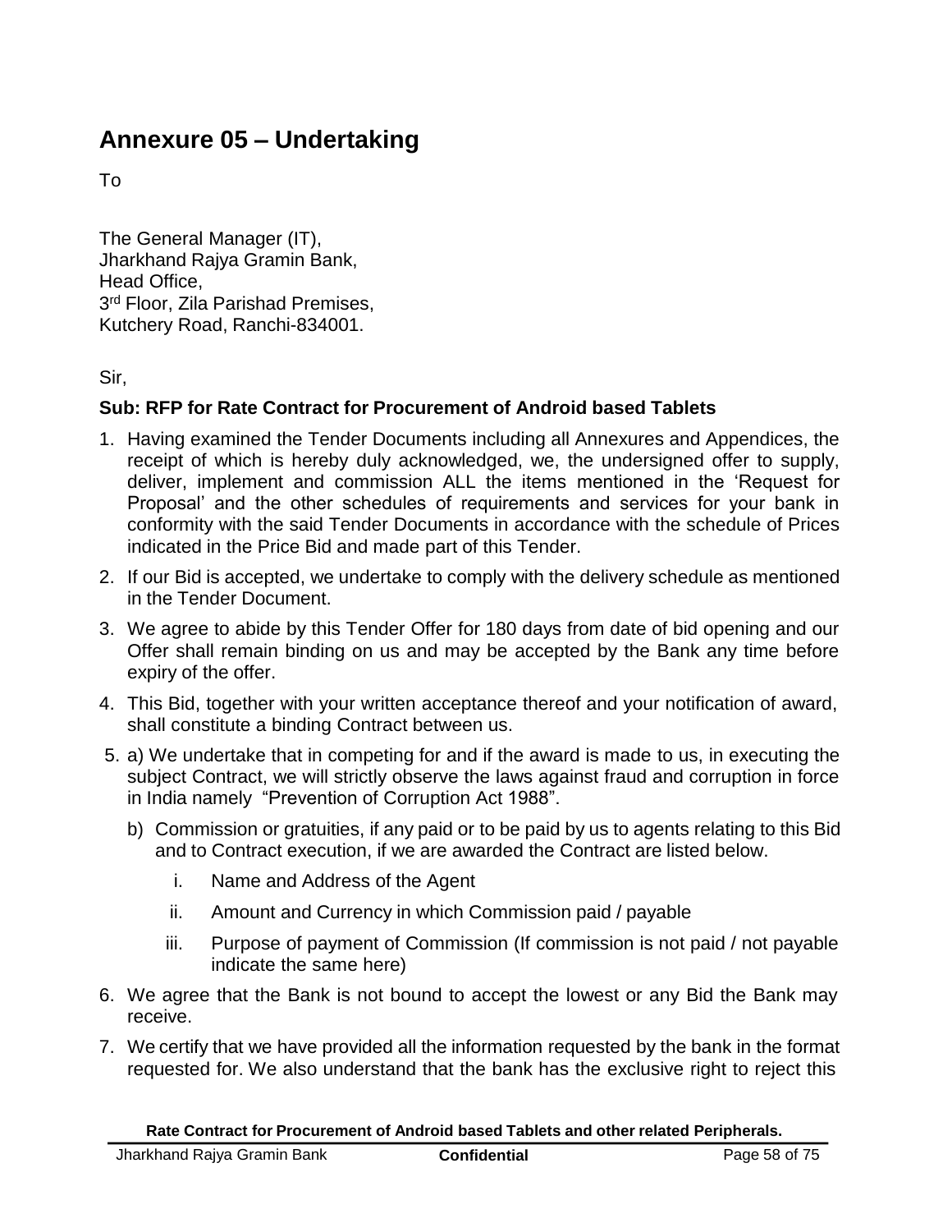# Annexure 05 – Undertaking

To

The General Manager (IT),
Jharkhand Rajya Gramin Bank,
Head Office,
3rd Floor, Zila Parishad Premises,
Kutchery Road, Ranchi-834001.

Sir,

**Sub: RFP for Rate Contract for Procurement of Android based Tablets**

1. Having examined the Tender Documents including all Annexures and Appendices, the receipt of which is hereby duly acknowledged, we, the undersigned offer to supply, deliver, implement and commission ALL the items mentioned in the 'Request for Proposal' and the other schedules of requirements and services for your bank in conformity with the said Tender Documents in accordance with the schedule of Prices indicated in the Price Bid and made part of this Tender.
2. If our Bid is accepted, we undertake to comply with the delivery schedule as mentioned in the Tender Document.
3. We agree to abide by this Tender Offer for 180 days from date of bid opening and our Offer shall remain binding on us and may be accepted by the Bank any time before expiry of the offer.
4. This Bid, together with your written acceptance thereof and your notification of award, shall constitute a binding Contract between us.
5. a) We undertake that in competing for and if the award is made to us, in executing the subject Contract, we will strictly observe the laws against fraud and corruption in force in India namely "Prevention of Corruption Act 1988".

   b) Commission or gratuities, if any paid or to be paid by us to agents relating to this Bid and to Contract execution, if we are awarded the Contract are listed below.

      i. Name and Address of the Agent
      ii. Amount and Currency in which Commission paid / payable
      iii. Purpose of payment of Commission (If commission is not paid / not payable indicate the same here)
6. We agree that the Bank is not bound to accept the lowest or any Bid the Bank may receive.
7. We certify that we have provided all the information requested by the bank in the format requested for. We also understand that the bank has the exclusive right to reject this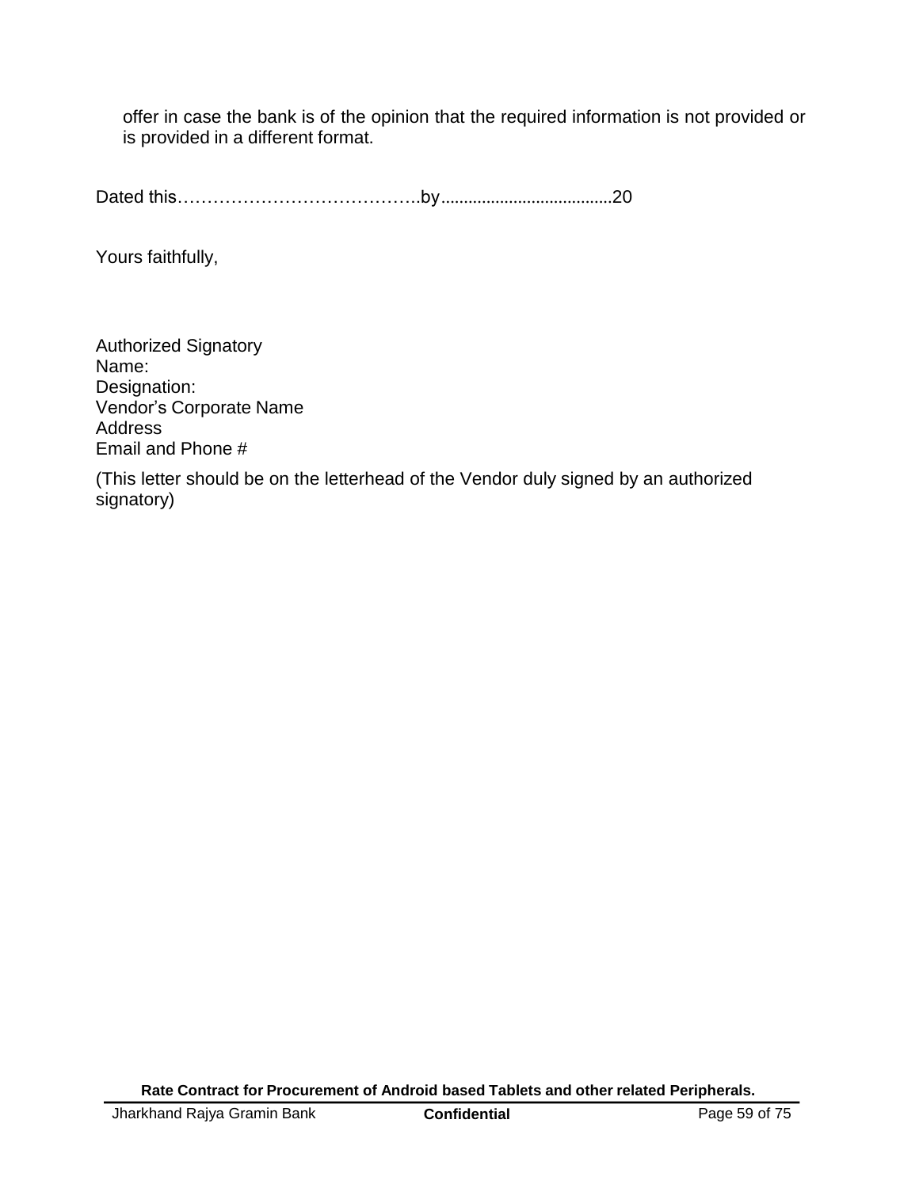offer in case the bank is of the opinion that the required information is not provided or is provided in a different format.

Dated this…………………………………..by......................................20

Yours faithfully,

Authorized Signatory
Name:
Designation:
Vendor's Corporate Name
Address
Email and Phone #

(This letter should be on the letterhead of the Vendor duly signed by an authorized signatory)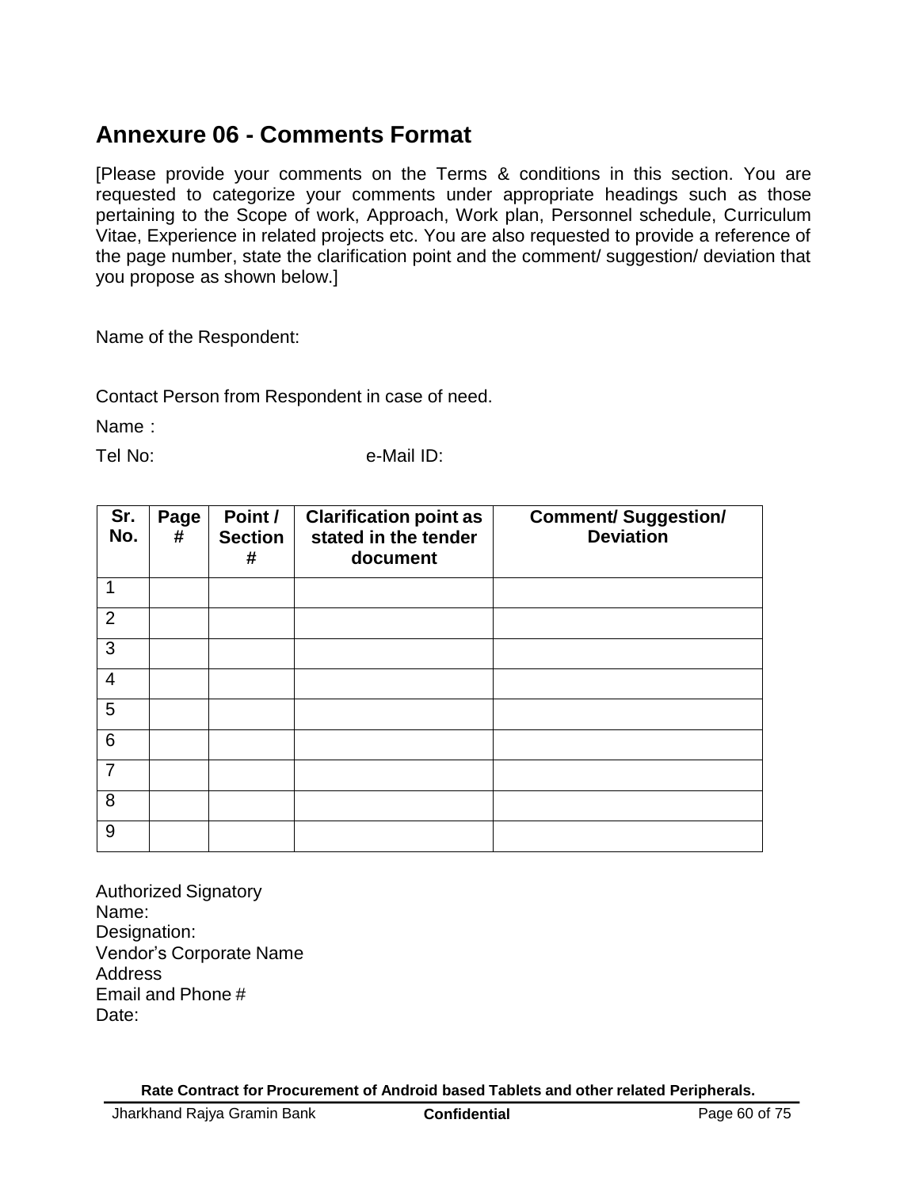## Annexure 06 - Comments Format

[Please provide your comments on the Terms & conditions in this section. You are requested to categorize your comments under appropriate headings such as those pertaining to the Scope of work, Approach, Work plan, Personnel schedule, Curriculum Vitae, Experience in related projects etc. You are also requested to provide a reference of the page number, state the clarification point and the comment/ suggestion/ deviation that you propose as shown below.]

Name of the Respondent:

Contact Person from Respondent in case of need.

Name :

Tel No: e-Mail ID:

| Sr. No. | Page # | Point / Section # | Clarification point as stated in the tender document | Comment/ Suggestion/ Deviation |
|---|---|---|---|---|
| 1 | | | | |
| 2 | | | | |
| 3 | | | | |
| 4 | | | | |
| 5 | | | | |
| 6 | | | | |
| 7 | | | | |
| 8 | | | | |
| 9 | | | | |

Authorized Signatory
Name:
Designation:
Vendor's Corporate Name
Address
Email and Phone #
Date: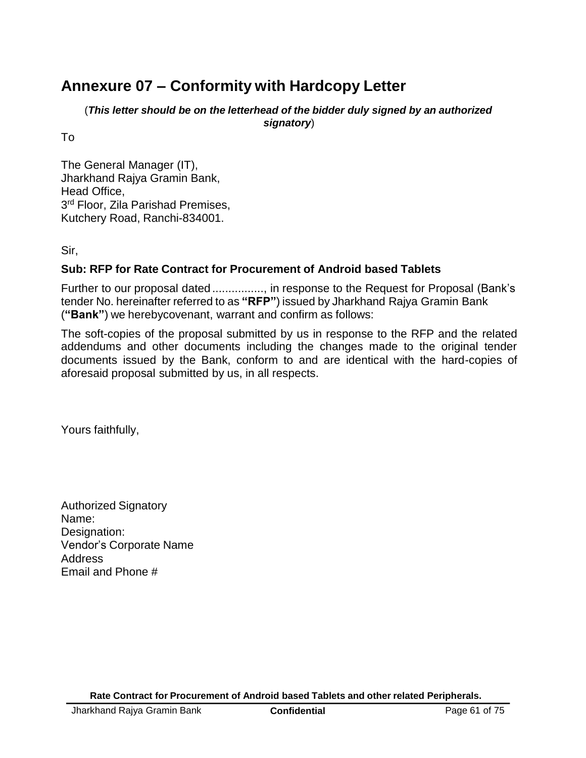# Annexure 07 – Conformity with Hardcopy Letter

(***This letter should be on the letterhead of the bidder duly signed by an authorized signatory***)

To

The General Manager (IT),
Jharkhand Rajya Gramin Bank,
Head Office,
3rd Floor, Zila Parishad Premises,
Kutchery Road, Ranchi-834001.

Sir,

**Sub: RFP for Rate Contract for Procurement of Android based Tablets**

Further to our proposal dated ................, in response to the Request for Proposal (Bank's tender No. hereinafter referred to as **"RFP"**) issued by Jharkhand Rajya Gramin Bank (**"Bank"**) we herebycovenant, warrant and confirm as follows:

The soft-copies of the proposal submitted by us in response to the RFP and the related addendums and other documents including the changes made to the original tender documents issued by the Bank, conform to and are identical with the hard-copies of aforesaid proposal submitted by us, in all respects.

Yours faithfully,

Authorized Signatory
Name:
Designation:
Vendor's Corporate Name
Address
Email and Phone #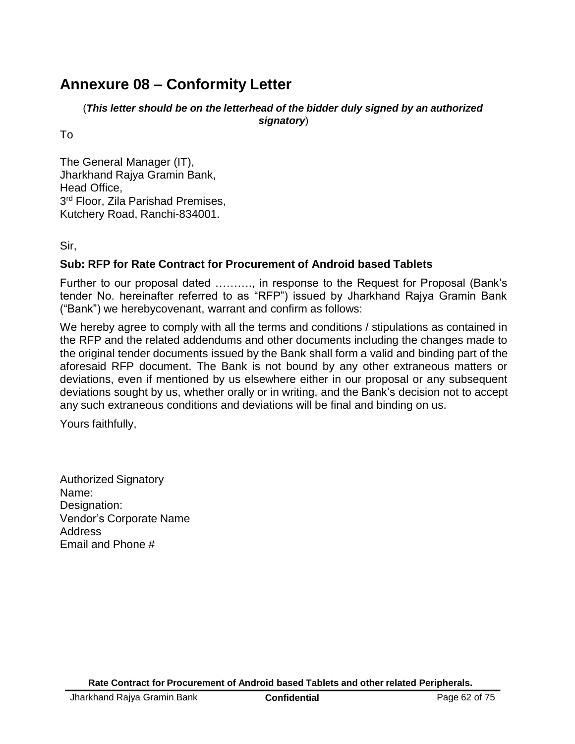# Annexure 08 – Conformity Letter

(***This letter should be on the letterhead of the bidder duly signed by an authorized signatory***)

To

The General Manager (IT),
Jharkhand Rajya Gramin Bank,
Head Office,
3rd Floor, Zila Parishad Premises,
Kutchery Road, Ranchi-834001.

Sir,

**Sub: RFP for Rate Contract for Procurement of Android based Tablets**

Further to our proposal dated ………., in response to the Request for Proposal (Bank's tender No. hereinafter referred to as "RFP") issued by Jharkhand Rajya Gramin Bank ("Bank") we herebycovenant, warrant and confirm as follows:

We hereby agree to comply with all the terms and conditions / stipulations as contained in the RFP and the related addendums and other documents including the changes made to the original tender documents issued by the Bank shall form a valid and binding part of the aforesaid RFP document. The Bank is not bound by any other extraneous matters or deviations, even if mentioned by us elsewhere either in our proposal or any subsequent deviations sought by us, whether orally or in writing, and the Bank's decision not to accept any such extraneous conditions and deviations will be final and binding on us.

Yours faithfully,

Authorized Signatory
Name:
Designation:
Vendor's Corporate Name
Address
Email and Phone #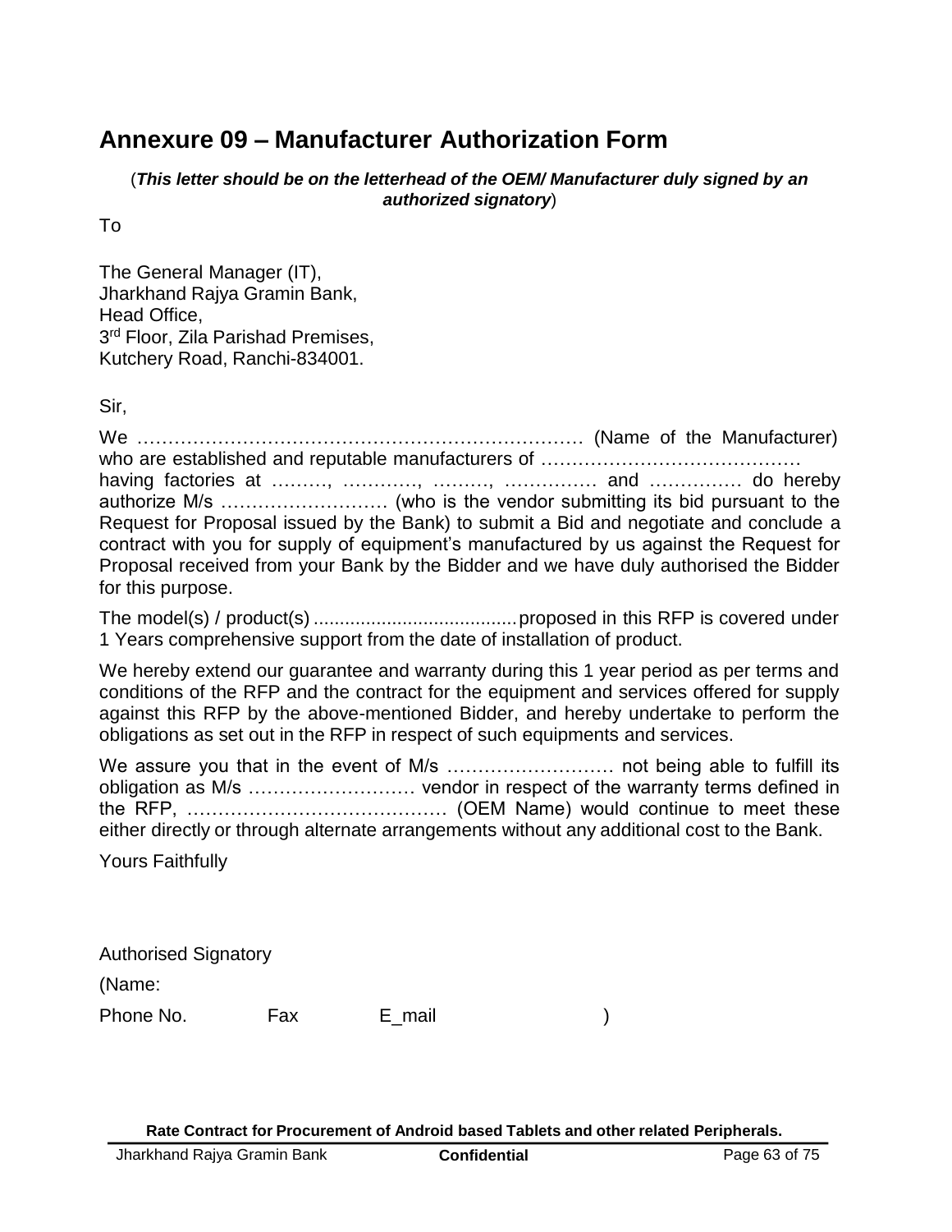## Annexure 09 – Manufacturer Authorization Form

(***This letter should be on the letterhead of the OEM/ Manufacturer duly signed by an authorized signatory***)

To

The General Manager (IT),
Jharkhand Rajya Gramin Bank,
Head Office,
3rd Floor, Zila Parishad Premises,
Kutchery Road, Ranchi-834001.

Sir,

We ……………………………………………………………… (Name of the Manufacturer) who are established and reputable manufacturers of …………………………………… having factories at ………, …………, ………, …………… and …………… do hereby authorize M/s ……………………… (who is the vendor submitting its bid pursuant to the Request for Proposal issued by the Bank) to submit a Bid and negotiate and conclude a contract with you for supply of equipment's manufactured by us against the Request for Proposal received from your Bank by the Bidder and we have duly authorised the Bidder for this purpose.

The model(s) / product(s) ...................................... proposed in this RFP is covered under 1 Years comprehensive support from the date of installation of product.

We hereby extend our guarantee and warranty during this 1 year period as per terms and conditions of the RFP and the contract for the equipment and services offered for supply against this RFP by the above-mentioned Bidder, and hereby undertake to perform the obligations as set out in the RFP in respect of such equipments and services.

We assure you that in the event of M/s ……………………… not being able to fulfill its obligation as M/s ……………………… vendor in respect of the warranty terms defined in the RFP, …………………………………… (OEM Name) would continue to meet these either directly or through alternate arrangements without any additional cost to the Bank.

Yours Faithfully

Authorised Signatory

(Name:

Phone No. Fax E_mail )

**Rate Contract for Procurement of Android based Tablets and other related Peripherals.**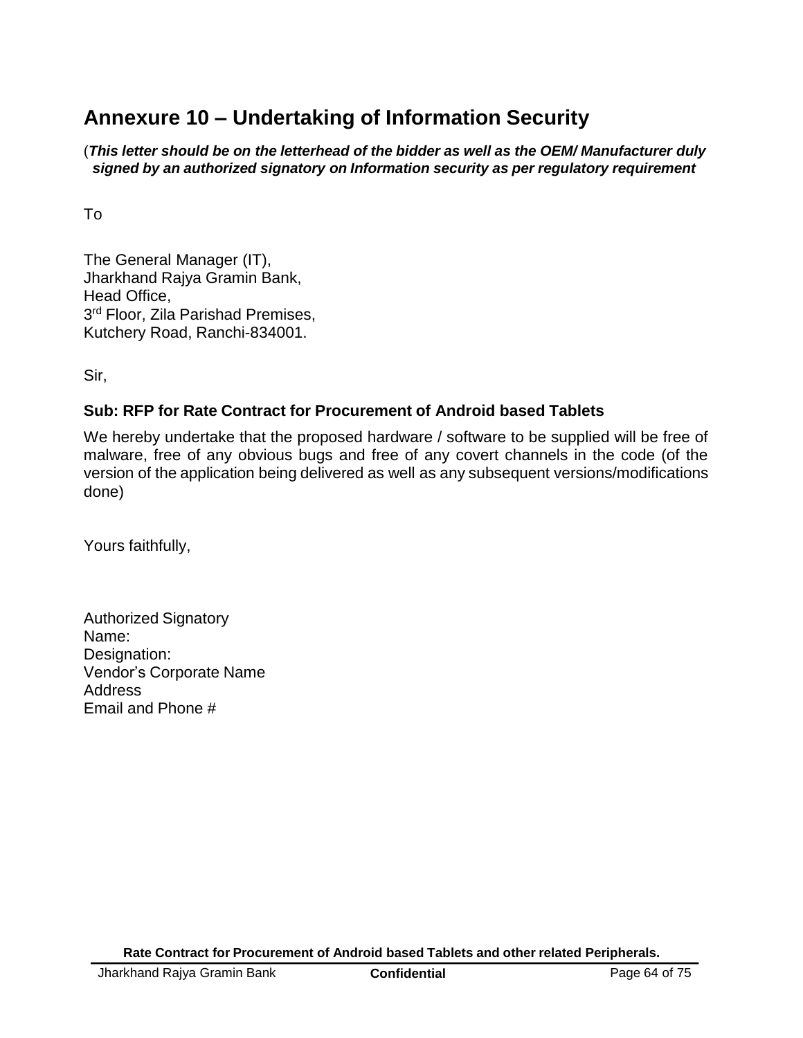# Annexure 10 – Undertaking of Information Security

(***This letter should be on the letterhead of the bidder as well as the OEM/ Manufacturer duly signed by an authorized signatory on Information security as per regulatory requirement***

To

The General Manager (IT),
Jharkhand Rajya Gramin Bank,
Head Office,
3rd Floor, Zila Parishad Premises,
Kutchery Road, Ranchi-834001.

Sir,

**Sub: RFP for Rate Contract for Procurement of Android based Tablets**

We hereby undertake that the proposed hardware / software to be supplied will be free of malware, free of any obvious bugs and free of any covert channels in the code (of the version of the application being delivered as well as any subsequent versions/modifications done)

Yours faithfully,

Authorized Signatory
Name:
Designation:
Vendor's Corporate Name
Address
Email and Phone #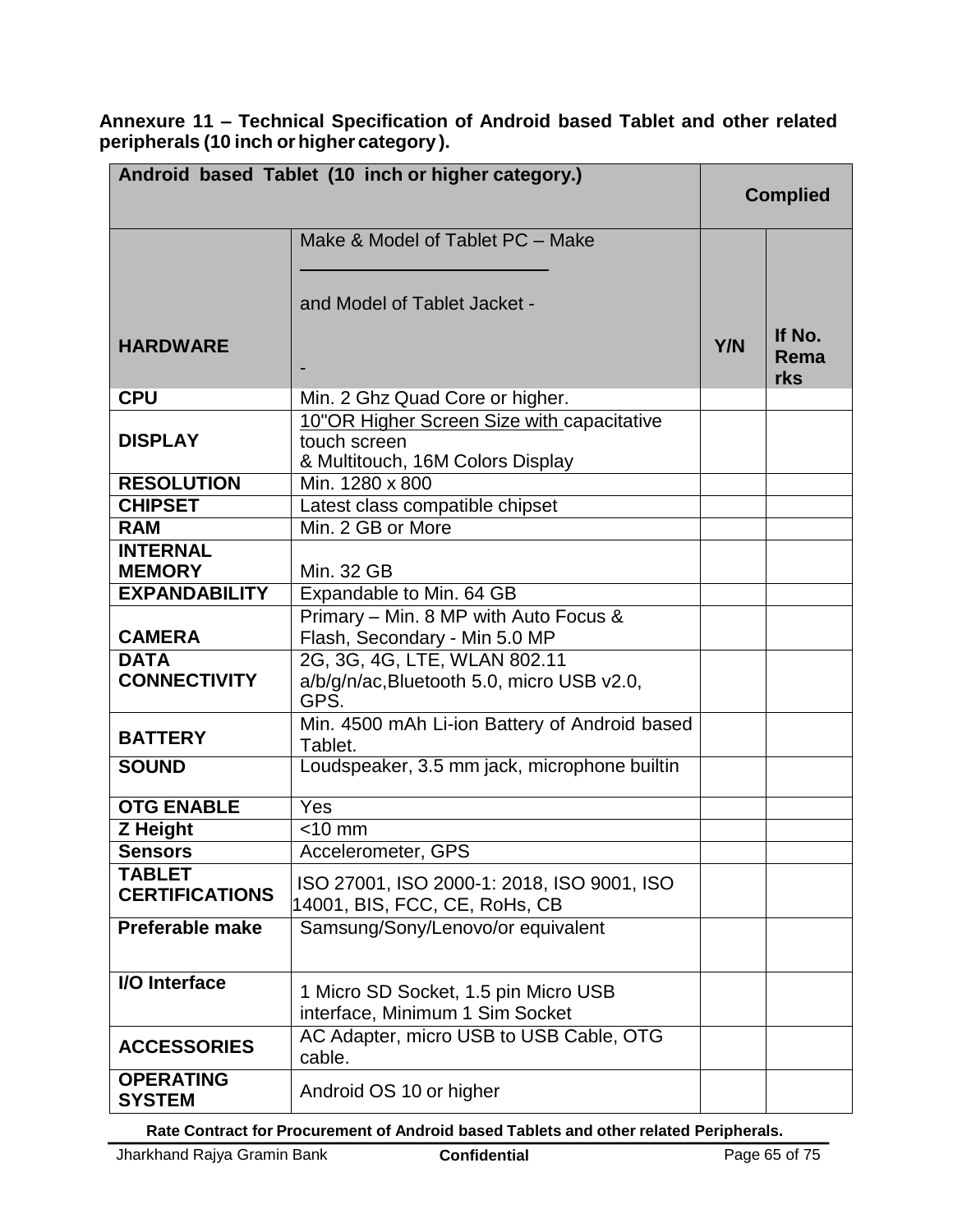**Annexure 11 – Technical Specification of Android based Tablet and other related peripherals (10 inch or higher category).**

| Android based Tablet (10 inch or higher category.) | | Complied | |
|---|---|---|---|
| **HARDWARE** | Make & Model of Tablet PC – Make ______________ and Model of Tablet Jacket - - | **Y/N** | **If No. Remarks** |
| **CPU** | Min. 2 Ghz Quad Core or higher. | | |
| **DISPLAY** | 10"OR Higher Screen Size with capacitative touch screen & Multitouch, 16M Colors Display | | |
| **RESOLUTION** | Min. 1280 x 800 | | |
| **CHIPSET** | Latest class compatible chipset | | |
| **RAM** | Min. 2 GB or More | | |
| **INTERNAL MEMORY** | Min. 32 GB | | |
| **EXPANDABILITY** | Expandable to Min. 64 GB | | |
| **CAMERA** | Primary – Min. 8 MP with Auto Focus & Flash, Secondary - Min 5.0 MP | | |
| **DATA CONNECTIVITY** | 2G, 3G, 4G, LTE, WLAN 802.11 a/b/g/n/ac,Bluetooth 5.0, micro USB v2.0, GPS. | | |
| **BATTERY** | Min. 4500 mAh Li-ion Battery of Android based Tablet. | | |
| **SOUND** | Loudspeaker, 3.5 mm jack, microphone builtin | | |
| **OTG ENABLE** | Yes | | |
| **Z Height** | <10 mm | | |
| **Sensors** | Accelerometer, GPS | | |
| **TABLET CERTIFICATIONS** | ISO 27001, ISO 2000-1: 2018, ISO 9001, ISO 14001, BIS, FCC, CE, RoHs, CB | | |
| **Preferable make** | Samsung/Sony/Lenovo/or equivalent | | |
| **I/O Interface** | 1 Micro SD Socket, 1.5 pin Micro USB interface, Minimum 1 Sim Socket | | |
| **ACCESSORIES** | AC Adapter, micro USB to USB Cable, OTG cable. | | |
| **OPERATING SYSTEM** | Android OS 10 or higher | | |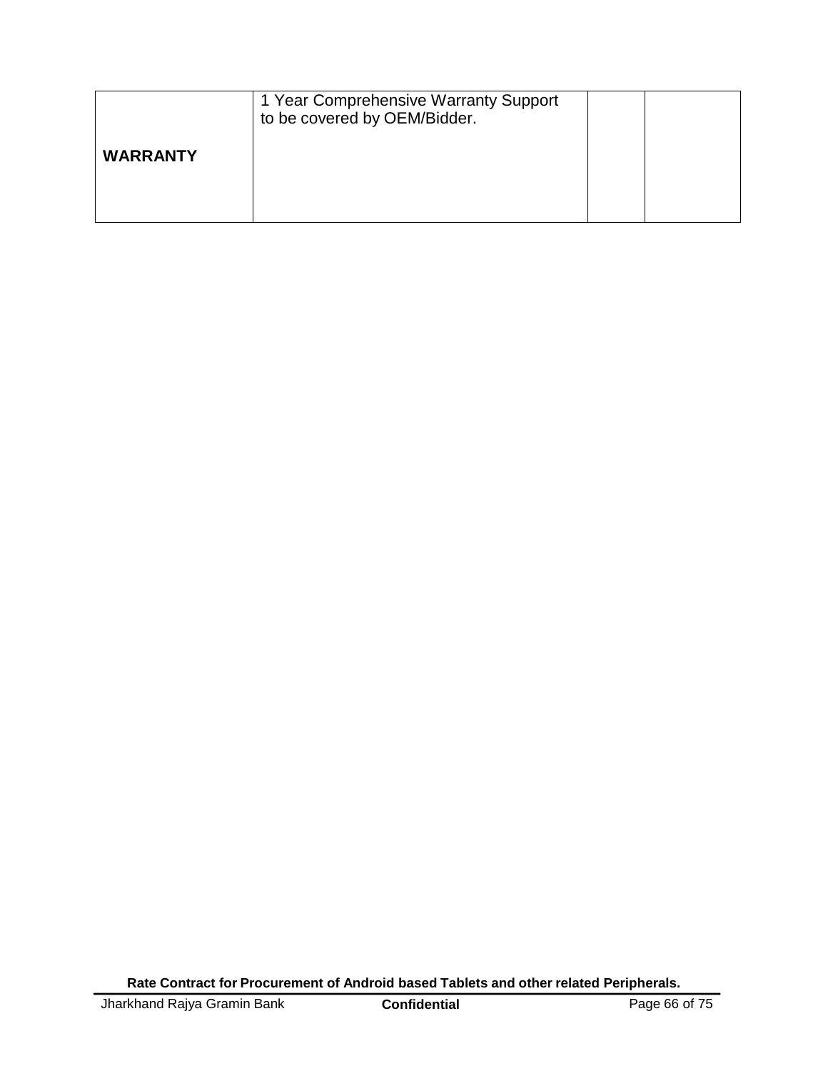| **WARRANTY** | 1 Year Comprehensive Warranty Support to be covered by OEM/Bidder. | | |
|---|---|---|---|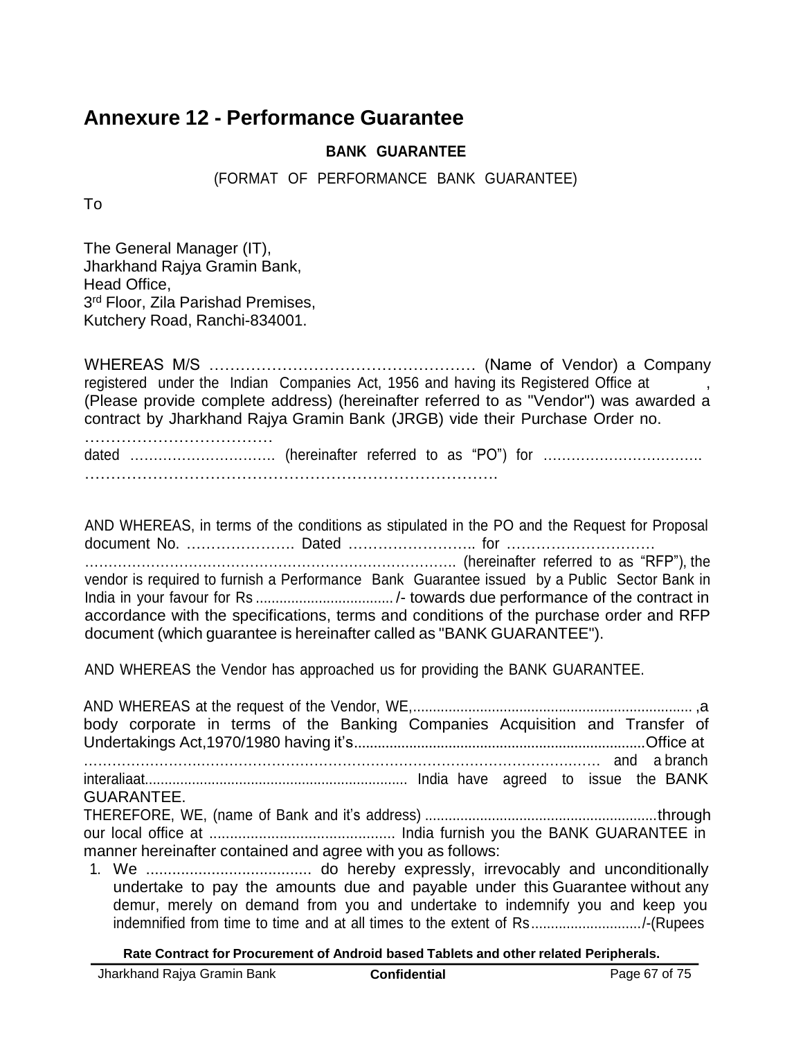# Annexure 12 - Performance Guarantee

**BANK GUARANTEE**

(FORMAT OF PERFORMANCE BANK GUARANTEE)

To

The General Manager (IT),
Jharkhand Rajya Gramin Bank,
Head Office,
3rd Floor, Zila Parishad Premises,
Kutchery Road, Ranchi-834001.

WHEREAS M/S …………………………………………… (Name of Vendor) a Company registered under the Indian Companies Act, 1956 and having its Registered Office at , (Please provide complete address) (hereinafter referred to as "Vendor") was awarded a contract by Jharkhand Rajya Gramin Bank (JRGB) vide their Purchase Order no. ……………………………… dated …………………………. (hereinafter referred to as “PO”) for ……………………………. …………………………………………………………………….

AND WHEREAS, in terms of the conditions as stipulated in the PO and the Request for Proposal document No. …………………. Dated …………………….. for ………………………… …………………………………………………………………. (hereinafter referred to as “RFP”), the vendor is required to furnish a Performance Bank Guarantee issued by a Public Sector Bank in India in your favour for Rs ................................... /- towards due performance of the contract in accordance with the specifications, terms and conditions of the purchase order and RFP document (which guarantee is hereinafter called as "BANK GUARANTEE").

AND WHEREAS the Vendor has approached us for providing the BANK GUARANTEE.

AND WHEREAS at the request of the Vendor, WE,....................................................................... ,a body corporate in terms of the Banking Companies Acquisition and Transfer of Undertakings Act,1970/1980 having it’s..........................................................................Office at ………………………………………………………………………………………… and a branch interaliaat................................................................... India have agreed to issue the BANK GUARANTEE.

THEREFORE, WE, (name of Bank and it’s address) ...........................................................through our local office at ............................................. India furnish you the BANK GUARANTEE in manner hereinafter contained and agree with you as follows:

1. We ....................................... do hereby expressly, irrevocably and unconditionally undertake to pay the amounts due and payable under this Guarantee without any demur, merely on demand from you and undertake to indemnify you and keep you indemnified from time to time and at all times to the extent of Rs............................/-(Rupees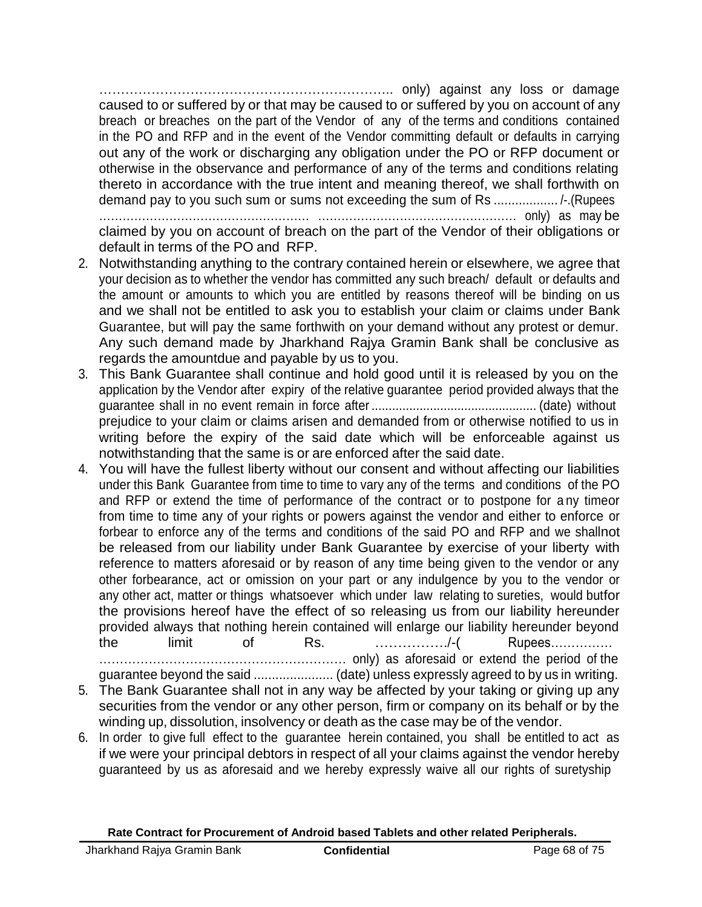…………………………………………………………….. only) against any loss or damage caused to or suffered by or that may be caused to or suffered by you on account of any breach or breaches on the part of the Vendor of any of the terms and conditions contained in the PO and RFP and in the event of the Vendor committing default or defaults in carrying out any of the work or discharging any obligation under the PO or RFP document or otherwise in the observance and performance of any of the terms and conditions relating thereto in accordance with the true intent and meaning thereof, we shall forthwith on demand pay to you such sum or sums not exceeding the sum of Rs .................. /-.(Rupees ..................................................... .................................................. only) as may be claimed by you on account of breach on the part of the Vendor of their obligations or default in terms of the PO and RFP.

2. Notwithstanding anything to the contrary contained herein or elsewhere, we agree that your decision as to whether the vendor has committed any such breach/ default or defaults and the amount or amounts to which you are entitled by reasons thereof will be binding on us and we shall not be entitled to ask you to establish your claim or claims under Bank Guarantee, but will pay the same forthwith on your demand without any protest or demur. Any such demand made by Jharkhand Rajya Gramin Bank shall be conclusive as regards the amountdue and payable by us to you.
3. This Bank Guarantee shall continue and hold good until it is released by you on the application by the Vendor after expiry of the relative guarantee period provided always that the guarantee shall in no event remain in force after ............................................... (date) without prejudice to your claim or claims arisen and demanded from or otherwise notified to us in writing before the expiry of the said date which will be enforceable against us notwithstanding that the same is or are enforced after the said date.
4. You will have the fullest liberty without our consent and without affecting our liabilities under this Bank Guarantee from time to time to vary any of the terms and conditions of the PO and RFP or extend the time of performance of the contract or to postpone for any timeor from time to time any of your rights or powers against the vendor and either to enforce or forbear to enforce any of the terms and conditions of the said PO and RFP and we shallnot be released from our liability under Bank Guarantee by exercise of your liberty with reference to matters aforesaid or by reason of any time being given to the vendor or any other forbearance, act or omission on your part or any indulgence by you to the vendor or any other act, matter or things whatsoever which under law relating to sureties, would butfor the provisions hereof have the effect of so releasing us from our liability hereunder provided always that nothing herein contained will enlarge our liability hereunder beyond the limit of Rs. ……………./-( Rupees…………… …………………………………………………… only) as aforesaid or extend the period of the guarantee beyond the said ...................... (date) unless expressly agreed to by us in writing.
5. The Bank Guarantee shall not in any way be affected by your taking or giving up any securities from the vendor or any other person, firm or company on its behalf or by the winding up, dissolution, insolvency or death as the case may be of the vendor.
6. In order to give full effect to the guarantee herein contained, you shall be entitled to act as if we were your principal debtors in respect of all your claims against the vendor hereby guaranteed by us as aforesaid and we hereby expressly waive all our rights of suretyship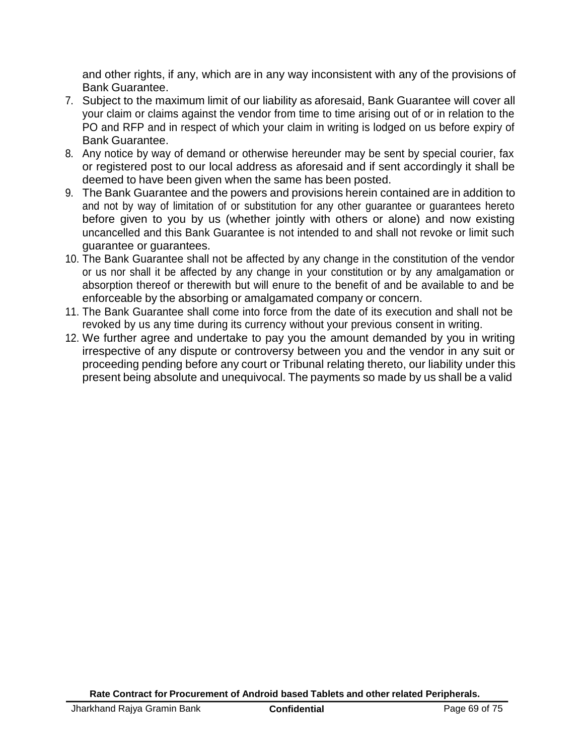and other rights, if any, which are in any way inconsistent with any of the provisions of Bank Guarantee.

7. Subject to the maximum limit of our liability as aforesaid, Bank Guarantee will cover all your claim or claims against the vendor from time to time arising out of or in relation to the PO and RFP and in respect of which your claim in writing is lodged on us before expiry of Bank Guarantee.
8. Any notice by way of demand or otherwise hereunder may be sent by special courier, fax or registered post to our local address as aforesaid and if sent accordingly it shall be deemed to have been given when the same has been posted.
9. The Bank Guarantee and the powers and provisions herein contained are in addition to and not by way of limitation of or substitution for any other guarantee or guarantees hereto before given to you by us (whether jointly with others or alone) and now existing uncancelled and this Bank Guarantee is not intended to and shall not revoke or limit such guarantee or guarantees.
10. The Bank Guarantee shall not be affected by any change in the constitution of the vendor or us nor shall it be affected by any change in your constitution or by any amalgamation or absorption thereof or therewith but will enure to the benefit of and be available to and be enforceable by the absorbing or amalgamated company or concern.
11. The Bank Guarantee shall come into force from the date of its execution and shall not be revoked by us any time during its currency without your previous consent in writing.
12. We further agree and undertake to pay you the amount demanded by you in writing irrespective of any dispute or controversy between you and the vendor in any suit or proceeding pending before any court or Tribunal relating thereto, our liability under this present being absolute and unequivocal. The payments so made by us shall be a valid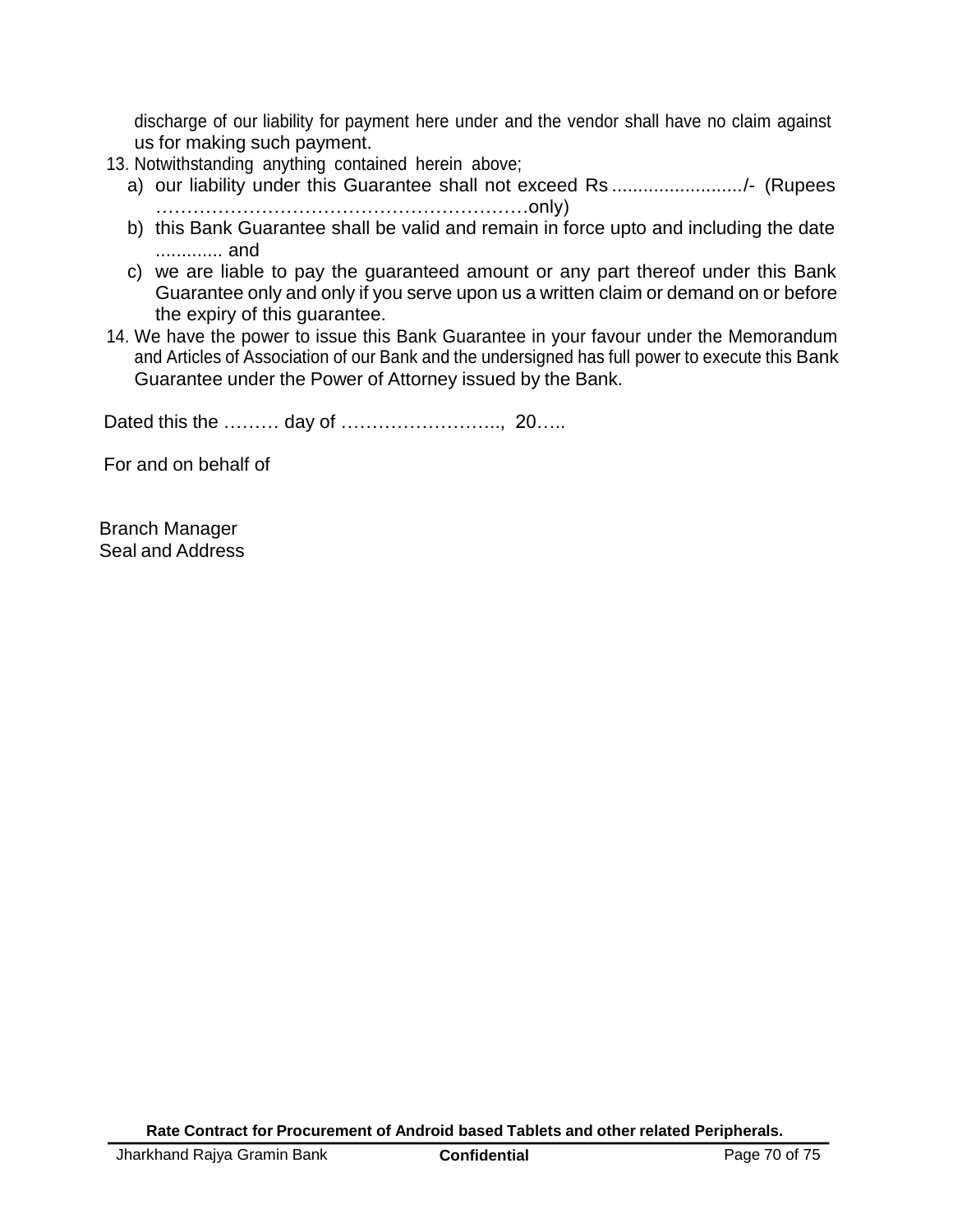discharge of our liability for payment here under and the vendor shall have no claim against us for making such payment.

13. Notwithstanding anything contained herein above;
    a) our liability under this Guarantee shall not exceed Rs ........................./- (Rupees …………………………………………………only)
    b) this Bank Guarantee shall be valid and remain in force upto and including the date ............. and
    c) we are liable to pay the guaranteed amount or any part thereof under this Bank Guarantee only and only if you serve upon us a written claim or demand on or before the expiry of this guarantee.
14. We have the power to issue this Bank Guarantee in your favour under the Memorandum and Articles of Association of our Bank and the undersigned has full power to execute this Bank Guarantee under the Power of Attorney issued by the Bank.

Dated this the ……… day of …………………….., 20…..

For and on behalf of

Branch Manager
Seal and Address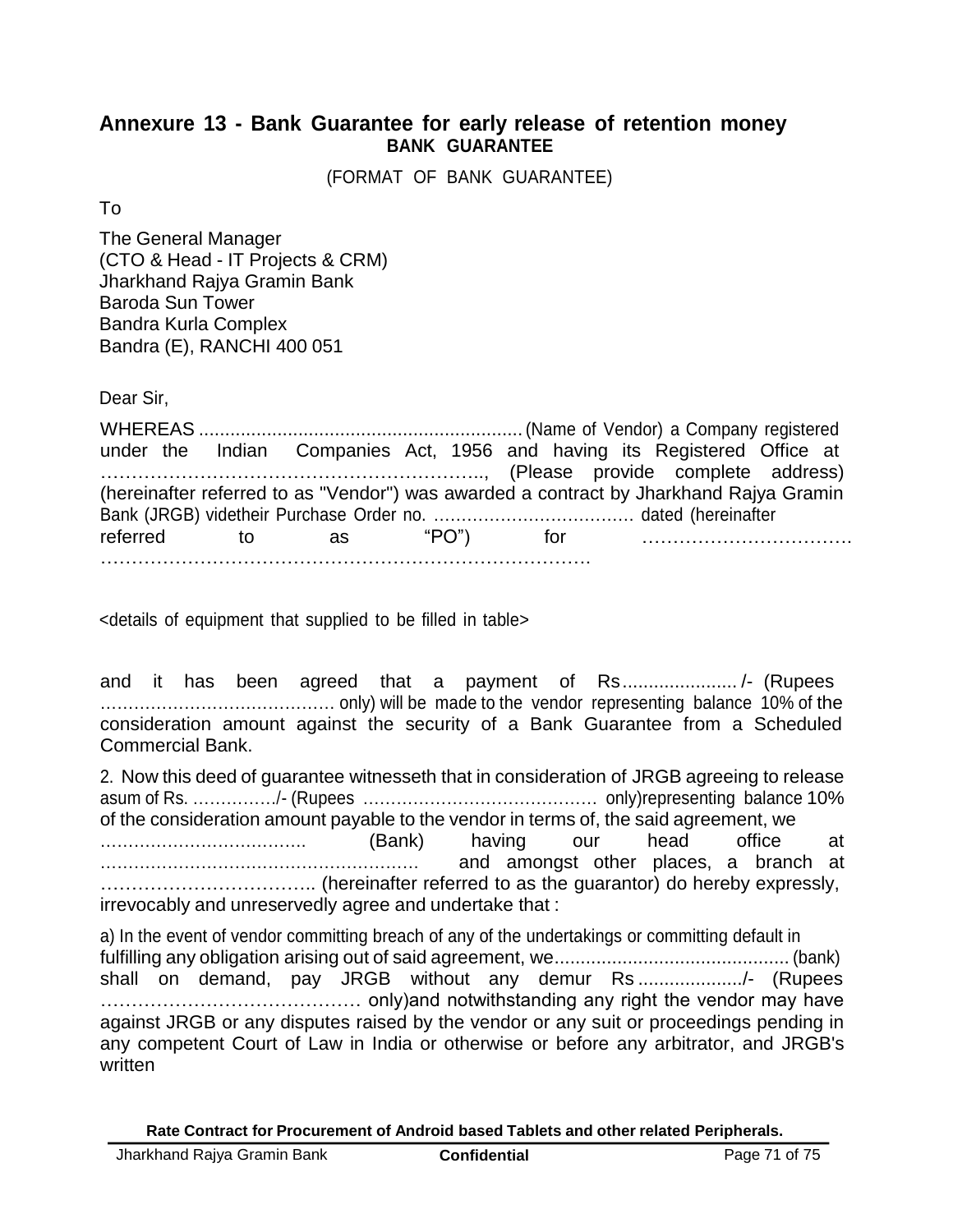## Annexure 13 - Bank Guarantee for early release of retention money

**BANK GUARANTEE**

(FORMAT OF BANK GUARANTEE)

To

The General Manager
(CTO & Head - IT Projects & CRM)
Jharkhand Rajya Gramin Bank
Baroda Sun Tower
Bandra Kurla Complex
Bandra (E), RANCHI 400 051

Dear Sir,

WHEREAS .............................................................. (Name of Vendor) a Company registered under the Indian Companies Act, 1956 and having its Registered Office at ……………………………………………………., (Please provide complete address) (hereinafter referred to as "Vendor") was awarded a contract by Jharkhand Rajya Gramin Bank (JRGB) videtheir Purchase Order no. ……………………………… dated (hereinafter referred to as "PO") for ……………………………. ……………………………………………………………………….

<details of equipment that supplied to be filled in table>

and it has been agreed that a payment of Rs...................... /- (Rupees …………………………………… only) will be made to the vendor representing balance 10% of the consideration amount against the security of a Bank Guarantee from a Scheduled Commercial Bank.

2. Now this deed of guarantee witnesseth that in consideration of JRGB agreeing to release asum of Rs. ……………/- (Rupees …………………………………… only)representing balance 10% of the consideration amount payable to the vendor in terms of, the said agreement, we ……………………………….. (Bank) having our head office at …………………………………………………. and amongst other places, a branch at …………………………….. (hereinafter referred to as the guarantor) do hereby expressly, irrevocably and unreservedly agree and undertake that :

a) In the event of vendor committing breach of any of the undertakings or committing default in fulfilling any obligation arising out of said agreement, we............................................ (bank) shall on demand, pay JRGB without any demur Rs ..................../- (Rupees …………………………………… only)and notwithstanding any right the vendor may have against JRGB or any disputes raised by the vendor or any suit or proceedings pending in any competent Court of Law in India or otherwise or before any arbitrator, and JRGB's written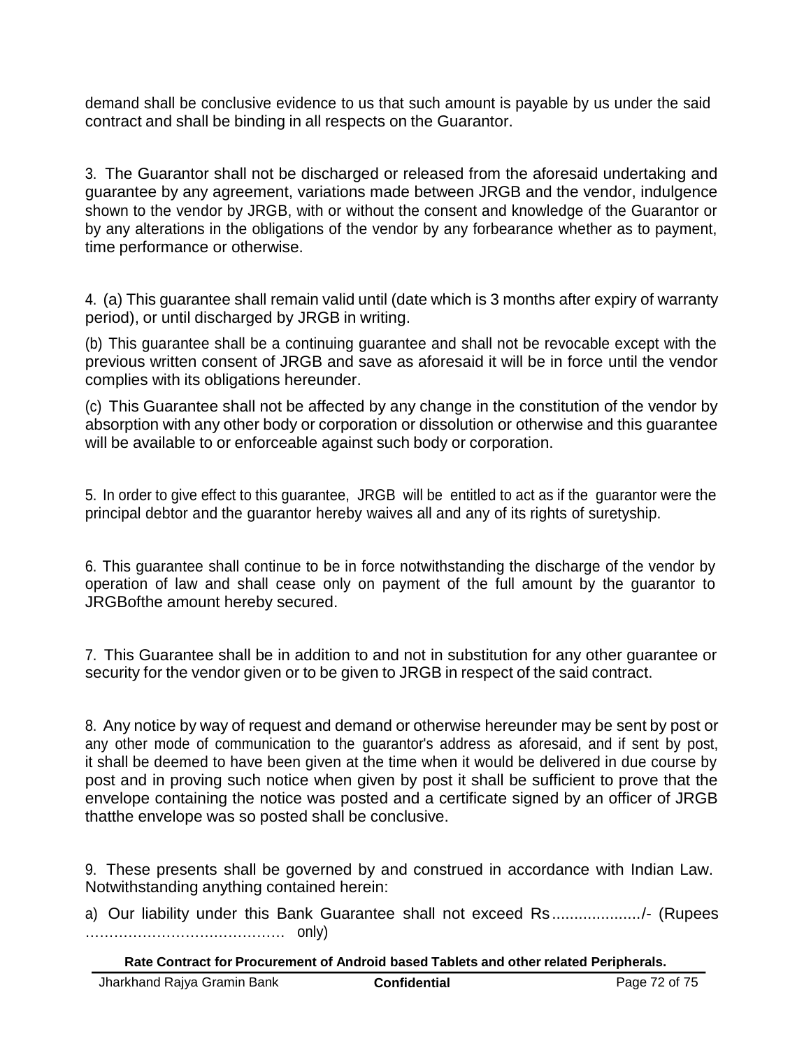demand shall be conclusive evidence to us that such amount is payable by us under the said contract and shall be binding in all respects on the Guarantor.

3. The Guarantor shall not be discharged or released from the aforesaid undertaking and guarantee by any agreement, variations made between JRGB and the vendor, indulgence shown to the vendor by JRGB, with or without the consent and knowledge of the Guarantor or by any alterations in the obligations of the vendor by any forbearance whether as to payment, time performance or otherwise.

4. (a) This guarantee shall remain valid until (date which is 3 months after expiry of warranty period), or until discharged by JRGB in writing.

(b) This guarantee shall be a continuing guarantee and shall not be revocable except with the previous written consent of JRGB and save as aforesaid it will be in force until the vendor complies with its obligations hereunder.

(c) This Guarantee shall not be affected by any change in the constitution of the vendor by absorption with any other body or corporation or dissolution or otherwise and this guarantee will be available to or enforceable against such body or corporation.

5. In order to give effect to this guarantee, JRGB will be entitled to act as if the guarantor were the principal debtor and the guarantor hereby waives all and any of its rights of suretyship.

6. This guarantee shall continue to be in force notwithstanding the discharge of the vendor by operation of law and shall cease only on payment of the full amount by the guarantor to JRGBofthe amount hereby secured.

7. This Guarantee shall be in addition to and not in substitution for any other guarantee or security for the vendor given or to be given to JRGB in respect of the said contract.

8. Any notice by way of request and demand or otherwise hereunder may be sent by post or any other mode of communication to the guarantor's address as aforesaid, and if sent by post, it shall be deemed to have been given at the time when it would be delivered in due course by post and in proving such notice when given by post it shall be sufficient to prove that the envelope containing the notice was posted and a certificate signed by an officer of JRGB thatthe envelope was so posted shall be conclusive.

9. These presents shall be governed by and construed in accordance with Indian Law. Notwithstanding anything contained herein:

a) Our liability under this Bank Guarantee shall not exceed Rs..................../- (Rupees …………………………………… only)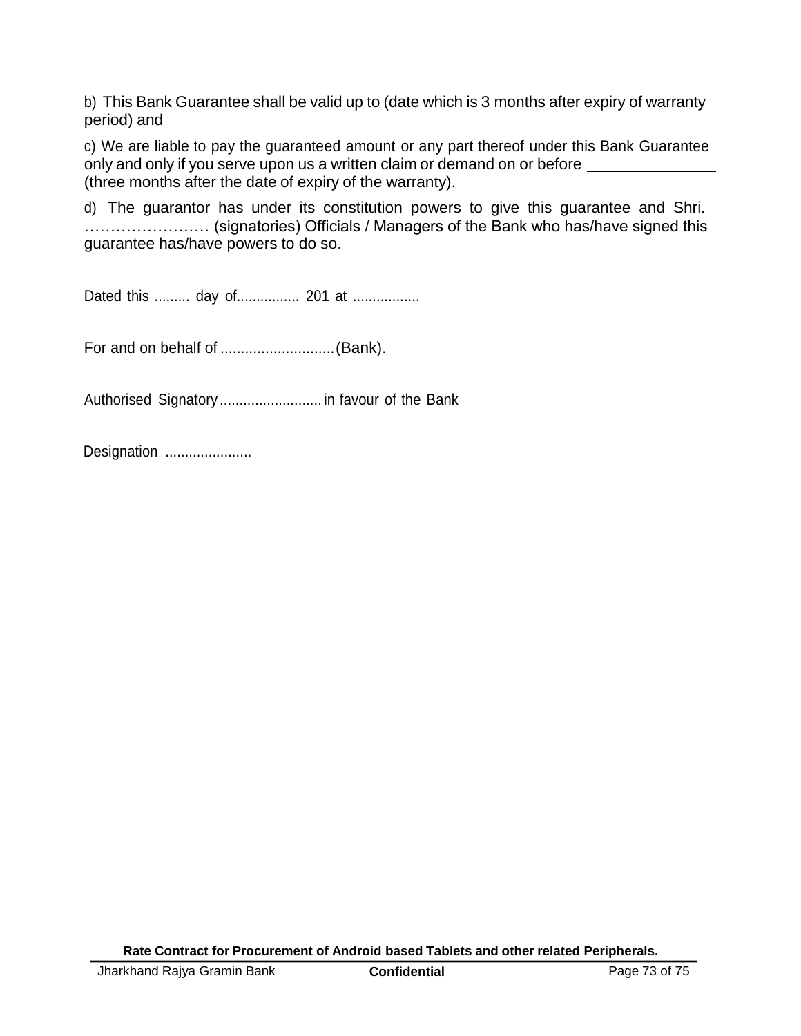b) This Bank Guarantee shall be valid up to (date which is 3 months after expiry of warranty period) and

c) We are liable to pay the guaranteed amount or any part thereof under this Bank Guarantee only and only if you serve upon us a written claim or demand on or before \_\_\_\_\_\_\_\_\_\_\_\_\_\_\_ (three months after the date of expiry of the warranty).

d) The guarantor has under its constitution powers to give this guarantee and Shri. …………………… (signatories) Officials / Managers of the Bank who has/have signed this guarantee has/have powers to do so.

Dated this ......... day of................ 201 at .................

For and on behalf of ............................(Bank).

Authorised Signatory.......................... in favour of the Bank

Designation ......................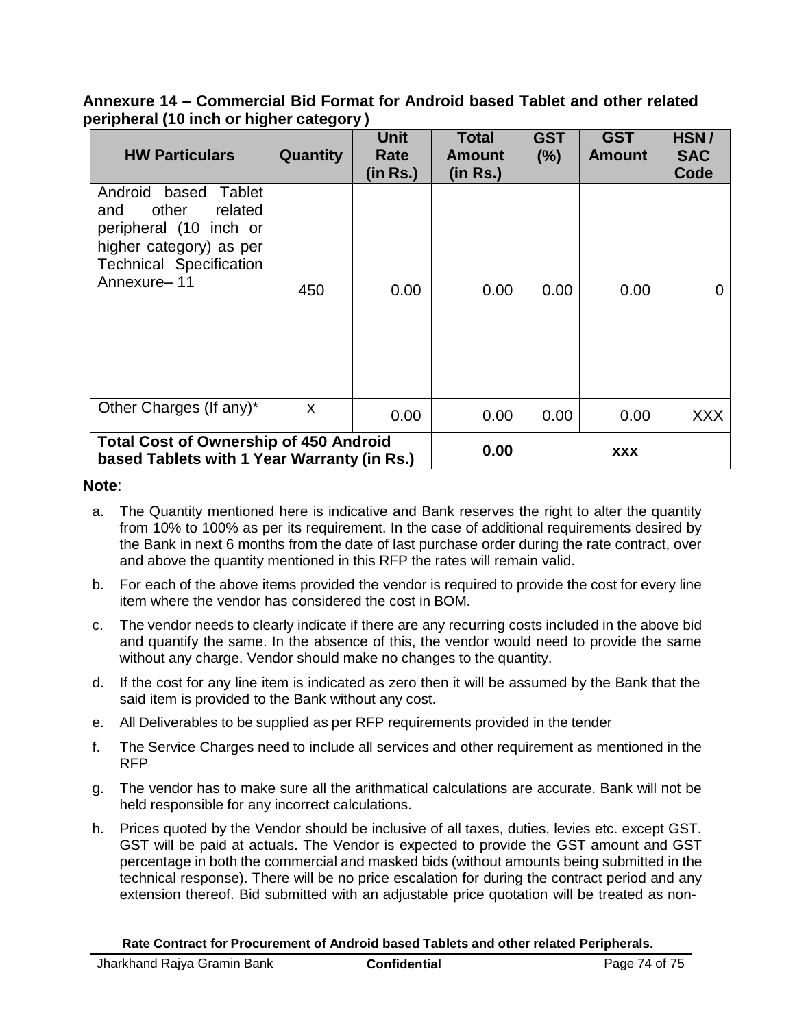## Annexure 14 – Commercial Bid Format for Android based Tablet and other related peripheral (10 inch or higher category)

| HW Particulars | Quantity | Unit Rate (in Rs.) | Total Amount (in Rs.) | GST (%) | GST Amount | HSN / SAC Code |
|---|---|---|---|---|---|---|
| Android based Tablet and other related peripheral (10 inch or higher category) as per Technical Specification Annexure– 11 | 450 | 0.00 | 0.00 | 0.00 | 0.00 | 0 |
| Other Charges (If any)* | x | 0.00 | 0.00 | 0.00 | 0.00 | XXX |
| **Total Cost of Ownership of 450 Android based Tablets with 1 Year Warranty (in Rs.)** | | | **0.00** | **xxx** | | |

**Note**:

a. The Quantity mentioned here is indicative and Bank reserves the right to alter the quantity from 10% to 100% as per its requirement. In the case of additional requirements desired by the Bank in next 6 months from the date of last purchase order during the rate contract, over and above the quantity mentioned in this RFP the rates will remain valid.

b. For each of the above items provided the vendor is required to provide the cost for every line item where the vendor has considered the cost in BOM.

c. The vendor needs to clearly indicate if there are any recurring costs included in the above bid and quantify the same. In the absence of this, the vendor would need to provide the same without any charge. Vendor should make no changes to the quantity.

d. If the cost for any line item is indicated as zero then it will be assumed by the Bank that the said item is provided to the Bank without any cost.

e. All Deliverables to be supplied as per RFP requirements provided in the tender

f. The Service Charges need to include all services and other requirement as mentioned in the RFP

g. The vendor has to make sure all the arithmatical calculations are accurate. Bank will not be held responsible for any incorrect calculations.

h. Prices quoted by the Vendor should be inclusive of all taxes, duties, levies etc. except GST. GST will be paid at actuals. The Vendor is expected to provide the GST amount and GST percentage in both the commercial and masked bids (without amounts being submitted in the technical response). There will be no price escalation for during the contract period and any extension thereof. Bid submitted with an adjustable price quotation will be treated as non-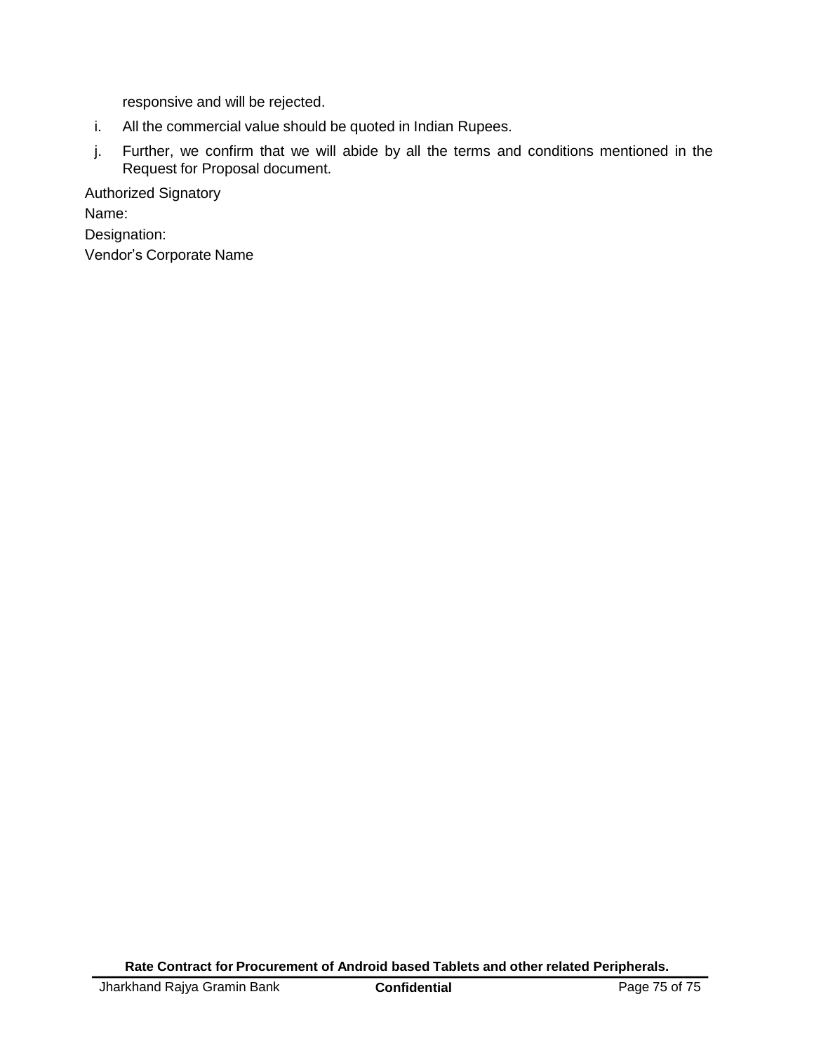responsive and will be rejected.

i. All the commercial value should be quoted in Indian Rupees.

j. Further, we confirm that we will abide by all the terms and conditions mentioned in the Request for Proposal document.

Authorized Signatory

Name:

Designation:

Vendor's Corporate Name